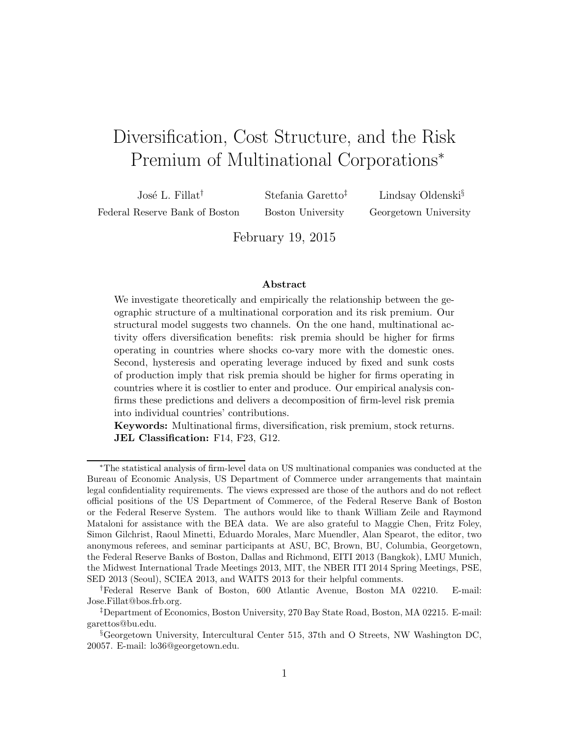# Diversification, Cost Structure, and the Risk Premium of Multinational Corporations[*]

José L. Fillat[†]
Federal Reserve Bank of Boston

Stefania Garetto[‡]
Boston University

Lindsay Oldenski[§]
Georgetown University

February 19, 2015

## Abstract

We investigate theoretically and empirically the relationship between the geographic structure of a multinational corporation and its risk premium. Our structural model suggests two channels. On the one hand, multinational activity offers diversification benefits: risk premia should be higher for firms operating in countries where shocks co-vary more with the domestic ones. Second, hysteresis and operating leverage induced by fixed and sunk costs of production imply that risk premia should be higher for firms operating in countries where it is costlier to enter and produce. Our empirical analysis confirms these predictions and delivers a decomposition of firm-level risk premia into individual countries' contributions.

**Keywords:** Multinational firms, diversification, risk premium, stock returns.
**JEL Classification:** F14, F23, G12.

---

[*] The statistical analysis of firm-level data on US multinational companies was conducted at the Bureau of Economic Analysis, US Department of Commerce under arrangements that maintain legal confidentiality requirements. The views expressed are those of the authors and do not reflect official positions of the US Department of Commerce, of the Federal Reserve Bank of Boston or the Federal Reserve System. The authors would like to thank William Zeile and Raymond Mataloni for assistance with the BEA data. We are also grateful to Maggie Chen, Fritz Foley, Simon Gilchrist, Raoul Minetti, Eduardo Morales, Marc Muendler, Alan Spearot, the editor, two anonymous referees, and seminar participants at ASU, BC, Brown, BU, Columbia, Georgetown, the Federal Reserve Banks of Boston, Dallas and Richmond, EITI 2013 (Bangkok), LMU Munich, the Midwest International Trade Meetings 2013, MIT, the NBER ITI 2014 Spring Meetings, PSE, SED 2013 (Seoul), SCIEA 2013, and WAITS 2013 for their helpful comments.

[†] Federal Reserve Bank of Boston, 600 Atlantic Avenue, Boston MA 02210. E-mail: Jose.Fillat@bos.frb.org.

[‡] Department of Economics, Boston University, 270 Bay State Road, Boston, MA 02215. E-mail: garettos@bu.edu.

[§] Georgetown University, Intercultural Center 515, 37th and O Streets, NW Washington DC, 20057. E-mail: lo36@georgetown.edu.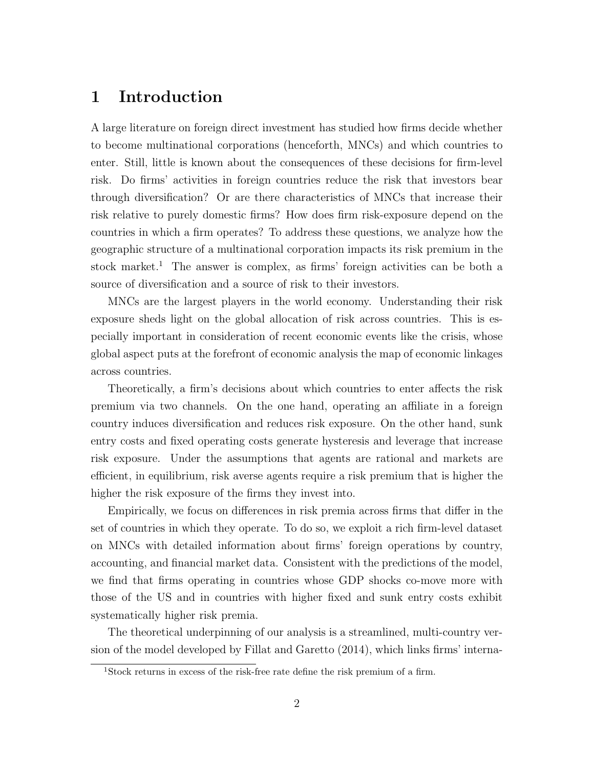# 1 Introduction

A large literature on foreign direct investment has studied how firms decide whether to become multinational corporations (henceforth, MNCs) and which countries to enter. Still, little is known about the consequences of these decisions for firm-level risk. Do firms' activities in foreign countries reduce the risk that investors bear through diversification? Or are there characteristics of MNCs that increase their risk relative to purely domestic firms? How does firm risk-exposure depend on the countries in which a firm operates? To address these questions, we analyze how the geographic structure of a multinational corporation impacts its risk premium in the stock market.[1] The answer is complex, as firms' foreign activities can be both a source of diversification and a source of risk to their investors.

MNCs are the largest players in the world economy. Understanding their risk exposure sheds light on the global allocation of risk across countries. This is especially important in consideration of recent economic events like the crisis, whose global aspect puts at the forefront of economic analysis the map of economic linkages across countries.

Theoretically, a firm's decisions about which countries to enter affects the risk premium via two channels. On the one hand, operating an affiliate in a foreign country induces diversification and reduces risk exposure. On the other hand, sunk entry costs and fixed operating costs generate hysteresis and leverage that increase risk exposure. Under the assumptions that agents are rational and markets are efficient, in equilibrium, risk averse agents require a risk premium that is higher the higher the risk exposure of the firms they invest into.

Empirically, we focus on differences in risk premia across firms that differ in the set of countries in which they operate. To do so, we exploit a rich firm-level dataset on MNCs with detailed information about firms' foreign operations by country, accounting, and financial market data. Consistent with the predictions of the model, we find that firms operating in countries whose GDP shocks co-move more with those of the US and in countries with higher fixed and sunk entry costs exhibit systematically higher risk premia.

The theoretical underpinning of our analysis is a streamlined, multi-country version of the model developed by Fillat and Garetto (2014), which links firms' interna-

[1] Stock returns in excess of the risk-free rate define the risk premium of a firm.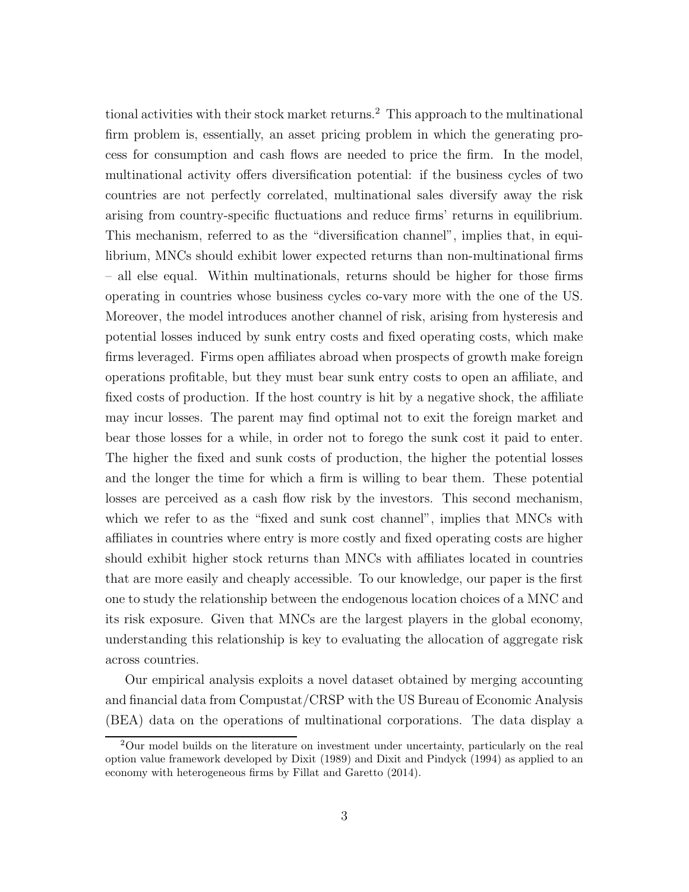tional activities with their stock market returns.[2] This approach to the multinational firm problem is, essentially, an asset pricing problem in which the generating process for consumption and cash flows are needed to price the firm. In the model, multinational activity offers diversification potential: if the business cycles of two countries are not perfectly correlated, multinational sales diversify away the risk arising from country-specific fluctuations and reduce firms' returns in equilibrium. This mechanism, referred to as the "diversification channel", implies that, in equilibrium, MNCs should exhibit lower expected returns than non-multinational firms – all else equal. Within multinationals, returns should be higher for those firms operating in countries whose business cycles co-vary more with the one of the US. Moreover, the model introduces another channel of risk, arising from hysteresis and potential losses induced by sunk entry costs and fixed operating costs, which make firms leveraged. Firms open affiliates abroad when prospects of growth make foreign operations profitable, but they must bear sunk entry costs to open an affiliate, and fixed costs of production. If the host country is hit by a negative shock, the affiliate may incur losses. The parent may find optimal not to exit the foreign market and bear those losses for a while, in order not to forego the sunk cost it paid to enter. The higher the fixed and sunk costs of production, the higher the potential losses and the longer the time for which a firm is willing to bear them. These potential losses are perceived as a cash flow risk by the investors. This second mechanism, which we refer to as the "fixed and sunk cost channel", implies that MNCs with affiliates in countries where entry is more costly and fixed operating costs are higher should exhibit higher stock returns than MNCs with affiliates located in countries that are more easily and cheaply accessible. To our knowledge, our paper is the first one to study the relationship between the endogenous location choices of a MNC and its risk exposure. Given that MNCs are the largest players in the global economy, understanding this relationship is key to evaluating the allocation of aggregate risk across countries.

Our empirical analysis exploits a novel dataset obtained by merging accounting and financial data from Compustat/CRSP with the US Bureau of Economic Analysis (BEA) data on the operations of multinational corporations. The data display a

[2] Our model builds on the literature on investment under uncertainty, particularly on the real option value framework developed by Dixit (1989) and Dixit and Pindyck (1994) as applied to an economy with heterogeneous firms by Fillat and Garetto (2014).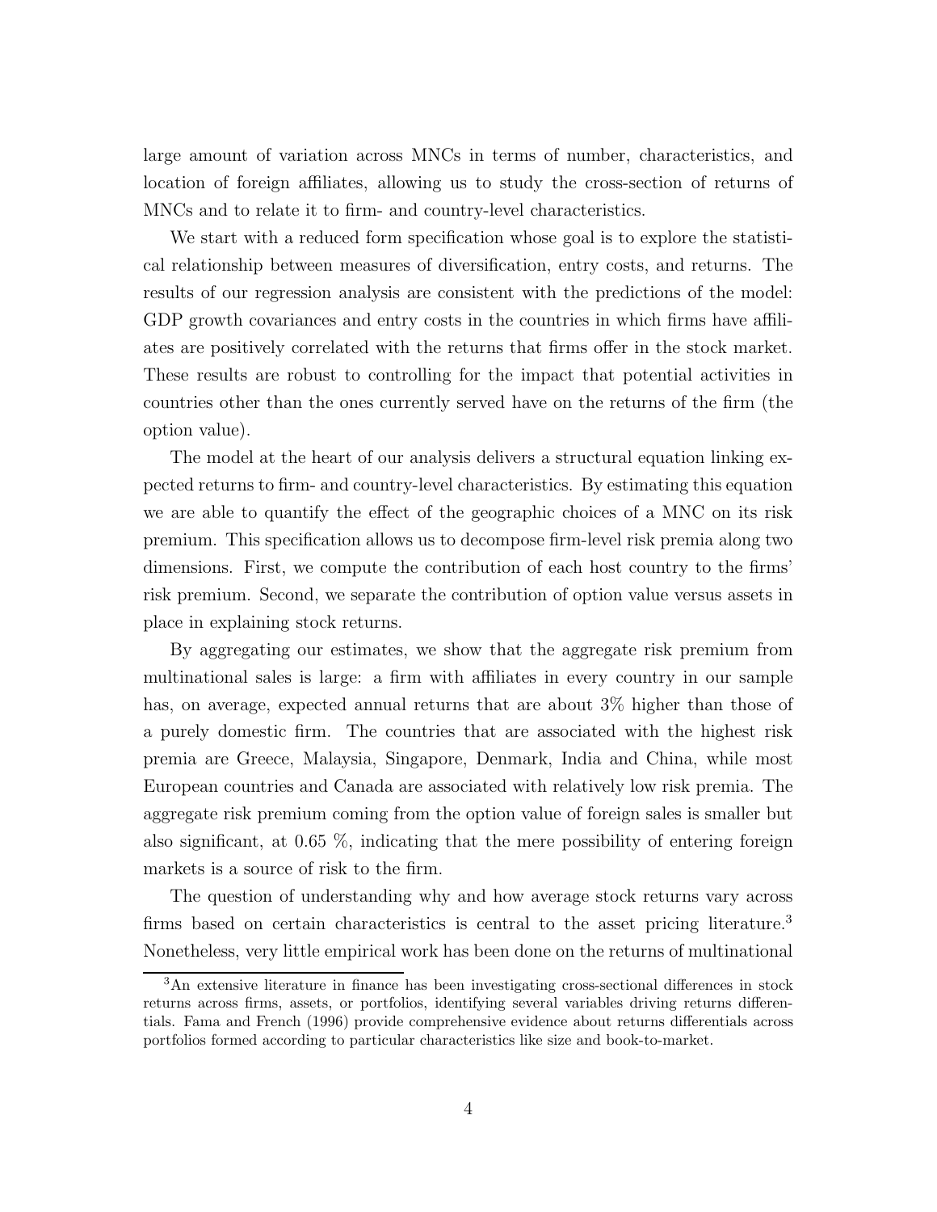large amount of variation across MNCs in terms of number, characteristics, and location of foreign affiliates, allowing us to study the cross-section of returns of MNCs and to relate it to firm- and country-level characteristics.

We start with a reduced form specification whose goal is to explore the statistical relationship between measures of diversification, entry costs, and returns. The results of our regression analysis are consistent with the predictions of the model: GDP growth covariances and entry costs in the countries in which firms have affiliates are positively correlated with the returns that firms offer in the stock market. These results are robust to controlling for the impact that potential activities in countries other than the ones currently served have on the returns of the firm (the option value).

The model at the heart of our analysis delivers a structural equation linking expected returns to firm- and country-level characteristics. By estimating this equation we are able to quantify the effect of the geographic choices of a MNC on its risk premium. This specification allows us to decompose firm-level risk premia along two dimensions. First, we compute the contribution of each host country to the firms' risk premium. Second, we separate the contribution of option value versus assets in place in explaining stock returns.

By aggregating our estimates, we show that the aggregate risk premium from multinational sales is large: a firm with affiliates in every country in our sample has, on average, expected annual returns that are about 3% higher than those of a purely domestic firm. The countries that are associated with the highest risk premia are Greece, Malaysia, Singapore, Denmark, India and China, while most European countries and Canada are associated with relatively low risk premia. The aggregate risk premium coming from the option value of foreign sales is smaller but also significant, at 0.65 %, indicating that the mere possibility of entering foreign markets is a source of risk to the firm.

The question of understanding why and how average stock returns vary across firms based on certain characteristics is central to the asset pricing literature.[3] Nonetheless, very little empirical work has been done on the returns of multinational

[3] An extensive literature in finance has been investigating cross-sectional differences in stock returns across firms, assets, or portfolios, identifying several variables driving returns differentials. Fama and French (1996) provide comprehensive evidence about returns differentials across portfolios formed according to particular characteristics like size and book-to-market.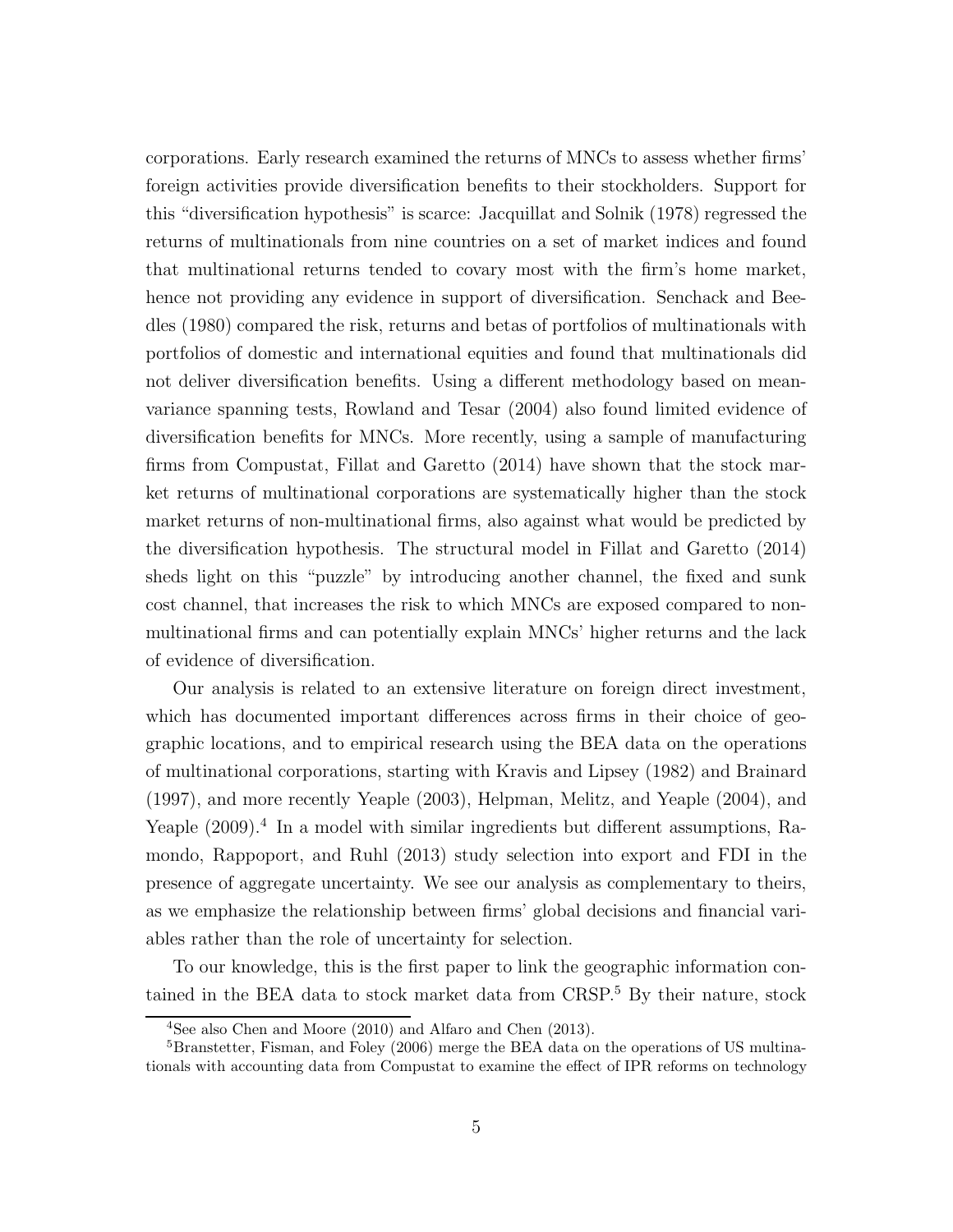corporations. Early research examined the returns of MNCs to assess whether firms' foreign activities provide diversification benefits to their stockholders. Support for this "diversification hypothesis" is scarce: Jacquillat and Solnik (1978) regressed the returns of multinationals from nine countries on a set of market indices and found that multinational returns tended to covary most with the firm's home market, hence not providing any evidence in support of diversification. Senchack and Beedles (1980) compared the risk, returns and betas of portfolios of multinationals with portfolios of domestic and international equities and found that multinationals did not deliver diversification benefits. Using a different methodology based on mean-variance spanning tests, Rowland and Tesar (2004) also found limited evidence of diversification benefits for MNCs. More recently, using a sample of manufacturing firms from Compustat, Fillat and Garetto (2014) have shown that the stock market returns of multinational corporations are systematically higher than the stock market returns of non-multinational firms, also against what would be predicted by the diversification hypothesis. The structural model in Fillat and Garetto (2014) sheds light on this "puzzle" by introducing another channel, the fixed and sunk cost channel, that increases the risk to which MNCs are exposed compared to non-multinational firms and can potentially explain MNCs' higher returns and the lack of evidence of diversification.

Our analysis is related to an extensive literature on foreign direct investment, which has documented important differences across firms in their choice of geographic locations, and to empirical research using the BEA data on the operations of multinational corporations, starting with Kravis and Lipsey (1982) and Brainard (1997), and more recently Yeaple (2003), Helpman, Melitz, and Yeaple (2004), and Yeaple (2009).[4] In a model with similar ingredients but different assumptions, Ramondo, Rappoport, and Ruhl (2013) study selection into export and FDI in the presence of aggregate uncertainty. We see our analysis as complementary to theirs, as we emphasize the relationship between firms' global decisions and financial variables rather than the role of uncertainty for selection.

To our knowledge, this is the first paper to link the geographic information contained in the BEA data to stock market data from CRSP.[5] By their nature, stock

[4] See also Chen and Moore (2010) and Alfaro and Chen (2013).

[5] Branstetter, Fisman, and Foley (2006) merge the BEA data on the operations of US multinationals with accounting data from Compustat to examine the effect of IPR reforms on technology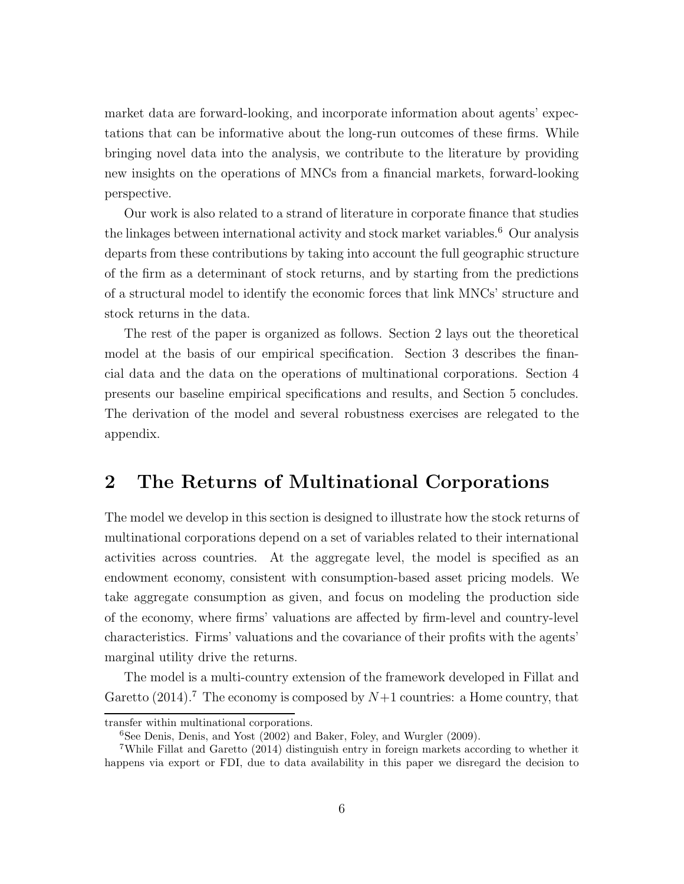market data are forward-looking, and incorporate information about agents' expectations that can be informative about the long-run outcomes of these firms. While bringing novel data into the analysis, we contribute to the literature by providing new insights on the operations of MNCs from a financial markets, forward-looking perspective.

Our work is also related to a strand of literature in corporate finance that studies the linkages between international activity and stock market variables.[6] Our analysis departs from these contributions by taking into account the full geographic structure of the firm as a determinant of stock returns, and by starting from the predictions of a structural model to identify the economic forces that link MNCs' structure and stock returns in the data.

The rest of the paper is organized as follows. Section 2 lays out the theoretical model at the basis of our empirical specification. Section 3 describes the financial data and the data on the operations of multinational corporations. Section 4 presents our baseline empirical specifications and results, and Section 5 concludes. The derivation of the model and several robustness exercises are relegated to the appendix.

## 2 The Returns of Multinational Corporations

The model we develop in this section is designed to illustrate how the stock returns of multinational corporations depend on a set of variables related to their international activities across countries. At the aggregate level, the model is specified as an endowment economy, consistent with consumption-based asset pricing models. We take aggregate consumption as given, and focus on modeling the production side of the economy, where firms' valuations are affected by firm-level and country-level characteristics. Firms' valuations and the covariance of their profits with the agents' marginal utility drive the returns.

The model is a multi-country extension of the framework developed in Fillat and Garetto (2014).[7] The economy is composed by $N+1$ countries: a Home country, that

transfer within multinational corporations.

[6] See Denis, Denis, and Yost (2002) and Baker, Foley, and Wurgler (2009).

[7] While Fillat and Garetto (2014) distinguish entry in foreign markets according to whether it happens via export or FDI, due to data availability in this paper we disregard the decision to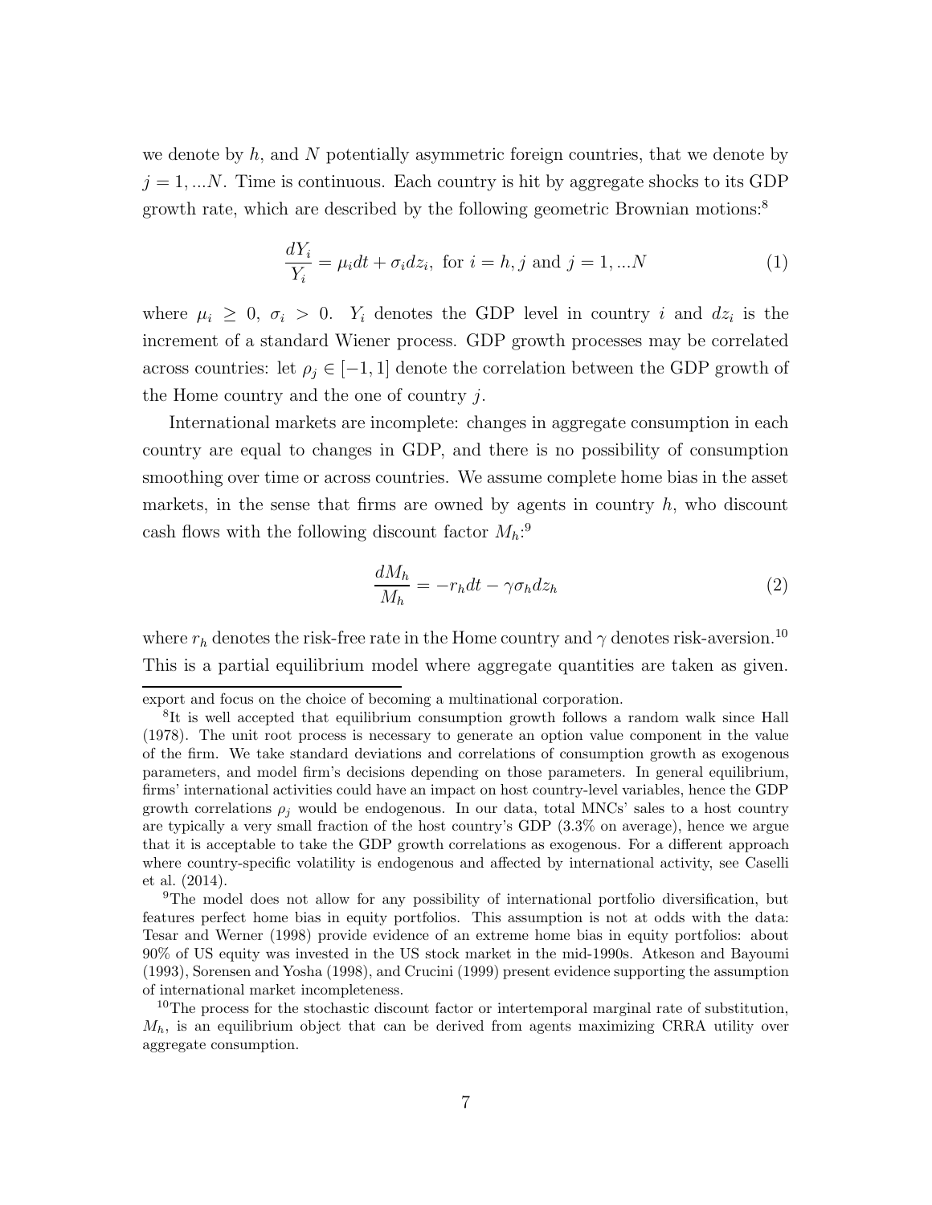we denote by $h$, and $N$ potentially asymmetric foreign countries, that we denote by $j = 1, ...N$. Time is continuous. Each country is hit by aggregate shocks to its GDP growth rate, which are described by the following geometric Brownian motions:[8]

$$\frac{dY_i}{Y_i} = \mu_i dt + \sigma_i dz_i, \text{ for } i = h, j \text{ and } j = 1, ...N \tag{1}$$

where $\mu_i \geq 0$, $\sigma_i > 0$. $Y_i$ denotes the GDP level in country $i$ and $dz_i$ is the increment of a standard Wiener process. GDP growth processes may be correlated across countries: let $\rho_j \in [-1, 1]$ denote the correlation between the GDP growth of the Home country and the one of country $j$.

International markets are incomplete: changes in aggregate consumption in each country are equal to changes in GDP, and there is no possibility of consumption smoothing over time or across countries. We assume complete home bias in the asset markets, in the sense that firms are owned by agents in country $h$, who discount cash flows with the following discount factor $M_h$:[9]

$$\frac{dM_h}{M_h} = -r_h dt - \gamma \sigma_h dz_h \tag{2}$$

where $r_h$ denotes the risk-free rate in the Home country and $\gamma$ denotes risk-aversion.[10] This is a partial equilibrium model where aggregate quantities are taken as given.

---

export and focus on the choice of becoming a multinational corporation.

[8] It is well accepted that equilibrium consumption growth follows a random walk since Hall (1978). The unit root process is necessary to generate an option value component in the value of the firm. We take standard deviations and correlations of consumption growth as exogenous parameters, and model firm's decisions depending on those parameters. In general equilibrium, firms' international activities could have an impact on host country-level variables, hence the GDP growth correlations $\rho_j$ would be endogenous. In our data, total MNCs' sales to a host country are typically a very small fraction of the host country's GDP (3.3% on average), hence we argue that it is acceptable to take the GDP growth correlations as exogenous. For a different approach where country-specific volatility is endogenous and affected by international activity, see Caselli et al. (2014).

[9] The model does not allow for any possibility of international portfolio diversification, but features perfect home bias in equity portfolios. This assumption is not at odds with the data: Tesar and Werner (1998) provide evidence of an extreme home bias in equity portfolios: about 90% of US equity was invested in the US stock market in the mid-1990s. Atkeson and Bayoumi (1993), Sorensen and Yosha (1998), and Crucini (1999) present evidence supporting the assumption of international market incompleteness.

[10] The process for the stochastic discount factor or intertemporal marginal rate of substitution, $M_h$, is an equilibrium object that can be derived from agents maximizing CRRA utility over aggregate consumption.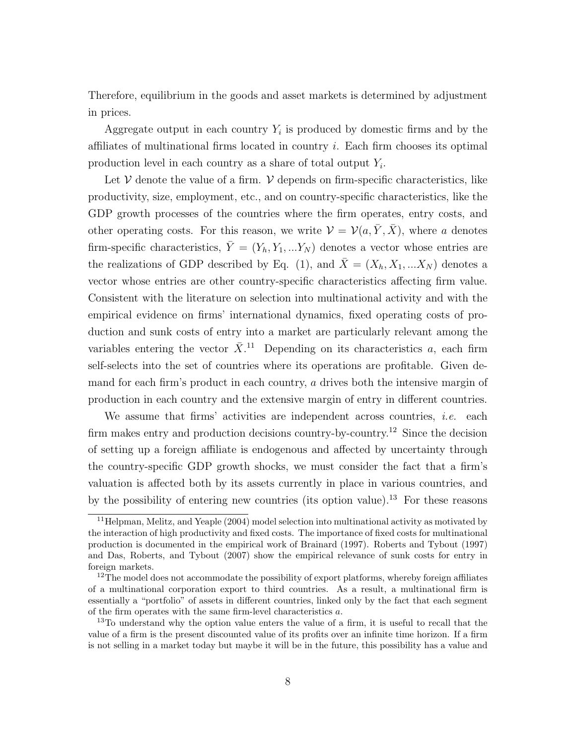Therefore, equilibrium in the goods and asset markets is determined by adjustment in prices.

Aggregate output in each country $Y_i$ is produced by domestic firms and by the affiliates of multinational firms located in country $i$. Each firm chooses its optimal production level in each country as a share of total output $Y_i$.

Let $\mathcal{V}$ denote the value of a firm. $\mathcal{V}$ depends on firm-specific characteristics, like productivity, size, employment, etc., and on country-specific characteristics, like the GDP growth processes of the countries where the firm operates, entry costs, and other operating costs. For this reason, we write $\mathcal{V} = \mathcal{V}(a, \bar{Y}, \bar{X})$, where $a$ denotes firm-specific characteristics, $\bar{Y} = (Y_h, Y_1, ...Y_N)$ denotes a vector whose entries are the realizations of GDP described by Eq. (1), and $\bar{X} = (X_h, X_1, ...X_N)$ denotes a vector whose entries are other country-specific characteristics affecting firm value. Consistent with the literature on selection into multinational activity and with the empirical evidence on firms' international dynamics, fixed operating costs of production and sunk costs of entry into a market are particularly relevant among the variables entering the vector $\bar{X}$.[11] Depending on its characteristics $a$, each firm self-selects into the set of countries where its operations are profitable. Given demand for each firm's product in each country, $a$ drives both the intensive margin of production in each country and the extensive margin of entry in different countries.

We assume that firms' activities are independent across countries, *i.e.* each firm makes entry and production decisions country-by-country.[12] Since the decision of setting up a foreign affiliate is endogenous and affected by uncertainty through the country-specific GDP growth shocks, we must consider the fact that a firm's valuation is affected both by its assets currently in place in various countries, and by the possibility of entering new countries (its option value).[13] For these reasons

---

[11] Helpman, Melitz, and Yeaple (2004) model selection into multinational activity as motivated by the interaction of high productivity and fixed costs. The importance of fixed costs for multinational production is documented in the empirical work of Brainard (1997). Roberts and Tybout (1997) and Das, Roberts, and Tybout (2007) show the empirical relevance of sunk costs for entry in foreign markets.

[12] The model does not accommodate the possibility of export platforms, whereby foreign affiliates of a multinational corporation export to third countries. As a result, a multinational firm is essentially a "portfolio" of assets in different countries, linked only by the fact that each segment of the firm operates with the same firm-level characteristics $a$.

[13] To understand why the option value enters the value of a firm, it is useful to recall that the value of a firm is the present discounted value of its profits over an infinite time horizon. If a firm is not selling in a market today but maybe it will be in the future, this possibility has a value and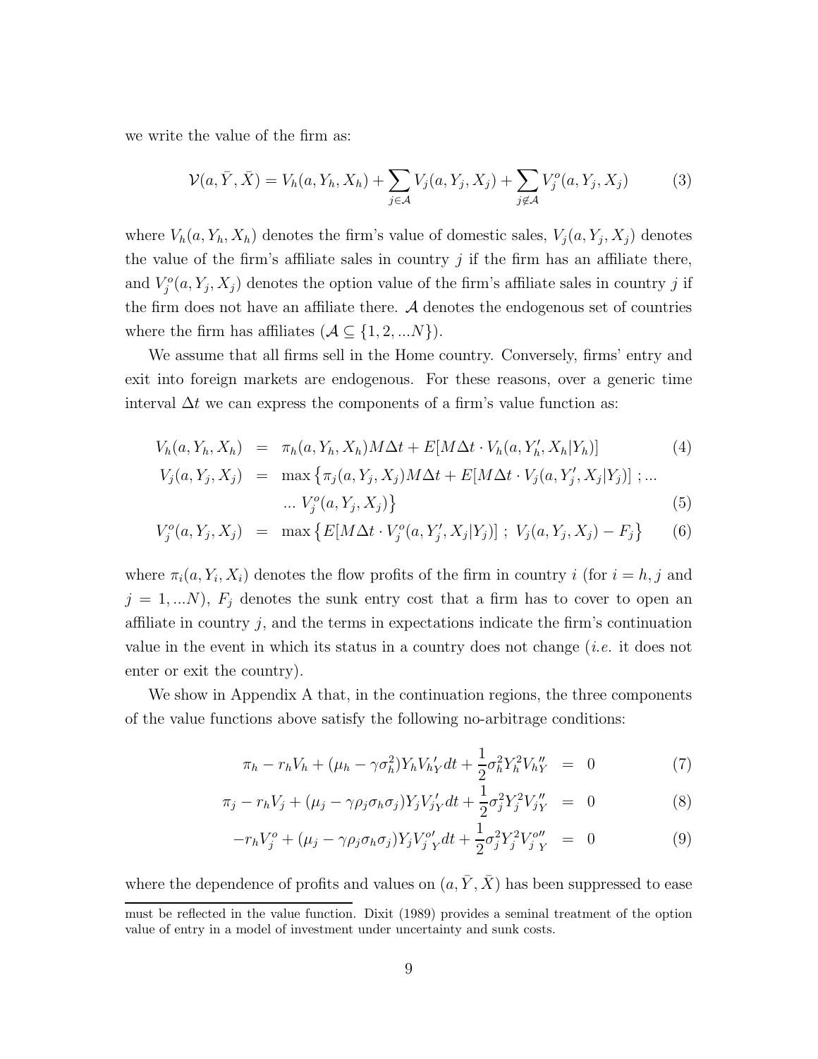we write the value of the firm as:

$$\mathcal{V}(a, \bar{Y}, \bar{X}) = V_h(a, Y_h, X_h) + \sum_{j \in \mathcal{A}} V_j(a, Y_j, X_j) + \sum_{j \notin \mathcal{A}} V_j^o(a, Y_j, X_j) \tag{3}$$

where $V_h(a, Y_h, X_h)$ denotes the firm's value of domestic sales, $V_j(a, Y_j, X_j)$ denotes the value of the firm's affiliate sales in country $j$ if the firm has an affiliate there, and $V_j^o(a, Y_j, X_j)$ denotes the option value of the firm's affiliate sales in country $j$ if the firm does not have an affiliate there. $\mathcal{A}$ denotes the endogenous set of countries where the firm has affiliates ($\mathcal{A} \subseteq \{1, 2, ...N\}$).

We assume that all firms sell in the Home country. Conversely, firms' entry and exit into foreign markets are endogenous. For these reasons, over a generic time interval $\Delta t$ we can express the components of a firm's value function as:

$$V_h(a, Y_h, X_h) = \pi_h(a, Y_h, X_h) M \Delta t + E[M \Delta t \cdot V_h(a, Y_h', X_h | Y_h)] \tag{4}$$

$$V_j(a, Y_j, X_j) = \max\left\{\pi_j(a, Y_j, X_j) M \Delta t + E[M \Delta t \cdot V_j(a, Y_j', X_j | Y_j)] \; ; ... \right.$$
$$\left. ... \; V_j^o(a, Y_j, X_j)\right\} \tag{5}$$

$$V_j^o(a, Y_j, X_j) = \max\left\{E[M \Delta t \cdot V_j^o(a, Y_j', X_j | Y_j)] \; ; \; V_j(a, Y_j, X_j) - F_j\right\} \tag{6}$$

where $\pi_i(a, Y_i, X_i)$ denotes the flow profits of the firm in country $i$ (for $i = h, j$ and $j = 1, ...N$), $F_j$ denotes the sunk entry cost that a firm has to cover to open an affiliate in country $j$, and the terms in expectations indicate the firm's continuation value in the event in which its status in a country does not change (*i.e.* it does not enter or exit the country).

We show in Appendix A that, in the continuation regions, the three components of the value functions above satisfy the following no-arbitrage conditions:

$$\pi_h - r_h V_h + (\mu_h - \gamma \sigma_h^2) Y_h V_{hY}' dt + \frac{1}{2} \sigma_h^2 Y_h^2 V_{hY}'' = 0 \tag{7}$$

$$\pi_j - r_h V_j + (\mu_j - \gamma \rho_j \sigma_h \sigma_j) Y_j V_{jY}' dt + \frac{1}{2} \sigma_j^2 Y_j^2 V_{jY}'' = 0 \tag{8}$$

$$-r_h V_j^o + (\mu_j - \gamma \rho_j \sigma_h \sigma_j) Y_j V_{j\,Y}^{o\prime} dt + \frac{1}{2} \sigma_j^2 Y_j^2 V_{j\,Y}^{o\prime\prime} = 0 \tag{9}$$

where the dependence of profits and values on $(a, \bar{Y}, \bar{X})$ has been suppressed to ease

must be reflected in the value function. Dixit (1989) provides a seminal treatment of the option value of entry in a model of investment under uncertainty and sunk costs.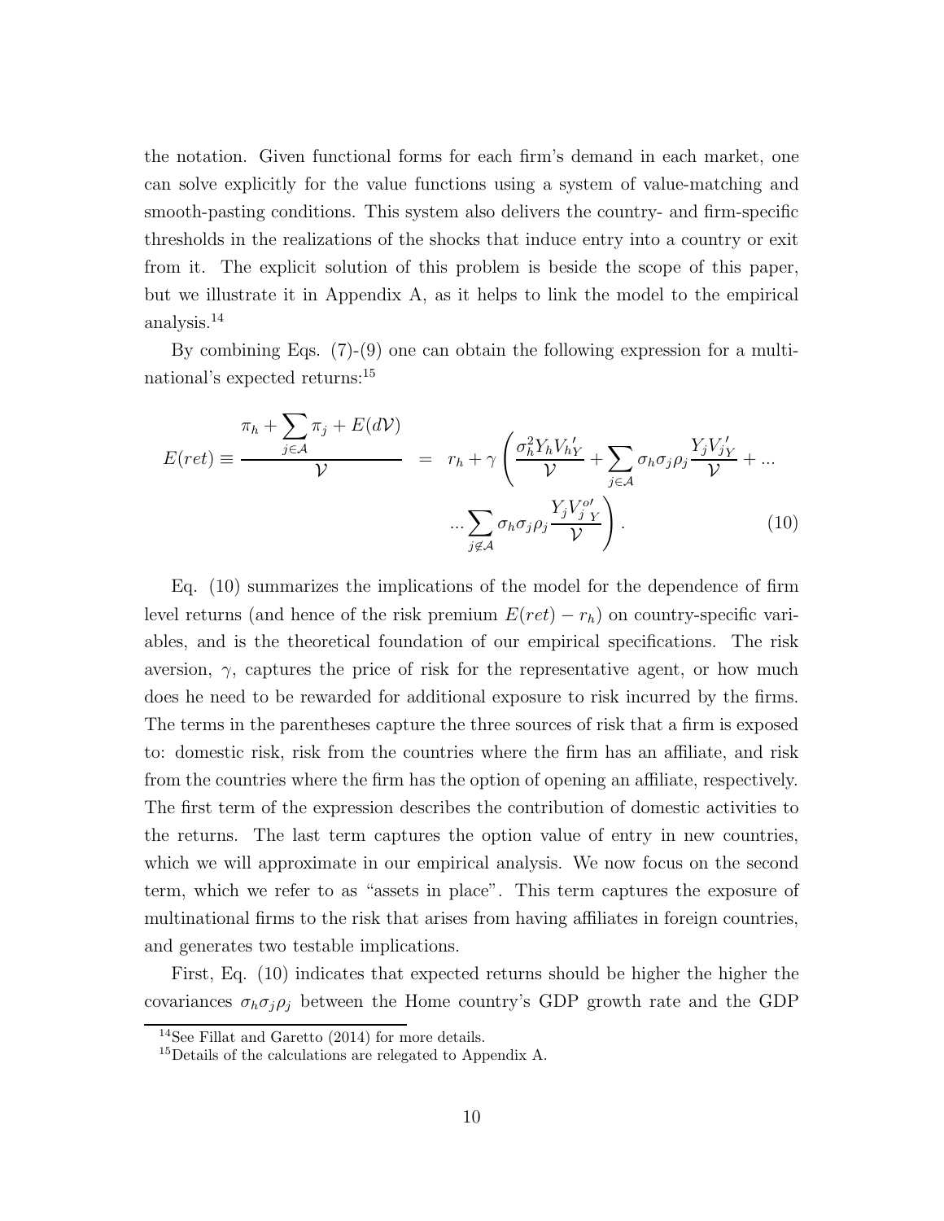the notation. Given functional forms for each firm's demand in each market, one can solve explicitly for the value functions using a system of value-matching and smooth-pasting conditions. This system also delivers the country- and firm-specific thresholds in the realizations of the shocks that induce entry into a country or exit from it. The explicit solution of this problem is beside the scope of this paper, but we illustrate it in Appendix A, as it helps to link the model to the empirical analysis.[14]

By combining Eqs. (7)-(9) one can obtain the following expression for a multinational's expected returns:[15]

$$E(ret) \equiv \frac{\pi_h + \sum_{j \in \mathcal{A}} \pi_j + E(d\mathcal{V})}{\mathcal{V}} = r_h + \gamma \left( \frac{\sigma_h^2 Y_h V_{hY}'}{\mathcal{V}} + \sum_{j \in \mathcal{A}} \sigma_h \sigma_j \rho_j \frac{Y_j V_{jY}'}{\mathcal{V}} + \ldots \right.$$
$$\left. \ldots \sum_{j \notin \mathcal{A}} \sigma_h \sigma_j \rho_j \frac{Y_j V_{jY}^{o\prime}}{\mathcal{V}} \right). \quad (10)$$

Eq. (10) summarizes the implications of the model for the dependence of firm level returns (and hence of the risk premium $E(ret) - r_h$) on country-specific variables, and is the theoretical foundation of our empirical specifications. The risk aversion, $\gamma$, captures the price of risk for the representative agent, or how much does he need to be rewarded for additional exposure to risk incurred by the firms. The terms in the parentheses capture the three sources of risk that a firm is exposed to: domestic risk, risk from the countries where the firm has an affiliate, and risk from the countries where the firm has the option of opening an affiliate, respectively. The first term of the expression describes the contribution of domestic activities to the returns. The last term captures the option value of entry in new countries, which we will approximate in our empirical analysis. We now focus on the second term, which we refer to as "assets in place". This term captures the exposure of multinational firms to the risk that arises from having affiliates in foreign countries, and generates two testable implications.

First, Eq. (10) indicates that expected returns should be higher the higher the covariances $\sigma_h \sigma_j \rho_j$ between the Home country's GDP growth rate and the GDP

[14] See Fillat and Garetto (2014) for more details.

[15] Details of the calculations are relegated to Appendix A.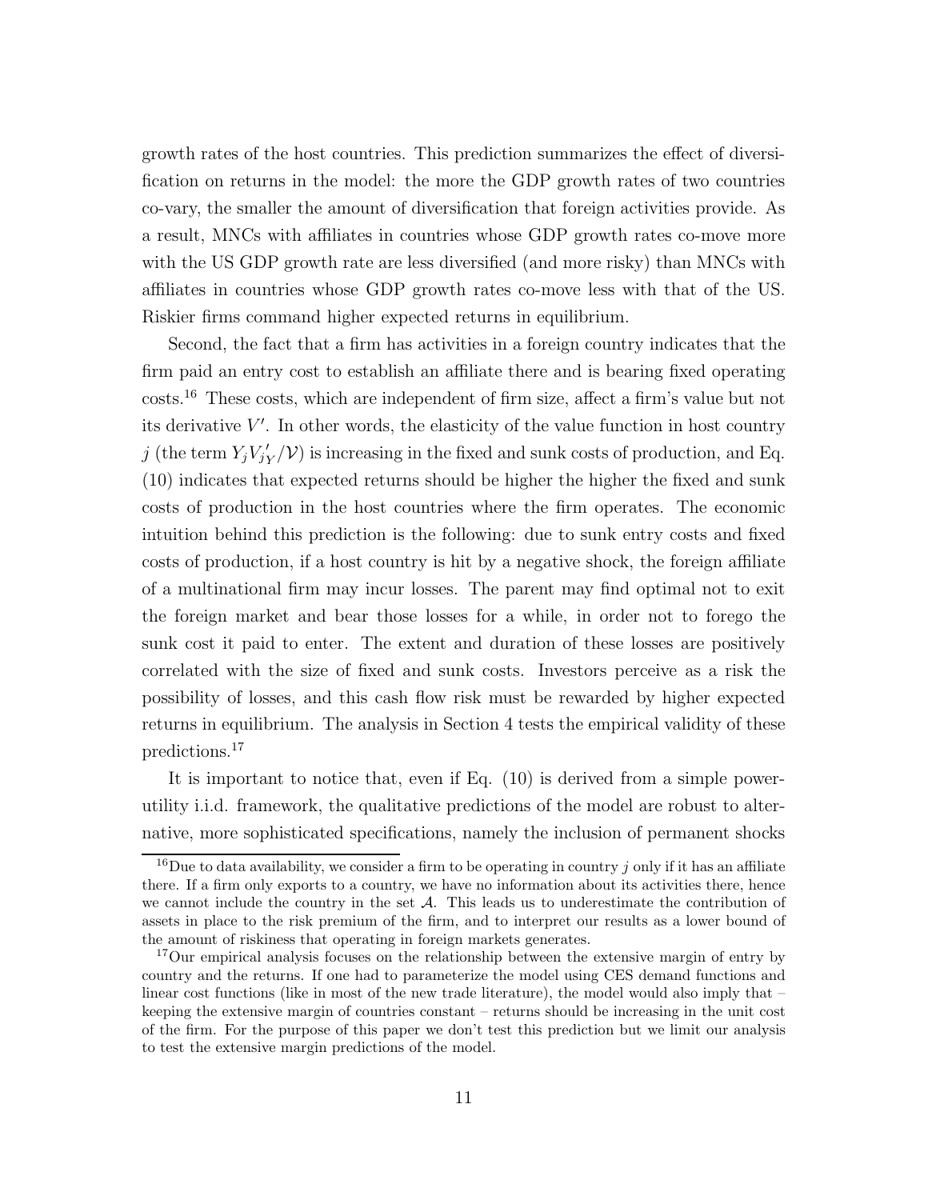growth rates of the host countries. This prediction summarizes the effect of diversification on returns in the model: the more the GDP growth rates of two countries co-vary, the smaller the amount of diversification that foreign activities provide. As a result, MNCs with affiliates in countries whose GDP growth rates co-move more with the US GDP growth rate are less diversified (and more risky) than MNCs with affiliates in countries whose GDP growth rates co-move less with that of the US. Riskier firms command higher expected returns in equilibrium.

Second, the fact that a firm has activities in a foreign country indicates that the firm paid an entry cost to establish an affiliate there and is bearing fixed operating costs.[16] These costs, which are independent of firm size, affect a firm's value but not its derivative $V'$. In other words, the elasticity of the value function in host country $j$ (the term $Y_j V'_{jY}/\mathcal{V}$) is increasing in the fixed and sunk costs of production, and Eq. (10) indicates that expected returns should be higher the higher the fixed and sunk costs of production in the host countries where the firm operates. The economic intuition behind this prediction is the following: due to sunk entry costs and fixed costs of production, if a host country is hit by a negative shock, the foreign affiliate of a multinational firm may incur losses. The parent may find optimal not to exit the foreign market and bear those losses for a while, in order not to forego the sunk cost it paid to enter. The extent and duration of these losses are positively correlated with the size of fixed and sunk costs. Investors perceive as a risk the possibility of losses, and this cash flow risk must be rewarded by higher expected returns in equilibrium. The analysis in Section 4 tests the empirical validity of these predictions.[17]

It is important to notice that, even if Eq. (10) is derived from a simple power-utility i.i.d. framework, the qualitative predictions of the model are robust to alternative, more sophisticated specifications, namely the inclusion of permanent shocks

[16] Due to data availability, we consider a firm to be operating in country $j$ only if it has an affiliate there. If a firm only exports to a country, we have no information about its activities there, hence we cannot include the country in the set $\mathcal{A}$. This leads us to underestimate the contribution of assets in place to the risk premium of the firm, and to interpret our results as a lower bound of the amount of riskiness that operating in foreign markets generates.

[17] Our empirical analysis focuses on the relationship between the extensive margin of entry by country and the returns. If one had to parameterize the model using CES demand functions and linear cost functions (like in most of the new trade literature), the model would also imply that – keeping the extensive margin of countries constant – returns should be increasing in the unit cost of the firm. For the purpose of this paper we don't test this prediction but we limit our analysis to test the extensive margin predictions of the model.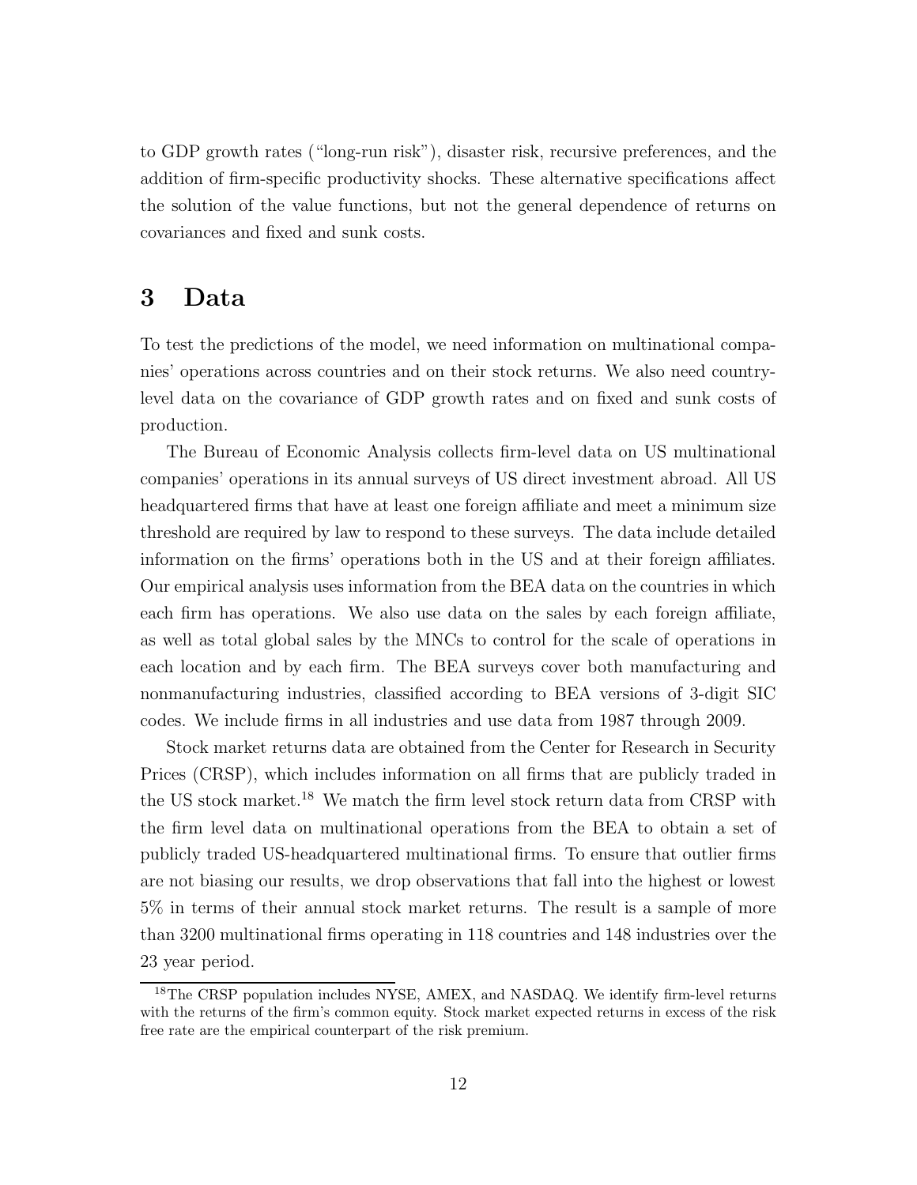to GDP growth rates ("long-run risk"), disaster risk, recursive preferences, and the addition of firm-specific productivity shocks. These alternative specifications affect the solution of the value functions, but not the general dependence of returns on covariances and fixed and sunk costs.

# 3 Data

To test the predictions of the model, we need information on multinational companies' operations across countries and on their stock returns. We also need country-level data on the covariance of GDP growth rates and on fixed and sunk costs of production.

The Bureau of Economic Analysis collects firm-level data on US multinational companies' operations in its annual surveys of US direct investment abroad. All US headquartered firms that have at least one foreign affiliate and meet a minimum size threshold are required by law to respond to these surveys. The data include detailed information on the firms' operations both in the US and at their foreign affiliates. Our empirical analysis uses information from the BEA data on the countries in which each firm has operations. We also use data on the sales by each foreign affiliate, as well as total global sales by the MNCs to control for the scale of operations in each location and by each firm. The BEA surveys cover both manufacturing and nonmanufacturing industries, classified according to BEA versions of 3-digit SIC codes. We include firms in all industries and use data from 1987 through 2009.

Stock market returns data are obtained from the Center for Research in Security Prices (CRSP), which includes information on all firms that are publicly traded in the US stock market.[18] We match the firm level stock return data from CRSP with the firm level data on multinational operations from the BEA to obtain a set of publicly traded US-headquartered multinational firms. To ensure that outlier firms are not biasing our results, we drop observations that fall into the highest or lowest 5% in terms of their annual stock market returns. The result is a sample of more than 3200 multinational firms operating in 118 countries and 148 industries over the 23 year period.

[18] The CRSP population includes NYSE, AMEX, and NASDAQ. We identify firm-level returns with the returns of the firm's common equity. Stock market expected returns in excess of the risk free rate are the empirical counterpart of the risk premium.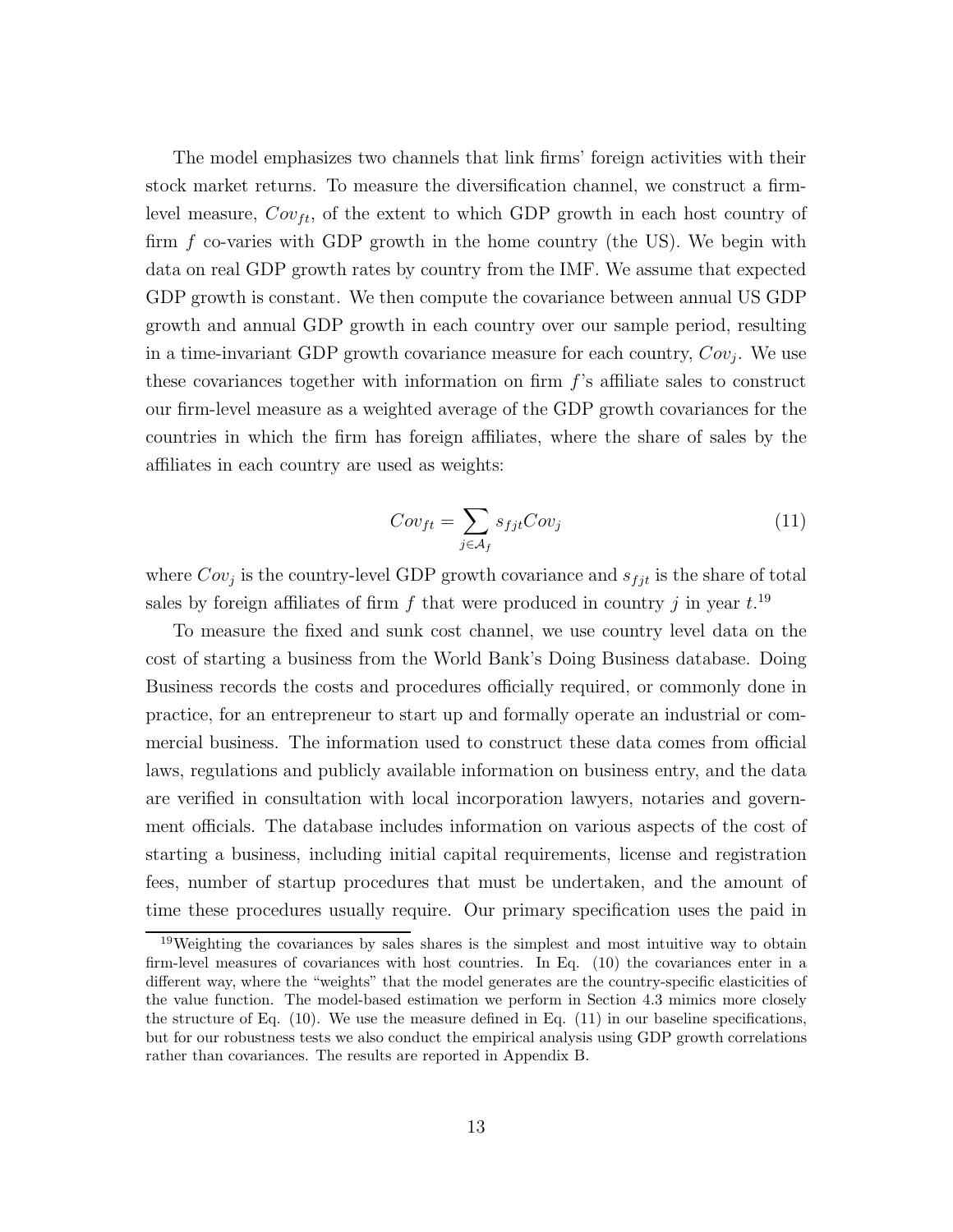The model emphasizes two channels that link firms' foreign activities with their stock market returns. To measure the diversification channel, we construct a firm-level measure, $Cov_{ft}$, of the extent to which GDP growth in each host country of firm $f$ co-varies with GDP growth in the home country (the US). We begin with data on real GDP growth rates by country from the IMF. We assume that expected GDP growth is constant. We then compute the covariance between annual US GDP growth and annual GDP growth in each country over our sample period, resulting in a time-invariant GDP growth covariance measure for each country, $Cov_j$. We use these covariances together with information on firm $f$'s affiliate sales to construct our firm-level measure as a weighted average of the GDP growth covariances for the countries in which the firm has foreign affiliates, where the share of sales by the affiliates in each country are used as weights:

$$Cov_{ft} = \sum_{j \in \mathcal{A}_f} s_{fjt} Cov_j \tag{11}$$

where $Cov_j$ is the country-level GDP growth covariance and $s_{fjt}$ is the share of total sales by foreign affiliates of firm $f$ that were produced in country $j$ in year $t$.[19]

To measure the fixed and sunk cost channel, we use country level data on the cost of starting a business from the World Bank's Doing Business database. Doing Business records the costs and procedures officially required, or commonly done in practice, for an entrepreneur to start up and formally operate an industrial or commercial business. The information used to construct these data comes from official laws, regulations and publicly available information on business entry, and the data are verified in consultation with local incorporation lawyers, notaries and government officials. The database includes information on various aspects of the cost of starting a business, including initial capital requirements, license and registration fees, number of startup procedures that must be undertaken, and the amount of time these procedures usually require. Our primary specification uses the paid in

[19] Weighting the covariances by sales shares is the simplest and most intuitive way to obtain firm-level measures of covariances with host countries. In Eq. (10) the covariances enter in a different way, where the "weights" that the model generates are the country-specific elasticities of the value function. The model-based estimation we perform in Section 4.3 mimics more closely the structure of Eq. (10). We use the measure defined in Eq. (11) in our baseline specifications, but for our robustness tests we also conduct the empirical analysis using GDP growth correlations rather than covariances. The results are reported in Appendix B.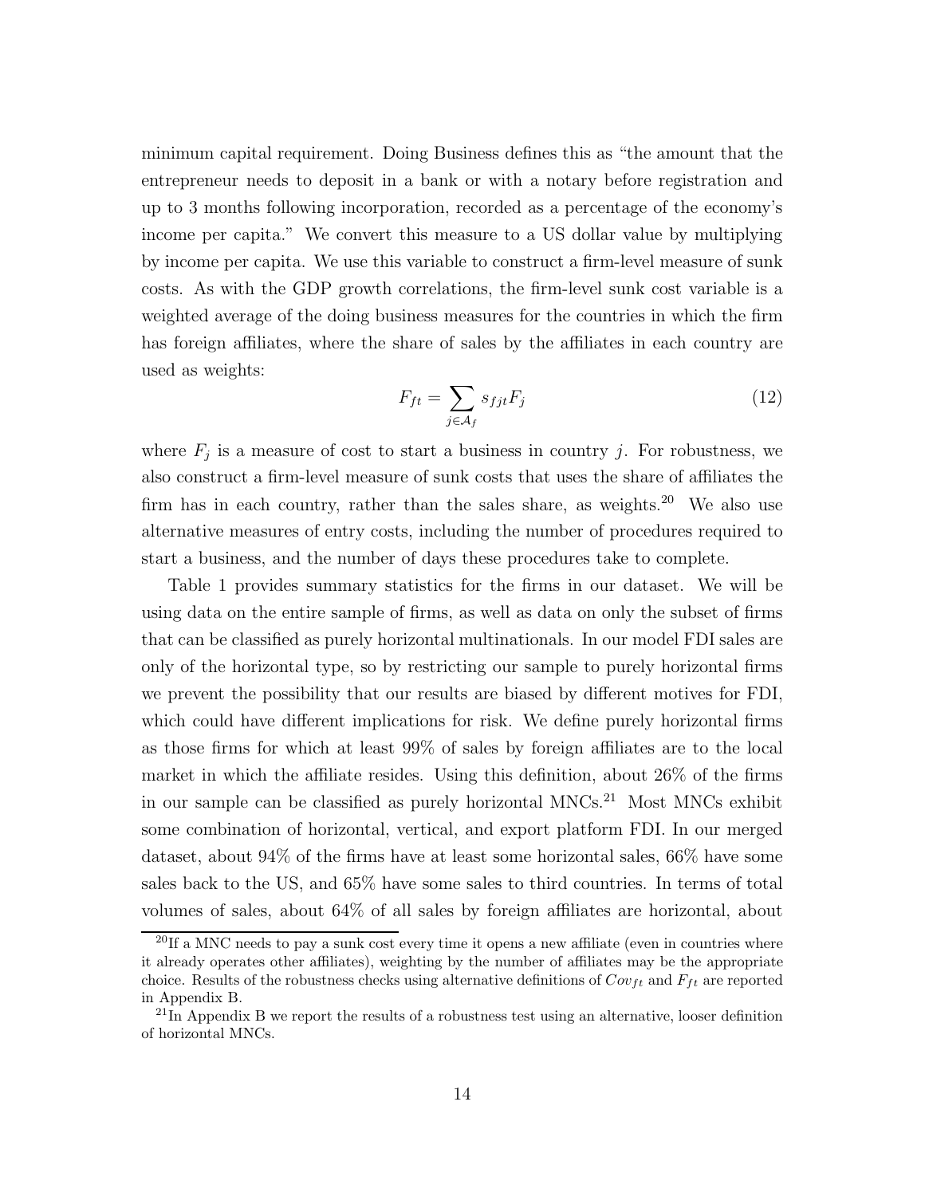minimum capital requirement. Doing Business defines this as "the amount that the entrepreneur needs to deposit in a bank or with a notary before registration and up to 3 months following incorporation, recorded as a percentage of the economy's income per capita." We convert this measure to a US dollar value by multiplying by income per capita. We use this variable to construct a firm-level measure of sunk costs. As with the GDP growth correlations, the firm-level sunk cost variable is a weighted average of the doing business measures for the countries in which the firm has foreign affiliates, where the share of sales by the affiliates in each country are used as weights:

$$F_{ft} = \sum_{j \in \mathcal{A}_f} s_{fjt} F_j \tag{12}$$

where $F_j$ is a measure of cost to start a business in country $j$. For robustness, we also construct a firm-level measure of sunk costs that uses the share of affiliates the firm has in each country, rather than the sales share, as weights.[20] We also use alternative measures of entry costs, including the number of procedures required to start a business, and the number of days these procedures take to complete.

Table 1 provides summary statistics for the firms in our dataset. We will be using data on the entire sample of firms, as well as data on only the subset of firms that can be classified as purely horizontal multinationals. In our model FDI sales are only of the horizontal type, so by restricting our sample to purely horizontal firms we prevent the possibility that our results are biased by different motives for FDI, which could have different implications for risk. We define purely horizontal firms as those firms for which at least 99% of sales by foreign affiliates are to the local market in which the affiliate resides. Using this definition, about 26% of the firms in our sample can be classified as purely horizontal MNCs.[21] Most MNCs exhibit some combination of horizontal, vertical, and export platform FDI. In our merged dataset, about 94% of the firms have at least some horizontal sales, 66% have some sales back to the US, and 65% have some sales to third countries. In terms of total volumes of sales, about 64% of all sales by foreign affiliates are horizontal, about

[20] If a MNC needs to pay a sunk cost every time it opens a new affiliate (even in countries where it already operates other affiliates), weighting by the number of affiliates may be the appropriate choice. Results of the robustness checks using alternative definitions of $Cov_{ft}$ and $F_{ft}$ are reported in Appendix B.

[21] In Appendix B we report the results of a robustness test using an alternative, looser definition of horizontal MNCs.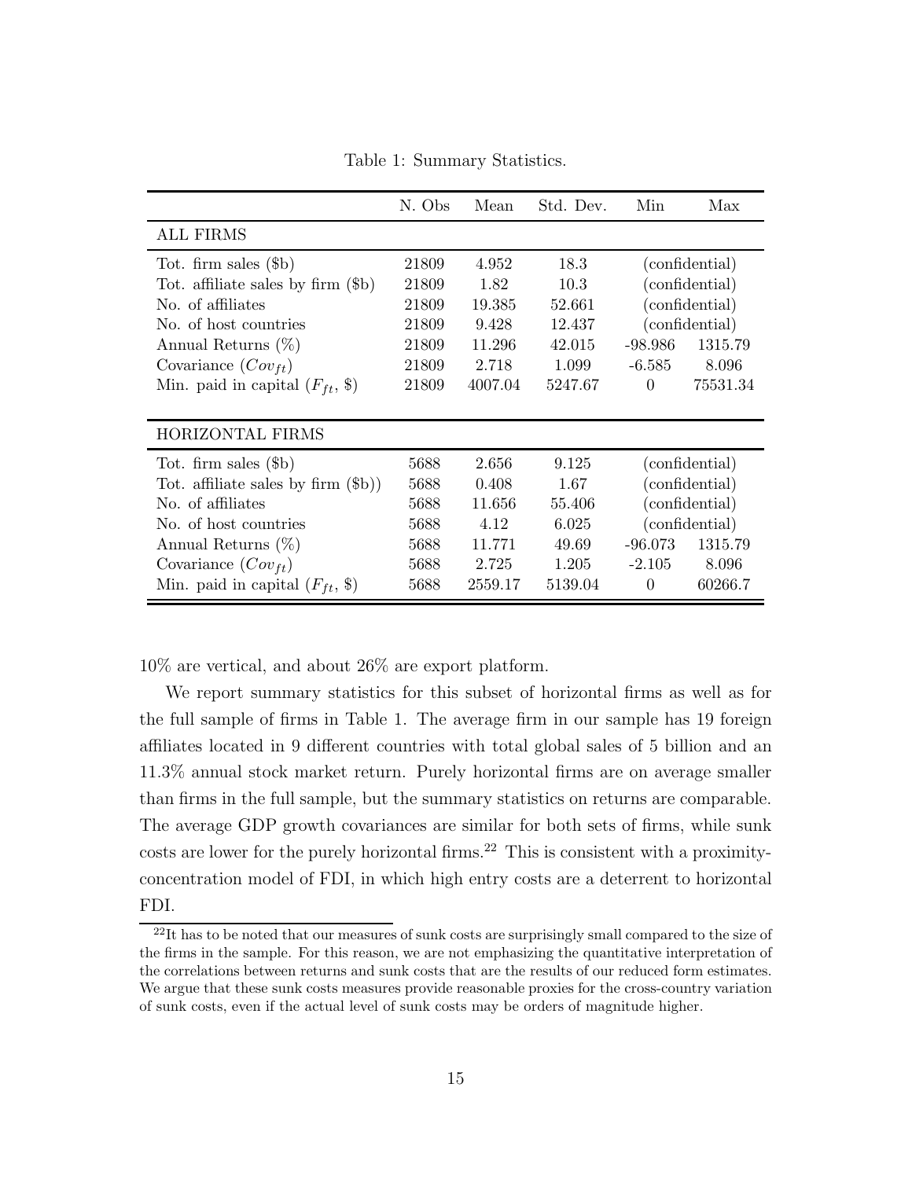Table 1: Summary Statistics.

| | N. Obs | Mean | Std. Dev. | Min | Max |
|---|---|---|---|---|---|
| ALL FIRMS | | | | | |
| Tot. firm sales ($b) | 21809 | 4.952 | 18.3 | (confidential) | |
| Tot. affiliate sales by firm ($b) | 21809 | 1.82 | 10.3 | (confidential) | |
| No. of affiliates | 21809 | 19.385 | 52.661 | (confidential) | |
| No. of host countries | 21809 | 9.428 | 12.437 | (confidential) | |
| Annual Returns (%) | 21809 | 11.296 | 42.015 | -98.986 | 1315.79 |
| Covariance ($Cov_{ft}$) | 21809 | 2.718 | 1.099 | -6.585 | 8.096 |
| Min. paid in capital ($F_{ft}$, $) | 21809 | 4007.04 | 5247.67 | 0 | 75531.34 |
| HORIZONTAL FIRMS | | | | | |
| Tot. firm sales ($b) | 5688 | 2.656 | 9.125 | (confidential) | |
| Tot. affiliate sales by firm ($b)) | 5688 | 0.408 | 1.67 | (confidential) | |
| No. of affiliates | 5688 | 11.656 | 55.406 | (confidential) | |
| No. of host countries | 5688 | 4.12 | 6.025 | (confidential) | |
| Annual Returns (%) | 5688 | 11.771 | 49.69 | -96.073 | 1315.79 |
| Covariance ($Cov_{ft}$) | 5688 | 2.725 | 1.205 | -2.105 | 8.096 |
| Min. paid in capital ($F_{ft}$, $) | 5688 | 2559.17 | 5139.04 | 0 | 60266.7 |

10% are vertical, and about 26% are export platform.

We report summary statistics for this subset of horizontal firms as well as for the full sample of firms in Table 1. The average firm in our sample has 19 foreign affiliates located in 9 different countries with total global sales of 5 billion and an 11.3% annual stock market return. Purely horizontal firms are on average smaller than firms in the full sample, but the summary statistics on returns are comparable. The average GDP growth covariances are similar for both sets of firms, while sunk costs are lower for the purely horizontal firms.[22] This is consistent with a proximity-concentration model of FDI, in which high entry costs are a deterrent to horizontal FDI.

[22] It has to be noted that our measures of sunk costs are surprisingly small compared to the size of the firms in the sample. For this reason, we are not emphasizing the quantitative interpretation of the correlations between returns and sunk costs that are the results of our reduced form estimates. We argue that these sunk costs measures provide reasonable proxies for the cross-country variation of sunk costs, even if the actual level of sunk costs may be orders of magnitude higher.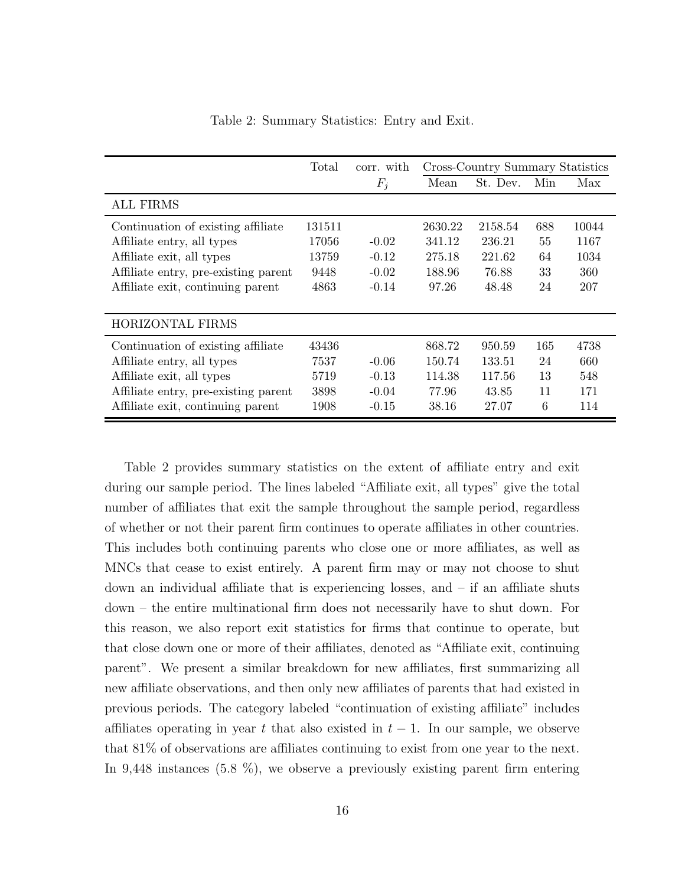Table 2: Summary Statistics: Entry and Exit.

| | Total | corr. with $F_j$ | Cross-Country Summary Statistics | | | |
|---|---|---|---|---|---|---|
| | | | Mean | St. Dev. | Min | Max |
| ALL FIRMS | | | | | | |
| Continuation of existing affiliate | 131511 | | 2630.22 | 2158.54 | 688 | 10044 |
| Affiliate entry, all types | 17056 | -0.02 | 341.12 | 236.21 | 55 | 1167 |
| Affiliate exit, all types | 13759 | -0.12 | 275.18 | 221.62 | 64 | 1034 |
| Affiliate entry, pre-existing parent | 9448 | -0.02 | 188.96 | 76.88 | 33 | 360 |
| Affiliate exit, continuing parent | 4863 | -0.14 | 97.26 | 48.48 | 24 | 207 |
| HORIZONTAL FIRMS | | | | | | |
| Continuation of existing affiliate | 43436 | | 868.72 | 950.59 | 165 | 4738 |
| Affiliate entry, all types | 7537 | -0.06 | 150.74 | 133.51 | 24 | 660 |
| Affiliate exit, all types | 5719 | -0.13 | 114.38 | 117.56 | 13 | 548 |
| Affiliate entry, pre-existing parent | 3898 | -0.04 | 77.96 | 43.85 | 11 | 171 |
| Affiliate exit, continuing parent | 1908 | -0.15 | 38.16 | 27.07 | 6 | 114 |

Table 2 provides summary statistics on the extent of affiliate entry and exit during our sample period. The lines labeled "Affiliate exit, all types" give the total number of affiliates that exit the sample throughout the sample period, regardless of whether or not their parent firm continues to operate affiliates in other countries. This includes both continuing parents who close one or more affiliates, as well as MNCs that cease to exist entirely. A parent firm may or may not choose to shut down an individual affiliate that is experiencing losses, and – if an affiliate shuts down – the entire multinational firm does not necessarily have to shut down. For this reason, we also report exit statistics for firms that continue to operate, but that close down one or more of their affiliates, denoted as "Affiliate exit, continuing parent". We present a similar breakdown for new affiliates, first summarizing all new affiliate observations, and then only new affiliates of parents that had existed in previous periods. The category labeled "continuation of existing affiliate" includes affiliates operating in year $t$ that also existed in $t-1$. In our sample, we observe that 81% of observations are affiliates continuing to exist from one year to the next. In 9,448 instances (5.8 %), we observe a previously existing parent firm entering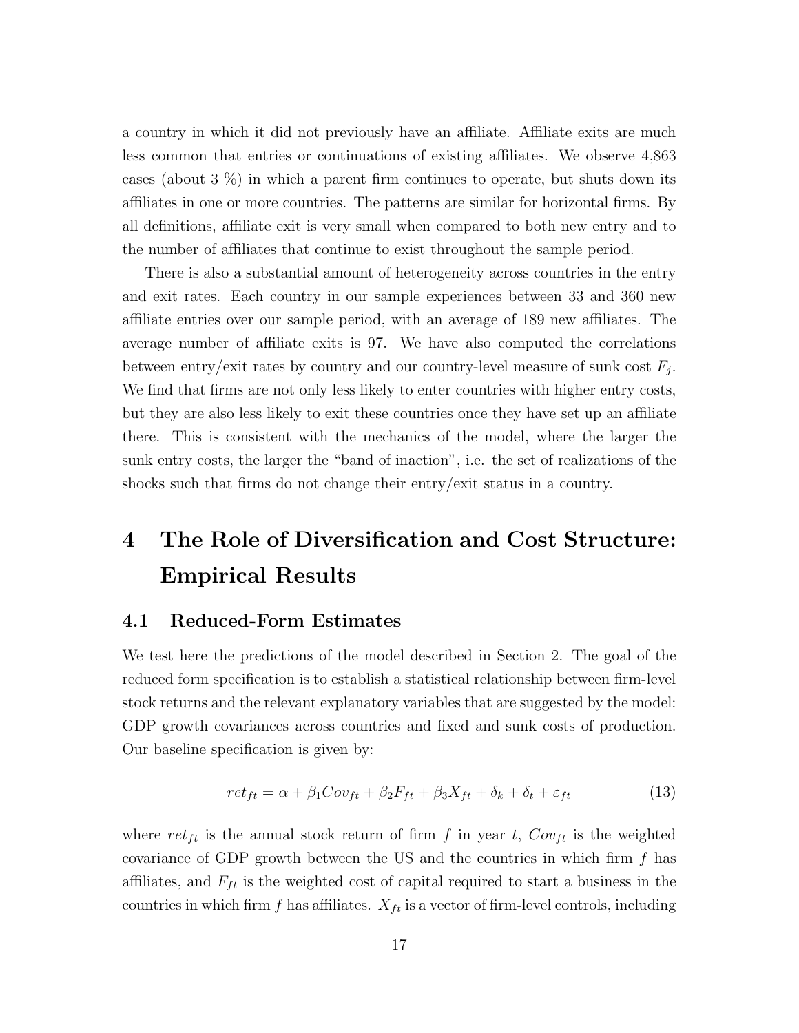a country in which it did not previously have an affiliate. Affiliate exits are much less common that entries or continuations of existing affiliates. We observe 4,863 cases (about 3 %) in which a parent firm continues to operate, but shuts down its affiliates in one or more countries. The patterns are similar for horizontal firms. By all definitions, affiliate exit is very small when compared to both new entry and to the number of affiliates that continue to exist throughout the sample period.

There is also a substantial amount of heterogeneity across countries in the entry and exit rates. Each country in our sample experiences between 33 and 360 new affiliate entries over our sample period, with an average of 189 new affiliates. The average number of affiliate exits is 97. We have also computed the correlations between entry/exit rates by country and our country-level measure of sunk cost $F_j$. We find that firms are not only less likely to enter countries with higher entry costs, but they are also less likely to exit these countries once they have set up an affiliate there. This is consistent with the mechanics of the model, where the larger the sunk entry costs, the larger the "band of inaction", i.e. the set of realizations of the shocks such that firms do not change their entry/exit status in a country.

# 4 The Role of Diversification and Cost Structure: Empirical Results

## 4.1 Reduced-Form Estimates

We test here the predictions of the model described in Section 2. The goal of the reduced form specification is to establish a statistical relationship between firm-level stock returns and the relevant explanatory variables that are suggested by the model: GDP growth covariances across countries and fixed and sunk costs of production. Our baseline specification is given by:

$$ret_{ft} = \alpha + \beta_1 Cov_{ft} + \beta_2 F_{ft} + \beta_3 X_{ft} + \delta_k + \delta_t + \varepsilon_{ft} \tag{13}$$

where $ret_{ft}$ is the annual stock return of firm $f$ in year $t$, $Cov_{ft}$ is the weighted covariance of GDP growth between the US and the countries in which firm $f$ has affiliates, and $F_{ft}$ is the weighted cost of capital required to start a business in the countries in which firm $f$ has affiliates. $X_{ft}$ is a vector of firm-level controls, including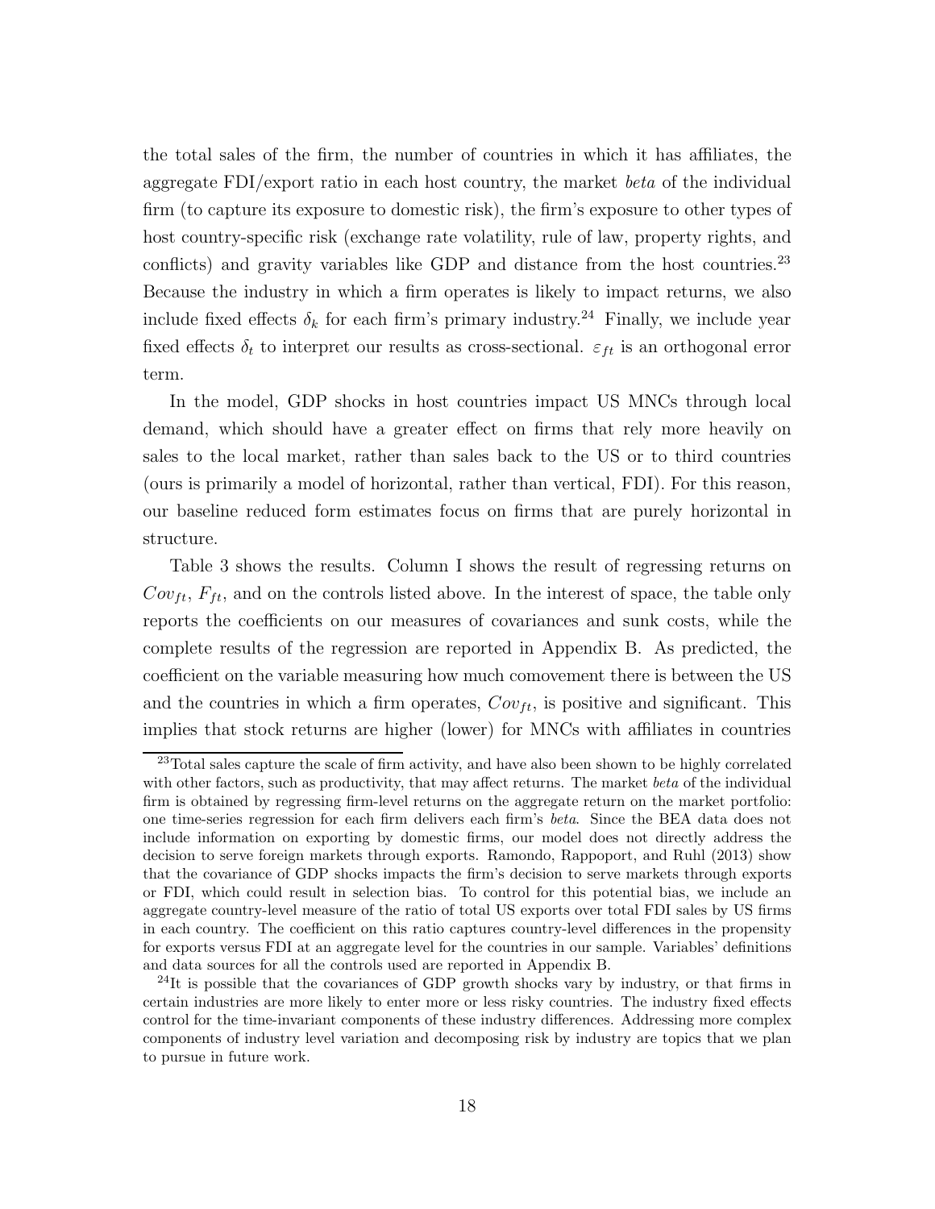the total sales of the firm, the number of countries in which it has affiliates, the aggregate FDI/export ratio in each host country, the market *beta* of the individual firm (to capture its exposure to domestic risk), the firm's exposure to other types of host country-specific risk (exchange rate volatility, rule of law, property rights, and conflicts) and gravity variables like GDP and distance from the host countries.[23] Because the industry in which a firm operates is likely to impact returns, we also include fixed effects $\delta_k$ for each firm's primary industry.[24] Finally, we include year fixed effects $\delta_t$ to interpret our results as cross-sectional. $\varepsilon_{ft}$ is an orthogonal error term.

In the model, GDP shocks in host countries impact US MNCs through local demand, which should have a greater effect on firms that rely more heavily on sales to the local market, rather than sales back to the US or to third countries (ours is primarily a model of horizontal, rather than vertical, FDI). For this reason, our baseline reduced form estimates focus on firms that are purely horizontal in structure.

Table 3 shows the results. Column I shows the result of regressing returns on $Cov_{ft}$, $F_{ft}$, and on the controls listed above. In the interest of space, the table only reports the coefficients on our measures of covariances and sunk costs, while the complete results of the regression are reported in Appendix B. As predicted, the coefficient on the variable measuring how much comovement there is between the US and the countries in which a firm operates, $Cov_{ft}$, is positive and significant. This implies that stock returns are higher (lower) for MNCs with affiliates in countries

[23] Total sales capture the scale of firm activity, and have also been shown to be highly correlated with other factors, such as productivity, that may affect returns. The market *beta* of the individual firm is obtained by regressing firm-level returns on the aggregate return on the market portfolio: one time-series regression for each firm delivers each firm's *beta*. Since the BEA data does not include information on exporting by domestic firms, our model does not directly address the decision to serve foreign markets through exports. Ramondo, Rappoport, and Ruhl (2013) show that the covariance of GDP shocks impacts the firm's decision to serve markets through exports or FDI, which could result in selection bias. To control for this potential bias, we include an aggregate country-level measure of the ratio of total US exports over total FDI sales by US firms in each country. The coefficient on this ratio captures country-level differences in the propensity for exports versus FDI at an aggregate level for the countries in our sample. Variables' definitions and data sources for all the controls used are reported in Appendix B.

[24] It is possible that the covariances of GDP growth shocks vary by industry, or that firms in certain industries are more likely to enter more or less risky countries. The industry fixed effects control for the time-invariant components of these industry differences. Addressing more complex components of industry level variation and decomposing risk by industry are topics that we plan to pursue in future work.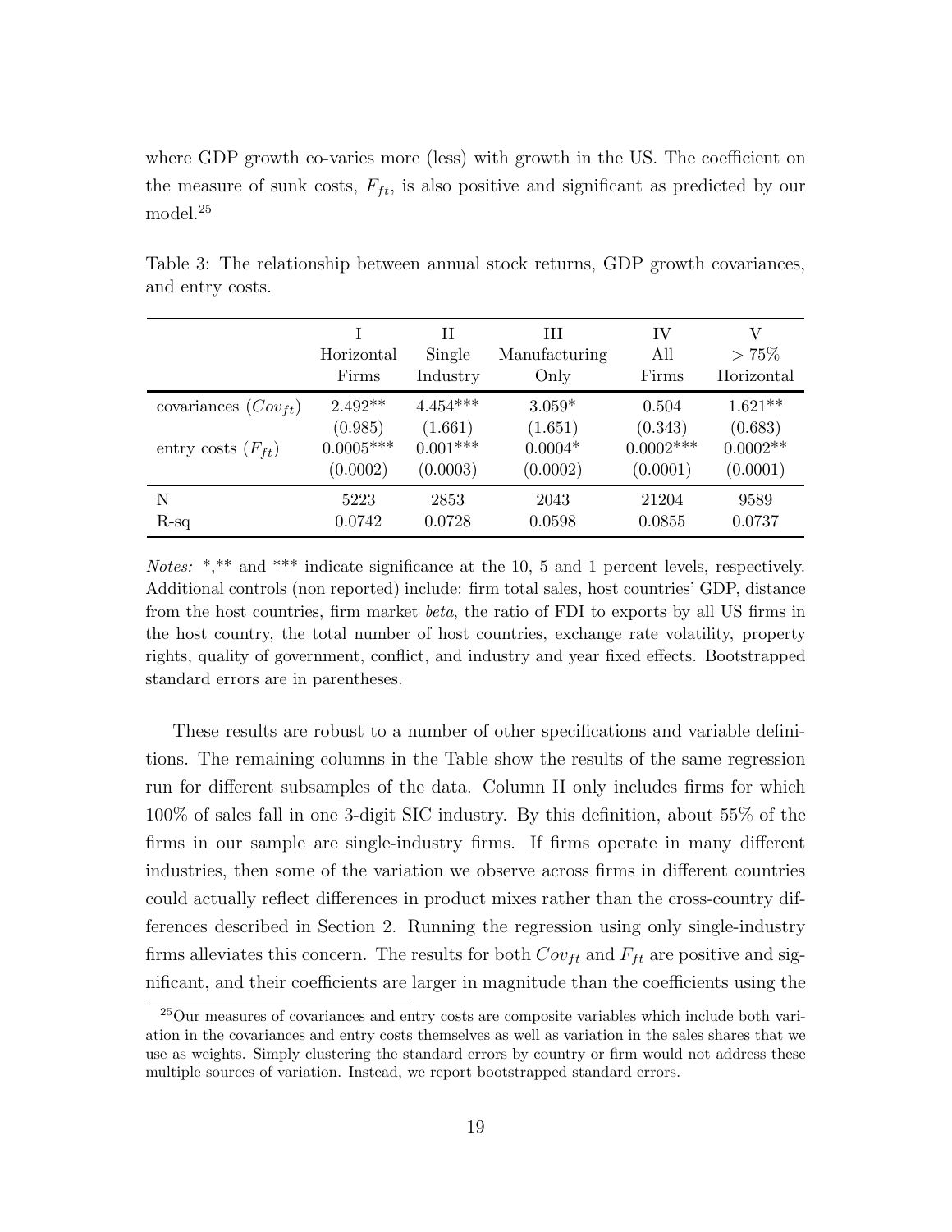where GDP growth co-varies more (less) with growth in the US. The coefficient on the measure of sunk costs, $F_{ft}$, is also positive and significant as predicted by our model.[25]

Table 3: The relationship between annual stock returns, GDP growth covariances, and entry costs.

| | I<br>Horizontal<br>Firms | II<br>Single<br>Industry | III<br>Manufacturing<br>Only | IV<br>All<br>Firms | V<br>$> 75\%$<br>Horizontal |
|---|---|---|---|---|---|
| covariances ($Cov_{ft}$) | 2.492** | 4.454*** | 3.059* | 0.504 | 1.621** |
| | (0.985) | (1.661) | (1.651) | (0.343) | (0.683) |
| entry costs ($F_{ft}$) | 0.0005*** | 0.001*** | 0.0004* | 0.0002*** | 0.0002** |
| | (0.0002) | (0.0003) | (0.0002) | (0.0001) | (0.0001) |
| N | 5223 | 2853 | 2043 | 21204 | 9589 |
| R-sq | 0.0742 | 0.0728 | 0.0598 | 0.0855 | 0.0737 |

*Notes:* *,** and *** indicate significance at the 10, 5 and 1 percent levels, respectively. Additional controls (non reported) include: firm total sales, host countries' GDP, distance from the host countries, firm market *beta*, the ratio of FDI to exports by all US firms in the host country, the total number of host countries, exchange rate volatility, property rights, quality of government, conflict, and industry and year fixed effects. Bootstrapped standard errors are in parentheses.

These results are robust to a number of other specifications and variable definitions. The remaining columns in the Table show the results of the same regression run for different subsamples of the data. Column II only includes firms for which 100% of sales fall in one 3-digit SIC industry. By this definition, about 55% of the firms in our sample are single-industry firms. If firms operate in many different industries, then some of the variation we observe across firms in different countries could actually reflect differences in product mixes rather than the cross-country differences described in Section 2. Running the regression using only single-industry firms alleviates this concern. The results for both $Cov_{ft}$ and $F_{ft}$ are positive and significant, and their coefficients are larger in magnitude than the coefficients using the

[25] Our measures of covariances and entry costs are composite variables which include both variation in the covariances and entry costs themselves as well as variation in the sales shares that we use as weights. Simply clustering the standard errors by country or firm would not address these multiple sources of variation. Instead, we report bootstrapped standard errors.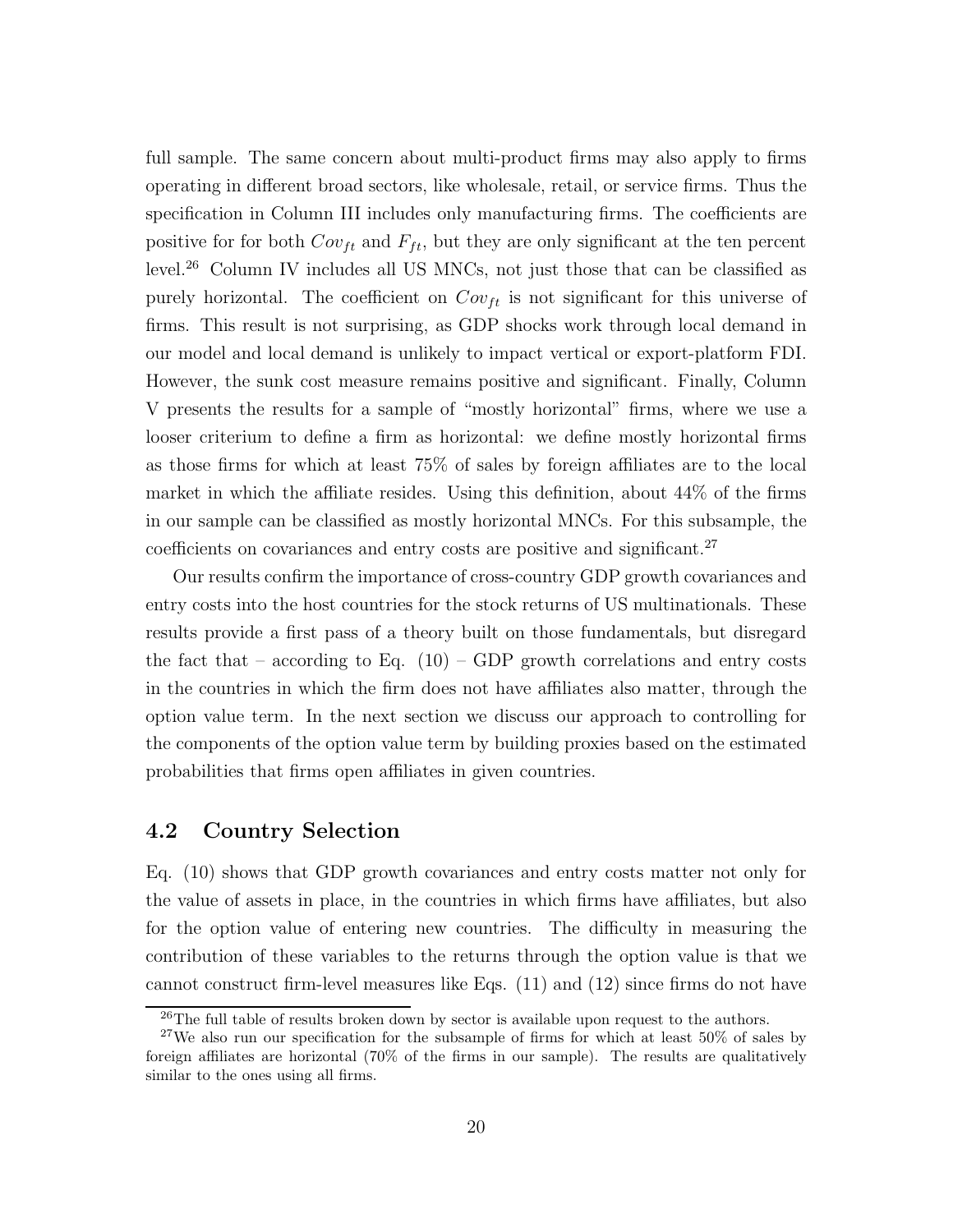full sample. The same concern about multi-product firms may also apply to firms operating in different broad sectors, like wholesale, retail, or service firms. Thus the specification in Column III includes only manufacturing firms. The coefficients are positive for for both $Cov_{ft}$ and $F_{ft}$, but they are only significant at the ten percent level.[26] Column IV includes all US MNCs, not just those that can be classified as purely horizontal. The coefficient on $Cov_{ft}$ is not significant for this universe of firms. This result is not surprising, as GDP shocks work through local demand in our model and local demand is unlikely to impact vertical or export-platform FDI. However, the sunk cost measure remains positive and significant. Finally, Column V presents the results for a sample of "mostly horizontal" firms, where we use a looser criterium to define a firm as horizontal: we define mostly horizontal firms as those firms for which at least 75% of sales by foreign affiliates are to the local market in which the affiliate resides. Using this definition, about 44% of the firms in our sample can be classified as mostly horizontal MNCs. For this subsample, the coefficients on covariances and entry costs are positive and significant.[27]

Our results confirm the importance of cross-country GDP growth covariances and entry costs into the host countries for the stock returns of US multinationals. These results provide a first pass of a theory built on those fundamentals, but disregard the fact that – according to Eq. (10) – GDP growth correlations and entry costs in the countries in which the firm does not have affiliates also matter, through the option value term. In the next section we discuss our approach to controlling for the components of the option value term by building proxies based on the estimated probabilities that firms open affiliates in given countries.

## 4.2 Country Selection

Eq. (10) shows that GDP growth covariances and entry costs matter not only for the value of assets in place, in the countries in which firms have affiliates, but also for the option value of entering new countries. The difficulty in measuring the contribution of these variables to the returns through the option value is that we cannot construct firm-level measures like Eqs. (11) and (12) since firms do not have

[26] The full table of results broken down by sector is available upon request to the authors.

[27] We also run our specification for the subsample of firms for which at least 50% of sales by foreign affiliates are horizontal (70% of the firms in our sample). The results are qualitatively similar to the ones using all firms.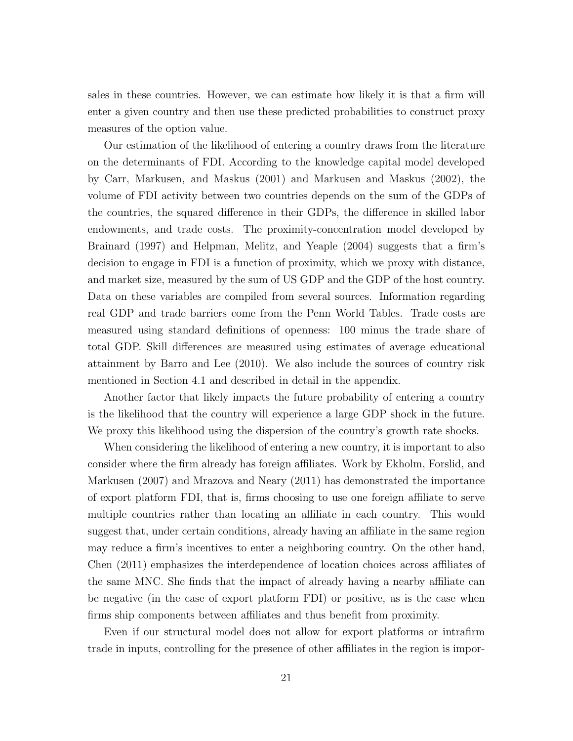sales in these countries. However, we can estimate how likely it is that a firm will enter a given country and then use these predicted probabilities to construct proxy measures of the option value.

Our estimation of the likelihood of entering a country draws from the literature on the determinants of FDI. According to the knowledge capital model developed by Carr, Markusen, and Maskus (2001) and Markusen and Maskus (2002), the volume of FDI activity between two countries depends on the sum of the GDPs of the countries, the squared difference in their GDPs, the difference in skilled labor endowments, and trade costs. The proximity-concentration model developed by Brainard (1997) and Helpman, Melitz, and Yeaple (2004) suggests that a firm's decision to engage in FDI is a function of proximity, which we proxy with distance, and market size, measured by the sum of US GDP and the GDP of the host country. Data on these variables are compiled from several sources. Information regarding real GDP and trade barriers come from the Penn World Tables. Trade costs are measured using standard definitions of openness: 100 minus the trade share of total GDP. Skill differences are measured using estimates of average educational attainment by Barro and Lee (2010). We also include the sources of country risk mentioned in Section 4.1 and described in detail in the appendix.

Another factor that likely impacts the future probability of entering a country is the likelihood that the country will experience a large GDP shock in the future. We proxy this likelihood using the dispersion of the country's growth rate shocks.

When considering the likelihood of entering a new country, it is important to also consider where the firm already has foreign affiliates. Work by Ekholm, Forslid, and Markusen (2007) and Mrazova and Neary (2011) has demonstrated the importance of export platform FDI, that is, firms choosing to use one foreign affiliate to serve multiple countries rather than locating an affiliate in each country. This would suggest that, under certain conditions, already having an affiliate in the same region may reduce a firm's incentives to enter a neighboring country. On the other hand, Chen (2011) emphasizes the interdependence of location choices across affiliates of the same MNC. She finds that the impact of already having a nearby affiliate can be negative (in the case of export platform FDI) or positive, as is the case when firms ship components between affiliates and thus benefit from proximity.

Even if our structural model does not allow for export platforms or intrafirm trade in inputs, controlling for the presence of other affiliates in the region is impor-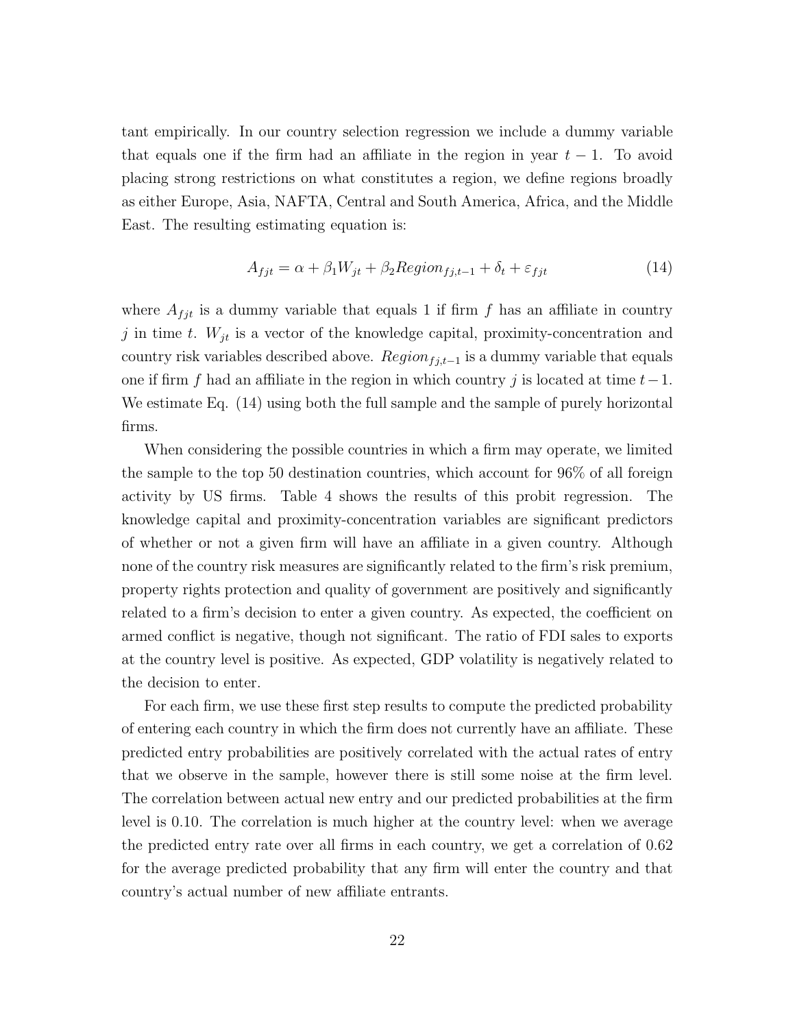tant empirically. In our country selection regression we include a dummy variable that equals one if the firm had an affiliate in the region in year $t-1$. To avoid placing strong restrictions on what constitutes a region, we define regions broadly as either Europe, Asia, NAFTA, Central and South America, Africa, and the Middle East. The resulting estimating equation is:

$$A_{fjt} = \alpha + \beta_1 W_{jt} + \beta_2 Region_{fj,t-1} + \delta_t + \varepsilon_{fjt} \tag{14}$$

where $A_{fjt}$ is a dummy variable that equals 1 if firm $f$ has an affiliate in country $j$ in time $t$. $W_{jt}$ is a vector of the knowledge capital, proximity-concentration and country risk variables described above. $Region_{fj,t-1}$ is a dummy variable that equals one if firm $f$ had an affiliate in the region in which country $j$ is located at time $t-1$. We estimate Eq. (14) using both the full sample and the sample of purely horizontal firms.

When considering the possible countries in which a firm may operate, we limited the sample to the top 50 destination countries, which account for 96% of all foreign activity by US firms. Table 4 shows the results of this probit regression. The knowledge capital and proximity-concentration variables are significant predictors of whether or not a given firm will have an affiliate in a given country. Although none of the country risk measures are significantly related to the firm's risk premium, property rights protection and quality of government are positively and significantly related to a firm's decision to enter a given country. As expected, the coefficient on armed conflict is negative, though not significant. The ratio of FDI sales to exports at the country level is positive. As expected, GDP volatility is negatively related to the decision to enter.

For each firm, we use these first step results to compute the predicted probability of entering each country in which the firm does not currently have an affiliate. These predicted entry probabilities are positively correlated with the actual rates of entry that we observe in the sample, however there is still some noise at the firm level. The correlation between actual new entry and our predicted probabilities at the firm level is 0.10. The correlation is much higher at the country level: when we average the predicted entry rate over all firms in each country, we get a correlation of 0.62 for the average predicted probability that any firm will enter the country and that country's actual number of new affiliate entrants.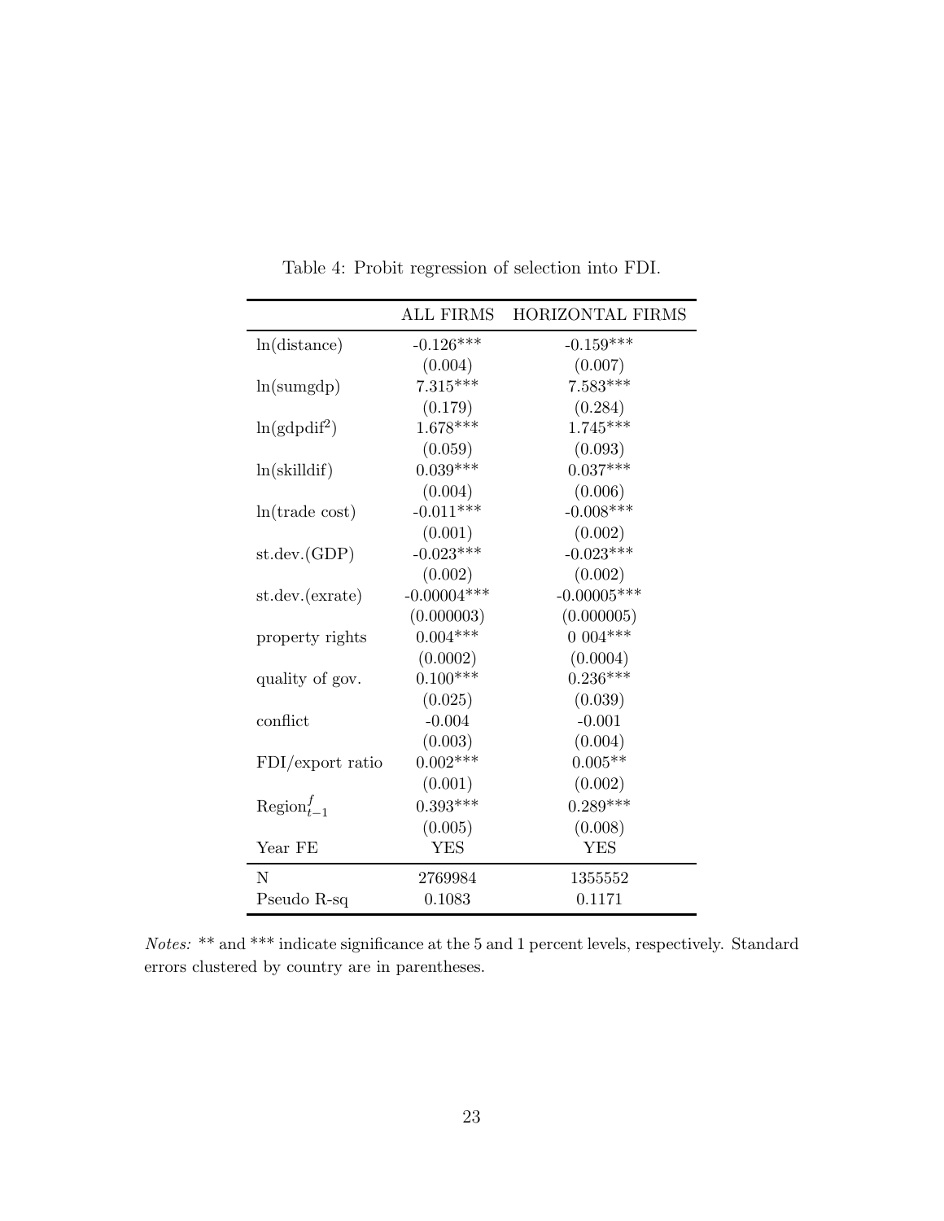Table 4: Probit regression of selection into FDI.

| | ALL FIRMS | HORIZONTAL FIRMS |
|---|---|---|
| ln(distance) | -0.126*** | -0.159*** |
| | (0.004) | (0.007) |
| ln(sumgdp) | 7.315*** | 7.583*** |
| | (0.179) | (0.284) |
| ln(gdpdif$^2$) | 1.678*** | 1.745*** |
| | (0.059) | (0.093) |
| ln(skilldif) | 0.039*** | 0.037*** |
| | (0.004) | (0.006) |
| ln(trade cost) | -0.011*** | -0.008*** |
| | (0.001) | (0.002) |
| st.dev.(GDP) | -0.023*** | -0.023*** |
| | (0.002) | (0.002) |
| st.dev.(exrate) | -0.00004*** | -0.00005*** |
| | (0.000003) | (0.000005) |
| property rights | 0.004*** | 0 004*** |
| | (0.0002) | (0.0004) |
| quality of gov. | 0.100*** | 0.236*** |
| | (0.025) | (0.039) |
| conflict | -0.004 | -0.001 |
| | (0.003) | (0.004) |
| FDI/export ratio | 0.002*** | 0.005** |
| | (0.001) | (0.002) |
| $\text{Region}^f_{t-1}$ | 0.393*** | 0.289*** |
| | (0.005) | (0.008) |
| Year FE | YES | YES |
| N | 2769984 | 1355552 |
| Pseudo R-sq | 0.1083 | 0.1171 |

*Notes:* ** and *** indicate significance at the 5 and 1 percent levels, respectively. Standard errors clustered by country are in parentheses.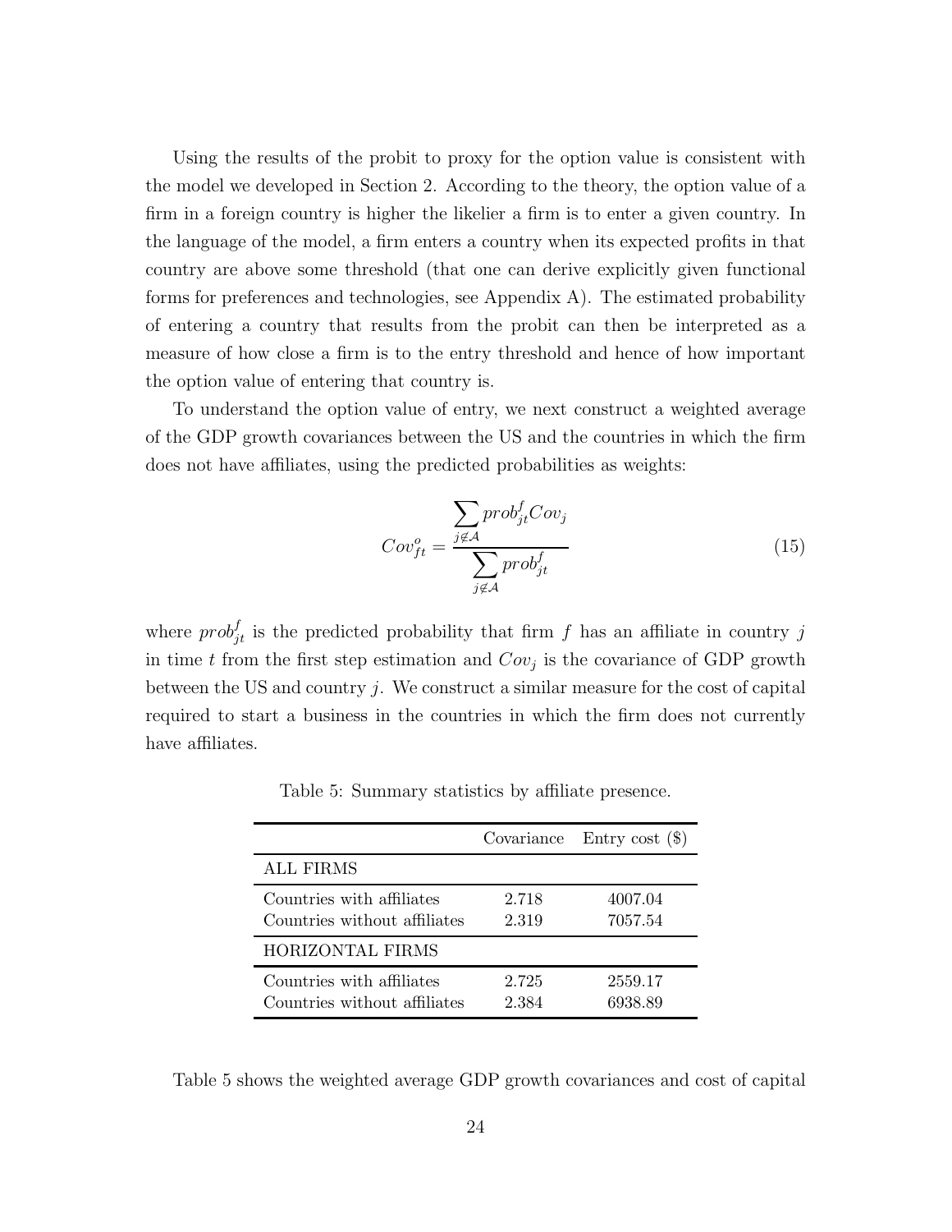Using the results of the probit to proxy for the option value is consistent with the model we developed in Section 2. According to the theory, the option value of a firm in a foreign country is higher the likelier a firm is to enter a given country. In the language of the model, a firm enters a country when its expected profits in that country are above some threshold (that one can derive explicitly given functional forms for preferences and technologies, see Appendix A). The estimated probability of entering a country that results from the probit can then be interpreted as a measure of how close a firm is to the entry threshold and hence of how important the option value of entering that country is.

To understand the option value of entry, we next construct a weighted average of the GDP growth covariances between the US and the countries in which the firm does not have affiliates, using the predicted probabilities as weights:

$$Cov_{ft}^{o} = \frac{\sum_{j \notin \mathcal{A}} prob_{jt}^{f} Cov_j}{\sum_{j \notin \mathcal{A}} prob_{jt}^{f}} \tag{15}$$

where $prob_{jt}^{f}$ is the predicted probability that firm $f$ has an affiliate in country $j$ in time $t$ from the first step estimation and $Cov_j$ is the covariance of GDP growth between the US and country $j$. We construct a similar measure for the cost of capital required to start a business in the countries in which the firm does not currently have affiliates.

Table 5: Summary statistics by affiliate presence.

| | Covariance | Entry cost ($) |
|---|---|---|
| ALL FIRMS | | |
| Countries with affiliates | 2.718 | 4007.04 |
| Countries without affiliates | 2.319 | 7057.54 |
| HORIZONTAL FIRMS | | |
| Countries with affiliates | 2.725 | 2559.17 |
| Countries without affiliates | 2.384 | 6938.89 |

Table 5 shows the weighted average GDP growth covariances and cost of capital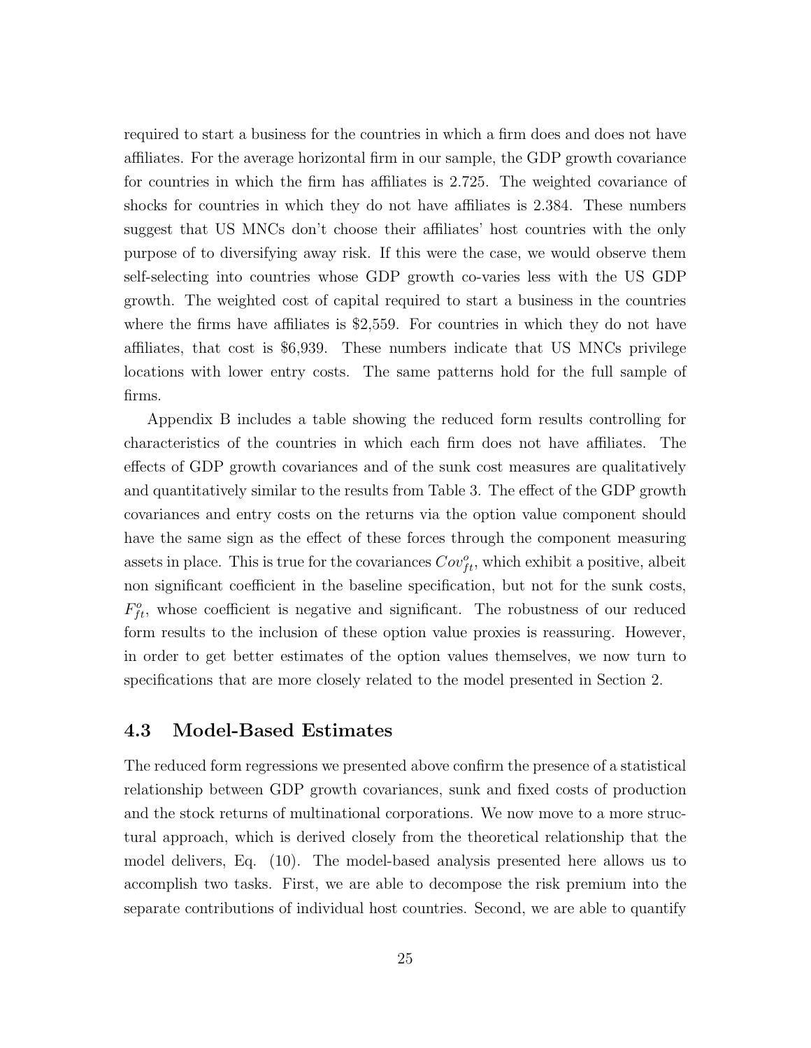required to start a business for the countries in which a firm does and does not have affiliates. For the average horizontal firm in our sample, the GDP growth covariance for countries in which the firm has affiliates is 2.725. The weighted covariance of shocks for countries in which they do not have affiliates is 2.384. These numbers suggest that US MNCs don't choose their affiliates' host countries with the only purpose of to diversifying away risk. If this were the case, we would observe them self-selecting into countries whose GDP growth co-varies less with the US GDP growth. The weighted cost of capital required to start a business in the countries where the firms have affiliates is \$2,559. For countries in which they do not have affiliates, that cost is \$6,939. These numbers indicate that US MNCs privilege locations with lower entry costs. The same patterns hold for the full sample of firms.

Appendix B includes a table showing the reduced form results controlling for characteristics of the countries in which each firm does not have affiliates. The effects of GDP growth covariances and of the sunk cost measures are qualitatively and quantitatively similar to the results from Table 3. The effect of the GDP growth covariances and entry costs on the returns via the option value component should have the same sign as the effect of these forces through the component measuring assets in place. This is true for the covariances $Cov^{o}_{ft}$, which exhibit a positive, albeit non significant coefficient in the baseline specification, but not for the sunk costs, $F^{o}_{ft}$, whose coefficient is negative and significant. The robustness of our reduced form results to the inclusion of these option value proxies is reassuring. However, in order to get better estimates of the option values themselves, we now turn to specifications that are more closely related to the model presented in Section 2.

### 4.3 Model-Based Estimates

The reduced form regressions we presented above confirm the presence of a statistical relationship between GDP growth covariances, sunk and fixed costs of production and the stock returns of multinational corporations. We now move to a more structural approach, which is derived closely from the theoretical relationship that the model delivers, Eq. (10). The model-based analysis presented here allows us to accomplish two tasks. First, we are able to decompose the risk premium into the separate contributions of individual host countries. Second, we are able to quantify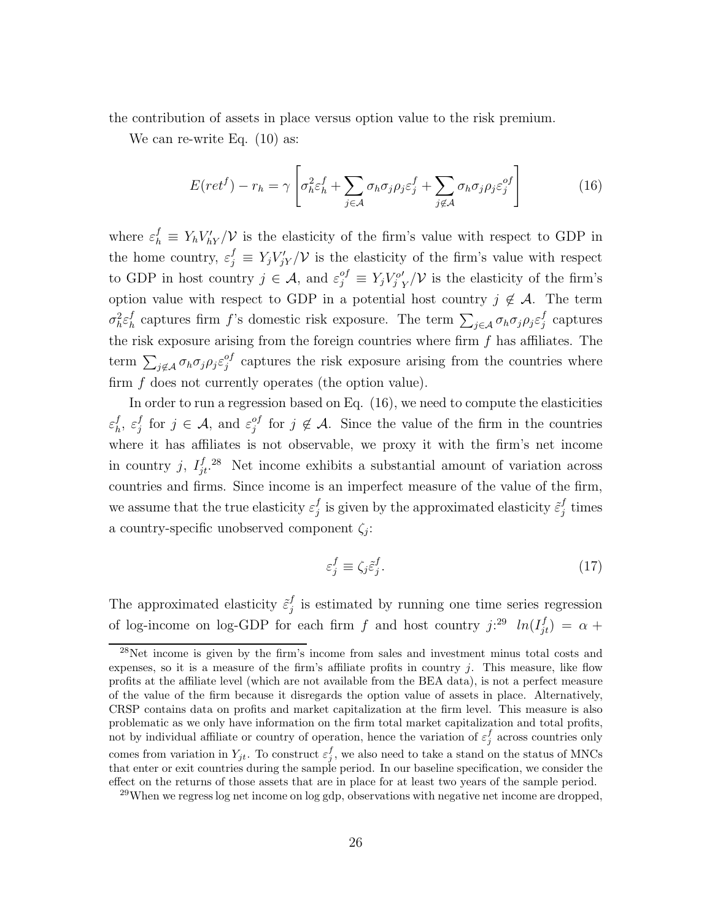the contribution of assets in place versus option value to the risk premium.

We can re-write Eq. (10) as:

$$E(ret^f) - r_h = \gamma \left[ \sigma_h^2 \varepsilon_h^f + \sum_{j \in \mathcal{A}} \sigma_h \sigma_j \rho_j \varepsilon_j^f + \sum_{j \notin \mathcal{A}} \sigma_h \sigma_j \rho_j \varepsilon_j^{of} \right] \tag{16}$$

where $\varepsilon_h^f \equiv Y_h V_{hY}' / \mathcal{V}$ is the elasticity of the firm's value with respect to GDP in the home country, $\varepsilon_j^f \equiv Y_j V_{jY}' / \mathcal{V}$ is the elasticity of the firm's value with respect to GDP in host country $j \in \mathcal{A}$, and $\varepsilon_j^{of} \equiv Y_j V_{j\,Y}^{o\prime} / \mathcal{V}$ is the elasticity of the firm's option value with respect to GDP in a potential host country $j \notin \mathcal{A}$. The term $\sigma_h^2 \varepsilon_h^f$ captures firm $f$'s domestic risk exposure. The term $\sum_{j \in \mathcal{A}} \sigma_h \sigma_j \rho_j \varepsilon_j^f$ captures the risk exposure arising from the foreign countries where firm $f$ has affiliates. The term $\sum_{j \notin \mathcal{A}} \sigma_h \sigma_j \rho_j \varepsilon_j^{of}$ captures the risk exposure arising from the countries where firm $f$ does not currently operates (the option value).

In order to run a regression based on Eq. (16), we need to compute the elasticities $\varepsilon_h^f$, $\varepsilon_j^f$ for $j \in \mathcal{A}$, and $\varepsilon_j^{of}$ for $j \notin \mathcal{A}$. Since the value of the firm in the countries where it has affiliates is not observable, we proxy it with the firm's net income in country $j$, $I_{jt}^f$.[28] Net income exhibits a substantial amount of variation across countries and firms. Since income is an imperfect measure of the value of the firm, we assume that the true elasticity $\varepsilon_j^f$ is given by the approximated elasticity $\tilde{\varepsilon}_j^f$ times a country-specific unobserved component $\zeta_j$:

$$\varepsilon_j^f \equiv \zeta_j \tilde{\varepsilon}_j^f. \tag{17}$$

The approximated elasticity $\tilde{\varepsilon}_j^f$ is estimated by running one time series regression of log-income on log-GDP for each firm $f$ and host country $j$:[29] $ln(I_{jt}^f) = \alpha +$

[28] Net income is given by the firm's income from sales and investment minus total costs and expenses, so it is a measure of the firm's affiliate profits in country $j$. This measure, like flow profits at the affiliate level (which are not available from the BEA data), is not a perfect measure of the value of the firm because it disregards the option value of assets in place. Alternatively, CRSP contains data on profits and market capitalization at the firm level. This measure is also problematic as we only have information on the firm total market capitalization and total profits, not by individual affiliate or country of operation, hence the variation of $\varepsilon_j^f$ across countries only comes from variation in $Y_{jt}$. To construct $\varepsilon_j^f$, we also need to take a stand on the status of MNCs that enter or exit countries during the sample period. In our baseline specification, we consider the effect on the returns of those assets that are in place for at least two years of the sample period.

[29] When we regress log net income on log gdp, observations with negative net income are dropped,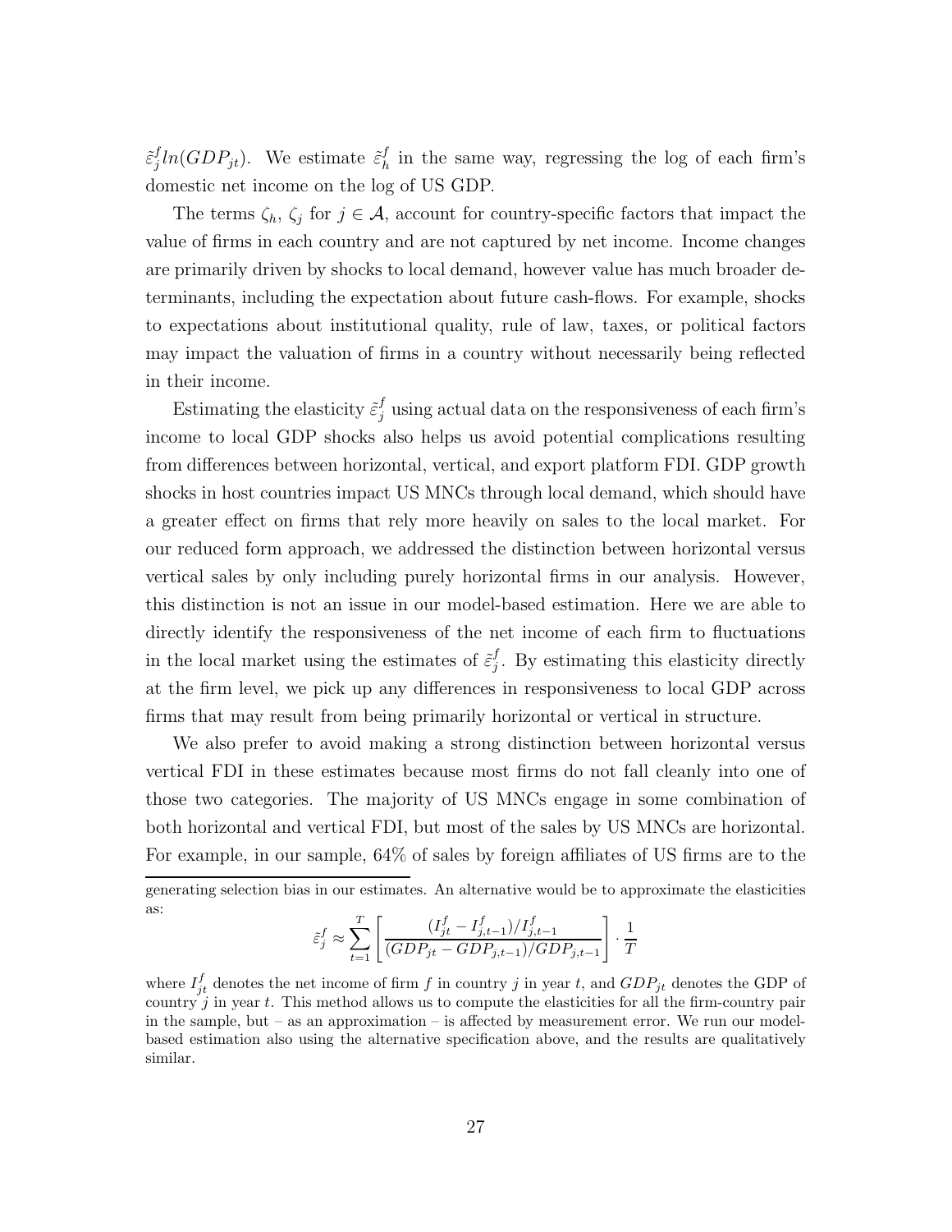$\tilde{\varepsilon}_j^f ln(GDP_{jt})$. We estimate $\tilde{\varepsilon}_h^f$ in the same way, regressing the log of each firm's domestic net income on the log of US GDP.

The terms $\zeta_h$, $\zeta_j$ for $j \in \mathcal{A}$, account for country-specific factors that impact the value of firms in each country and are not captured by net income. Income changes are primarily driven by shocks to local demand, however value has much broader determinants, including the expectation about future cash-flows. For example, shocks to expectations about institutional quality, rule of law, taxes, or political factors may impact the valuation of firms in a country without necessarily being reflected in their income.

Estimating the elasticity $\tilde{\varepsilon}_j^f$ using actual data on the responsiveness of each firm's income to local GDP shocks also helps us avoid potential complications resulting from differences between horizontal, vertical, and export platform FDI. GDP growth shocks in host countries impact US MNCs through local demand, which should have a greater effect on firms that rely more heavily on sales to the local market. For our reduced form approach, we addressed the distinction between horizontal versus vertical sales by only including purely horizontal firms in our analysis. However, this distinction is not an issue in our model-based estimation. Here we are able to directly identify the responsiveness of the net income of each firm to fluctuations in the local market using the estimates of $\tilde{\varepsilon}_j^f$. By estimating this elasticity directly at the firm level, we pick up any differences in responsiveness to local GDP across firms that may result from being primarily horizontal or vertical in structure.

We also prefer to avoid making a strong distinction between horizontal versus vertical FDI in these estimates because most firms do not fall cleanly into one of those two categories. The majority of US MNCs engage in some combination of both horizontal and vertical FDI, but most of the sales by US MNCs are horizontal. For example, in our sample, 64% of sales by foreign affiliates of US firms are to the

generating selection bias in our estimates. An alternative would be to approximate the elasticities as:

$$\tilde{\varepsilon}_j^f \approx \sum_{t=1}^{T} \left[ \frac{(I_{jt}^f - I_{j,t-1}^f)/I_{j,t-1}^f}{(GDP_{jt} - GDP_{j,t-1})/GDP_{j,t-1}} \right] \cdot \frac{1}{T}$$

where $I_{jt}^f$ denotes the net income of firm $f$ in country $j$ in year $t$, and $GDP_{jt}$ denotes the GDP of country $j$ in year $t$. This method allows us to compute the elasticities for all the firm-country pair in the sample, but – as an approximation – is affected by measurement error. We run our model-based estimation also using the alternative specification above, and the results are qualitatively similar.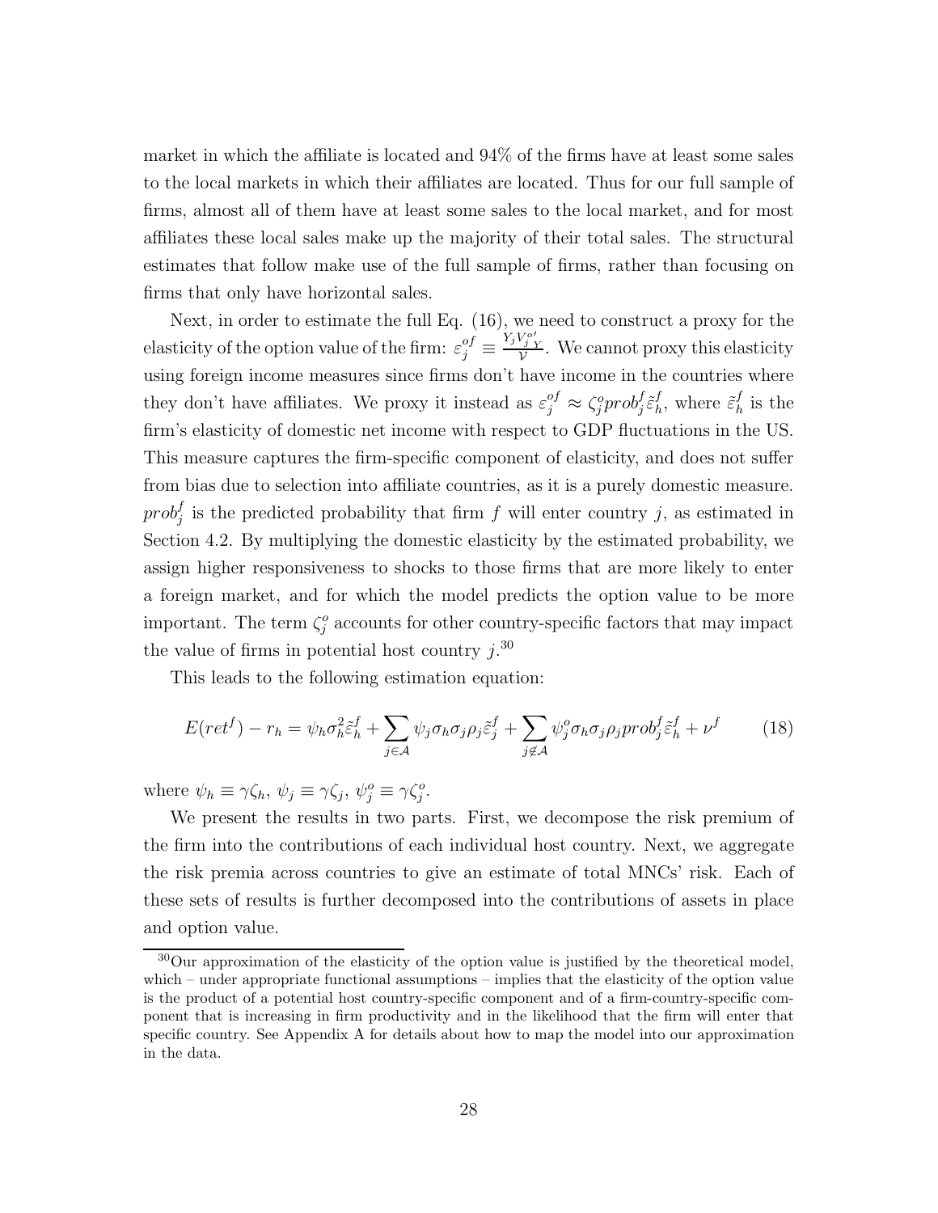market in which the affiliate is located and 94% of the firms have at least some sales to the local markets in which their affiliates are located. Thus for our full sample of firms, almost all of them have at least some sales to the local market, and for most affiliates these local sales make up the majority of their total sales. The structural estimates that follow make use of the full sample of firms, rather than focusing on firms that only have horizontal sales.

Next, in order to estimate the full Eq. (16), we need to construct a proxy for the elasticity of the option value of the firm: $\varepsilon_j^{of} \equiv \frac{Y_j V_{j\,Y}^{o\prime}}{\mathcal{V}}$. We cannot proxy this elasticity using foreign income measures since firms don't have income in the countries where they don't have affiliates. We proxy it instead as $\varepsilon_j^{of} \approx \zeta_j^o prob_j^f \tilde{\varepsilon}_h^f$, where $\tilde{\varepsilon}_h^f$ is the firm's elasticity of domestic net income with respect to GDP fluctuations in the US. This measure captures the firm-specific component of elasticity, and does not suffer from bias due to selection into affiliate countries, as it is a purely domestic measure. $prob_j^f$ is the predicted probability that firm $f$ will enter country $j$, as estimated in Section 4.2. By multiplying the domestic elasticity by the estimated probability, we assign higher responsiveness to shocks to those firms that are more likely to enter a foreign market, and for which the model predicts the option value to be more important. The term $\zeta_j^o$ accounts for other country-specific factors that may impact the value of firms in potential host country $j$.[30]

This leads to the following estimation equation:

$$E(ret^f) - r_h = \psi_h \sigma_h^2 \tilde{\varepsilon}_h^f + \sum_{j \in \mathcal{A}} \psi_j \sigma_h \sigma_j \rho_j \tilde{\varepsilon}_j^f + \sum_{j \notin \mathcal{A}} \psi_j^o \sigma_h \sigma_j \rho_j prob_j^f \tilde{\varepsilon}_h^f + \nu^f \tag{18}$$

where $\psi_h \equiv \gamma \zeta_h$, $\psi_j \equiv \gamma \zeta_j$, $\psi_j^o \equiv \gamma \zeta_j^o$.

We present the results in two parts. First, we decompose the risk premium of the firm into the contributions of each individual host country. Next, we aggregate the risk premia across countries to give an estimate of total MNCs' risk. Each of these sets of results is further decomposed into the contributions of assets in place and option value.

[30] Our approximation of the elasticity of the option value is justified by the theoretical model, which – under appropriate functional assumptions – implies that the elasticity of the option value is the product of a potential host country-specific component and of a firm-country-specific component that is increasing in firm productivity and in the likelihood that the firm will enter that specific country. See Appendix A for details about how to map the model into our approximation in the data.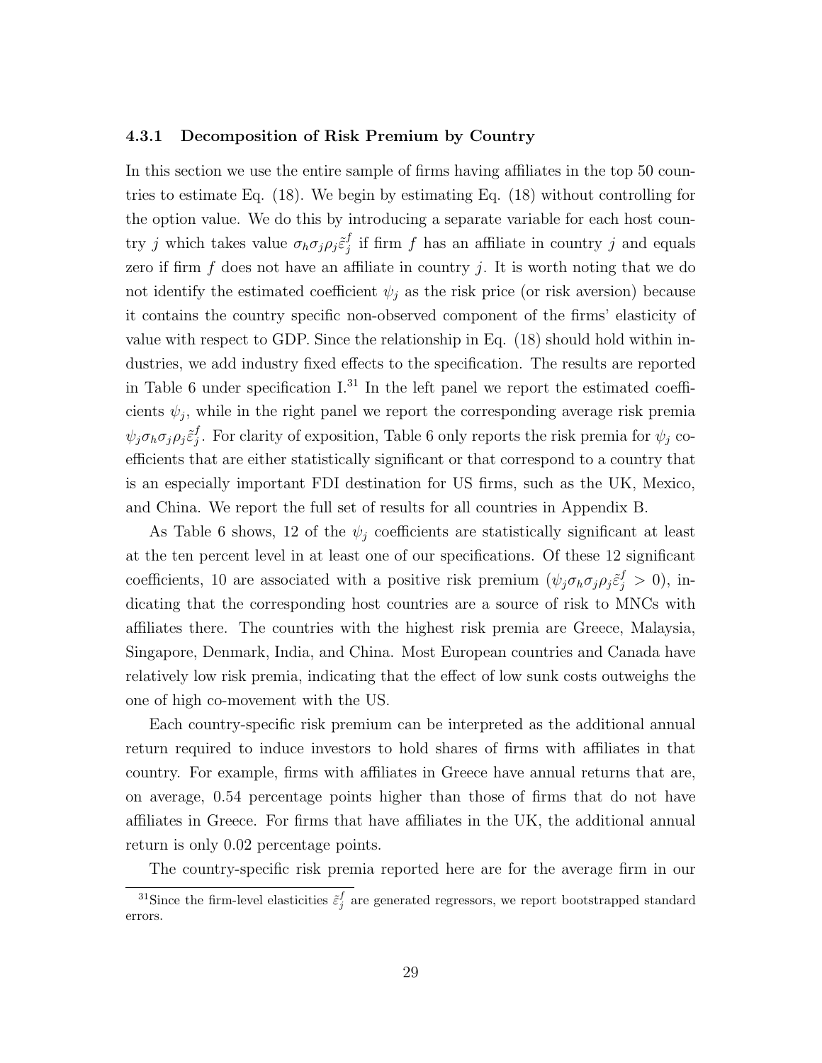### 4.3.1 Decomposition of Risk Premium by Country

In this section we use the entire sample of firms having affiliates in the top 50 countries to estimate Eq. (18). We begin by estimating Eq. (18) without controlling for the option value. We do this by introducing a separate variable for each host country $j$ which takes value $\sigma_h \sigma_j \rho_j \tilde{\varepsilon}_j^f$ if firm $f$ has an affiliate in country $j$ and equals zero if firm $f$ does not have an affiliate in country $j$. It is worth noting that we do not identify the estimated coefficient $\psi_j$ as the risk price (or risk aversion) because it contains the country specific non-observed component of the firms' elasticity of value with respect to GDP. Since the relationship in Eq. (18) should hold within industries, we add industry fixed effects to the specification. The results are reported in Table 6 under specification I.[31] In the left panel we report the estimated coefficients $\psi_j$, while in the right panel we report the corresponding average risk premia $\psi_j \sigma_h \sigma_j \rho_j \tilde{\varepsilon}_j^f$. For clarity of exposition, Table 6 only reports the risk premia for $\psi_j$ coefficients that are either statistically significant or that correspond to a country that is an especially important FDI destination for US firms, such as the UK, Mexico, and China. We report the full set of results for all countries in Appendix B.

As Table 6 shows, 12 of the $\psi_j$ coefficients are statistically significant at least at the ten percent level in at least one of our specifications. Of these 12 significant coefficients, 10 are associated with a positive risk premium ($\psi_j \sigma_h \sigma_j \rho_j \tilde{\varepsilon}_j^f > 0$), indicating that the corresponding host countries are a source of risk to MNCs with affiliates there. The countries with the highest risk premia are Greece, Malaysia, Singapore, Denmark, India, and China. Most European countries and Canada have relatively low risk premia, indicating that the effect of low sunk costs outweighs the one of high co-movement with the US.

Each country-specific risk premium can be interpreted as the additional annual return required to induce investors to hold shares of firms with affiliates in that country. For example, firms with affiliates in Greece have annual returns that are, on average, 0.54 percentage points higher than those of firms that do not have affiliates in Greece. For firms that have affiliates in the UK, the additional annual return is only 0.02 percentage points.

The country-specific risk premia reported here are for the average firm in our

[31] Since the firm-level elasticities $\tilde{\varepsilon}_j^f$ are generated regressors, we report bootstrapped standard errors.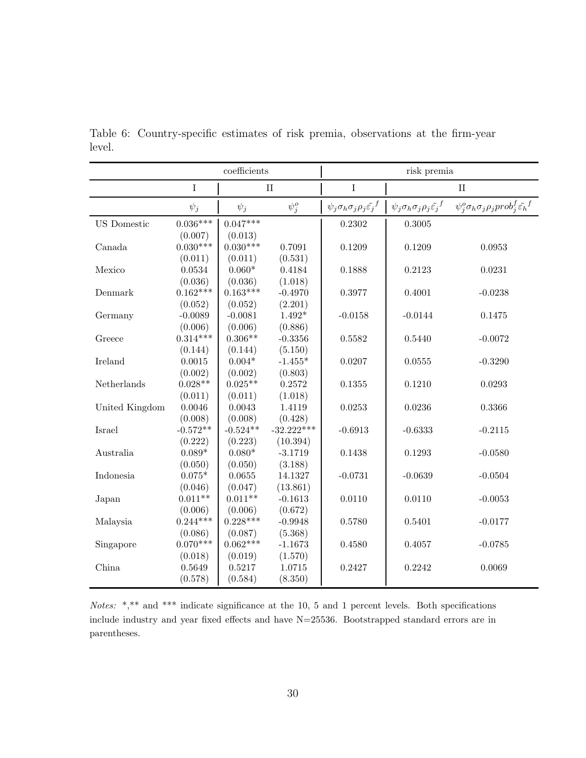Table 6: Country-specific estimates of risk premia, observations at the firm-year level.

| | coefficients | | | risk premia | | |
|---|---|---|---|---|---|---|
| | I | II | | I | II | |
| | $\psi_j$ | $\psi_j$ | $\psi_j^o$ | $\psi_j \sigma_h \sigma_j \rho_j \tilde{\varepsilon_j}^f$ | $\psi_j \sigma_h \sigma_j \rho_j \tilde{\varepsilon_j}^f$ | $\psi_j^o \sigma_h \sigma_j \rho_j prob_j^f \tilde{\varepsilon_h}^f$ |
| US Domestic | 0.036*** | 0.047*** | | 0.2302 | 0.3005 | |
| | (0.007) | (0.013) | | | | |
| Canada | 0.030*** | 0.030*** | 0.7091 | 0.1209 | 0.1209 | 0.0953 |
| | (0.011) | (0.011) | (0.531) | | | |
| Mexico | 0.0534 | 0.060* | 0.4184 | 0.1888 | 0.2123 | 0.0231 |
| | (0.036) | (0.036) | (1.018) | | | |
| Denmark | 0.162*** | 0.163*** | -0.4970 | 0.3977 | 0.4001 | -0.0238 |
| | (0.052) | (0.052) | (2.201) | | | |
| Germany | -0.0089 | -0.0081 | 1.492* | -0.0158 | -0.0144 | 0.1475 |
| | (0.006) | (0.006) | (0.886) | | | |
| Greece | 0.314*** | 0.306** | -0.3356 | 0.5582 | 0.5440 | -0.0072 |
| | (0.144) | (0.144) | (5.150) | | | |
| Ireland | 0.0015 | 0.004* | -1.455* | 0.0207 | 0.0555 | -0.3290 |
| | (0.002) | (0.002) | (0.803) | | | |
| Netherlands | 0.028** | 0.025** | 0.2572 | 0.1355 | 0.1210 | 0.0293 |
| | (0.011) | (0.011) | (1.018) | | | |
| United Kingdom | 0.0046 | 0.0043 | 1.4119 | 0.0253 | 0.0236 | 0.3366 |
| | (0.008) | (0.008) | (0.428) | | | |
| Israel | -0.572** | -0.524** | -32.222*** | -0.6913 | -0.6333 | -0.2115 |
| | (0.222) | (0.223) | (10.394) | | | |
| Australia | 0.089* | 0.080* | -3.1719 | 0.1438 | 0.1293 | -0.0580 |
| | (0.050) | (0.050) | (3.188) | | | |
| Indonesia | 0.075* | 0.0655 | 14.1327 | -0.0731 | -0.0639 | -0.0504 |
| | (0.046) | (0.047) | (13.861) | | | |
| Japan | 0.011** | 0.011** | -0.1613 | 0.0110 | 0.0110 | -0.0053 |
| | (0.006) | (0.006) | (0.672) | | | |
| Malaysia | 0.244*** | 0.228*** | -0.9948 | 0.5780 | 0.5401 | -0.0177 |
| | (0.086) | (0.087) | (5.368) | | | |
| Singapore | 0.070*** | 0.062*** | -1.1673 | 0.4580 | 0.4057 | -0.0785 |
| | (0.018) | (0.019) | (1.570) | | | |
| China | 0.5649 | 0.5217 | 1.0715 | 0.2427 | 0.2242 | 0.0069 |
| | (0.578) | (0.584) | (8.350) | | | |

*Notes:* *,** and *** indicate significance at the 10, 5 and 1 percent levels. Both specifications include industry and year fixed effects and have N=25536. Bootstrapped standard errors are in parentheses.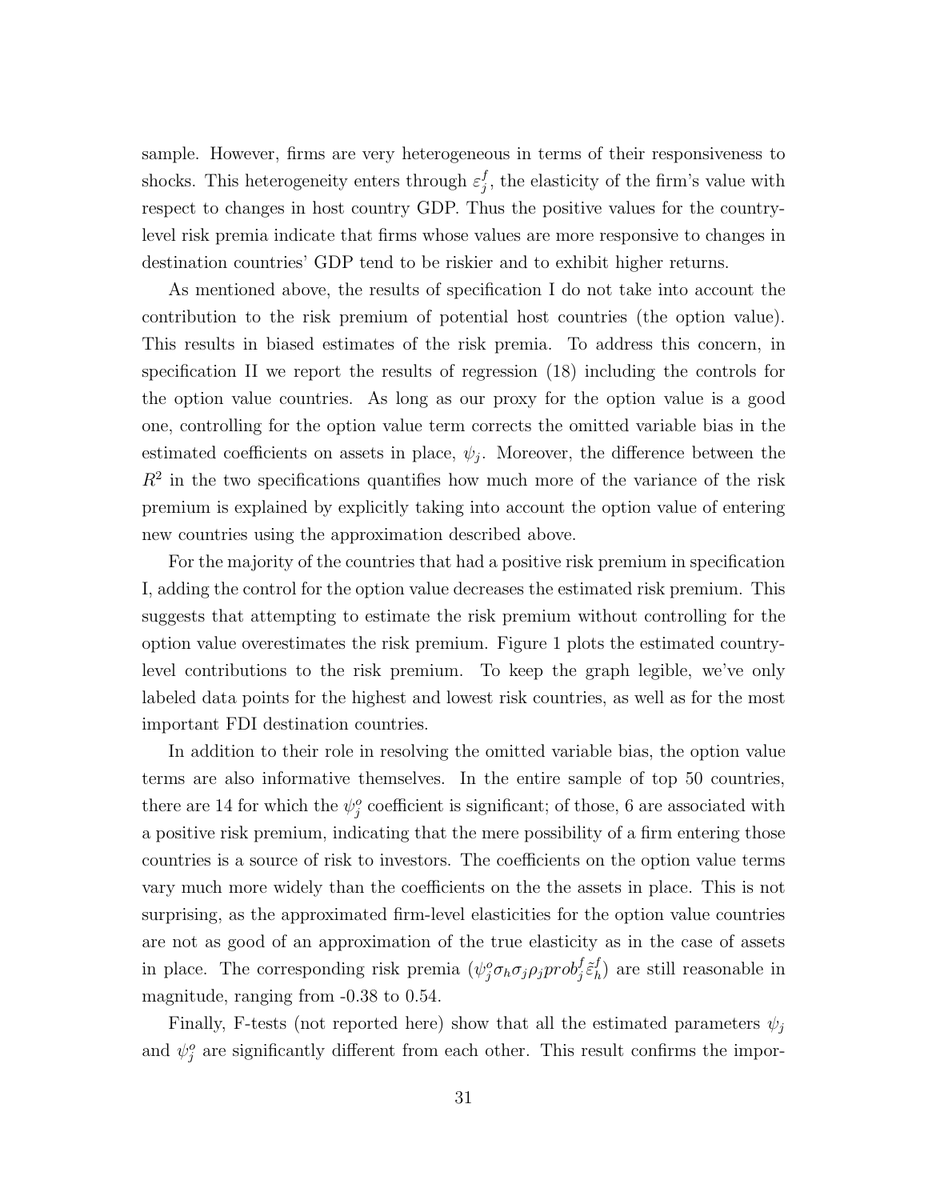sample. However, firms are very heterogeneous in terms of their responsiveness to shocks. This heterogeneity enters through $\varepsilon_j^f$, the elasticity of the firm's value with respect to changes in host country GDP. Thus the positive values for the country-level risk premia indicate that firms whose values are more responsive to changes in destination countries' GDP tend to be riskier and to exhibit higher returns.

As mentioned above, the results of specification I do not take into account the contribution to the risk premium of potential host countries (the option value). This results in biased estimates of the risk premia. To address this concern, in specification II we report the results of regression (18) including the controls for the option value countries. As long as our proxy for the option value is a good one, controlling for the option value term corrects the omitted variable bias in the estimated coefficients on assets in place, $\psi_j$. Moreover, the difference between the $R^2$ in the two specifications quantifies how much more of the variance of the risk premium is explained by explicitly taking into account the option value of entering new countries using the approximation described above.

For the majority of the countries that had a positive risk premium in specification I, adding the control for the option value decreases the estimated risk premium. This suggests that attempting to estimate the risk premium without controlling for the option value overestimates the risk premium. Figure 1 plots the estimated country-level contributions to the risk premium. To keep the graph legible, we've only labeled data points for the highest and lowest risk countries, as well as for the most important FDI destination countries.

In addition to their role in resolving the omitted variable bias, the option value terms are also informative themselves. In the entire sample of top 50 countries, there are 14 for which the $\psi_j^o$ coefficient is significant; of those, 6 are associated with a positive risk premium, indicating that the mere possibility of a firm entering those countries is a source of risk to investors. The coefficients on the option value terms vary much more widely than the coefficients on the the assets in place. This is not surprising, as the approximated firm-level elasticities for the option value countries are not as good of an approximation of the true elasticity as in the case of assets in place. The corresponding risk premia ($\psi_j^o \sigma_h \sigma_j \rho_j prob_j^f \tilde{\varepsilon}_h^f$) are still reasonable in magnitude, ranging from -0.38 to 0.54.

Finally, F-tests (not reported here) show that all the estimated parameters $\psi_j$ and $\psi_j^o$ are significantly different from each other. This result confirms the impor-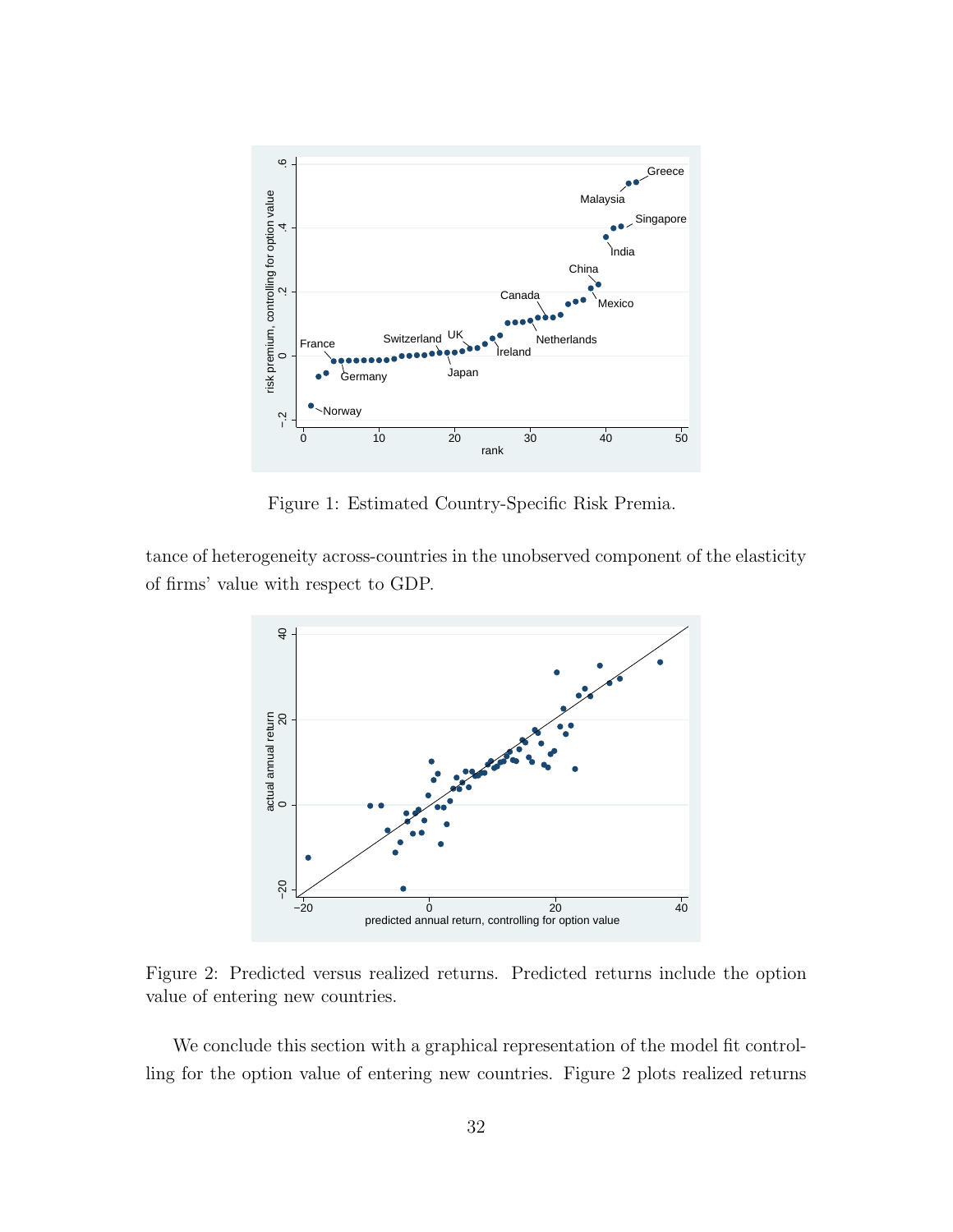Figure 1: Estimated Country-Specific Risk Premia.

tance of heterogeneity across-countries in the unobserved component of the elasticity of firms' value with respect to GDP.

Figure 2: Predicted versus realized returns. Predicted returns include the option value of entering new countries.

We conclude this section with a graphical representation of the model fit controlling for the option value of entering new countries. Figure 2 plots realized returns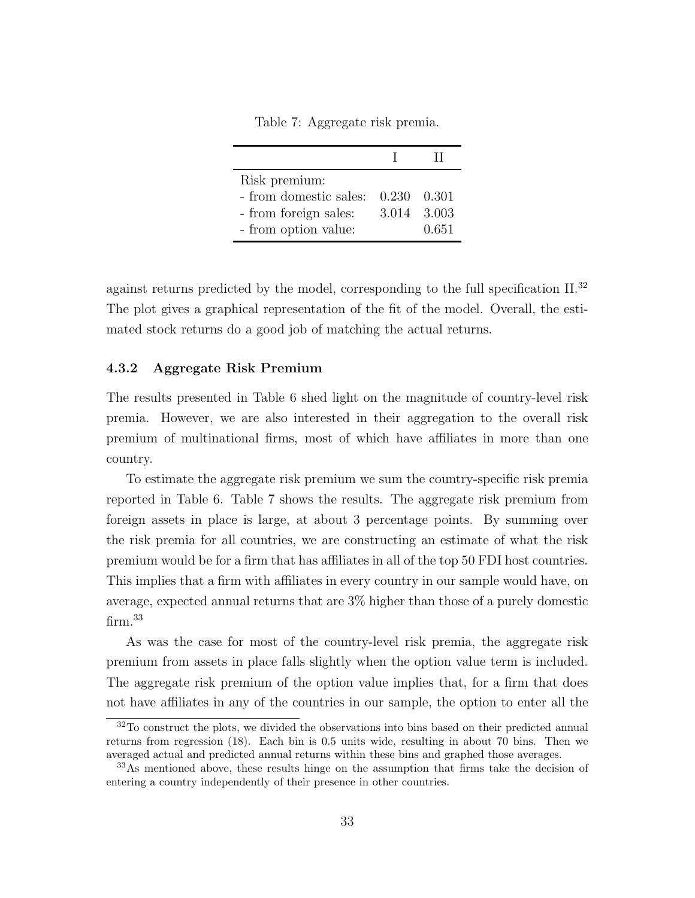Table 7: Aggregate risk premia.

| | I | II |
|---|---|---|
| Risk premium: | | |
| - from domestic sales: | 0.230 | 0.301 |
| - from foreign sales: | 3.014 | 3.003 |
| - from option value: | | 0.651 |

against returns predicted by the model, corresponding to the full specification II.[32] The plot gives a graphical representation of the fit of the model. Overall, the estimated stock returns do a good job of matching the actual returns.

#### 4.3.2 Aggregate Risk Premium

The results presented in Table 6 shed light on the magnitude of country-level risk premia. However, we are also interested in their aggregation to the overall risk premium of multinational firms, most of which have affiliates in more than one country.

To estimate the aggregate risk premium we sum the country-specific risk premia reported in Table 6. Table 7 shows the results. The aggregate risk premium from foreign assets in place is large, at about 3 percentage points. By summing over the risk premia for all countries, we are constructing an estimate of what the risk premium would be for a firm that has affiliates in all of the top 50 FDI host countries. This implies that a firm with affiliates in every country in our sample would have, on average, expected annual returns that are 3% higher than those of a purely domestic firm.[33]

As was the case for most of the country-level risk premia, the aggregate risk premium from assets in place falls slightly when the option value term is included. The aggregate risk premium of the option value implies that, for a firm that does not have affiliates in any of the countries in our sample, the option to enter all the

[32] To construct the plots, we divided the observations into bins based on their predicted annual returns from regression (18). Each bin is 0.5 units wide, resulting in about 70 bins. Then we averaged actual and predicted annual returns within these bins and graphed those averages.

[33] As mentioned above, these results hinge on the assumption that firms take the decision of entering a country independently of their presence in other countries.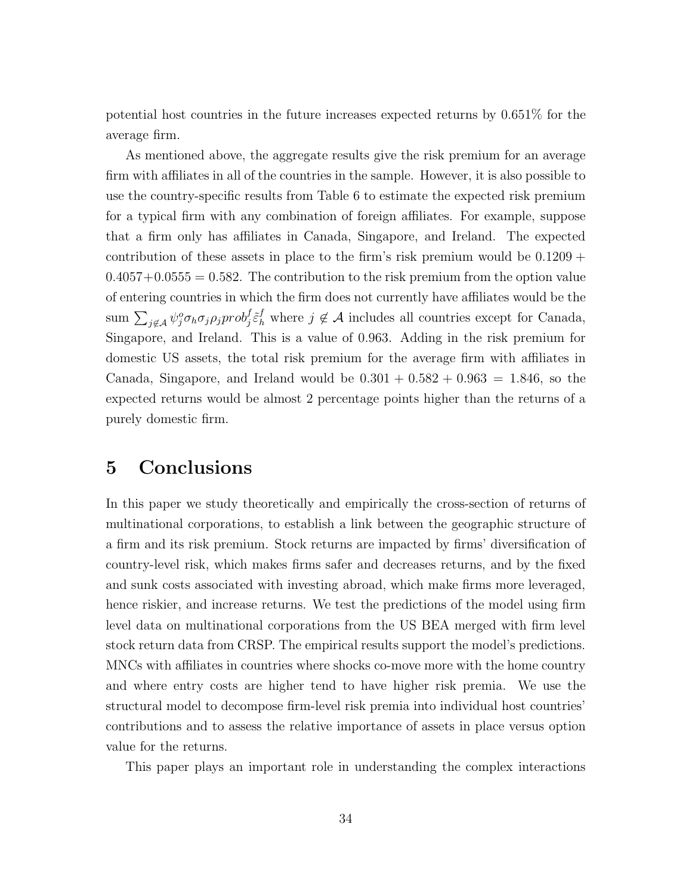potential host countries in the future increases expected returns by 0.651% for the average firm.

As mentioned above, the aggregate results give the risk premium for an average firm with affiliates in all of the countries in the sample. However, it is also possible to use the country-specific results from Table 6 to estimate the expected risk premium for a typical firm with any combination of foreign affiliates. For example, suppose that a firm only has affiliates in Canada, Singapore, and Ireland. The expected contribution of these assets in place to the firm's risk premium would be $0.1209 + 0.4057 + 0.0555 = 0.582$. The contribution to the risk premium from the option value of entering countries in which the firm does not currently have affiliates would be the sum $\sum_{j \notin \mathcal{A}} \psi_j^o \sigma_h \sigma_j \rho_j prob_j^f \tilde{\varepsilon}_h^f$ where $j \notin \mathcal{A}$ includes all countries except for Canada, Singapore, and Ireland. This is a value of 0.963. Adding in the risk premium for domestic US assets, the total risk premium for the average firm with affiliates in Canada, Singapore, and Ireland would be $0.301 + 0.582 + 0.963 = 1.846$, so the expected returns would be almost 2 percentage points higher than the returns of a purely domestic firm.

# 5 Conclusions

In this paper we study theoretically and empirically the cross-section of returns of multinational corporations, to establish a link between the geographic structure of a firm and its risk premium. Stock returns are impacted by firms' diversification of country-level risk, which makes firms safer and decreases returns, and by the fixed and sunk costs associated with investing abroad, which make firms more leveraged, hence riskier, and increase returns. We test the predictions of the model using firm level data on multinational corporations from the US BEA merged with firm level stock return data from CRSP. The empirical results support the model's predictions. MNCs with affiliates in countries where shocks co-move more with the home country and where entry costs are higher tend to have higher risk premia. We use the structural model to decompose firm-level risk premia into individual host countries' contributions and to assess the relative importance of assets in place versus option value for the returns.

This paper plays an important role in understanding the complex interactions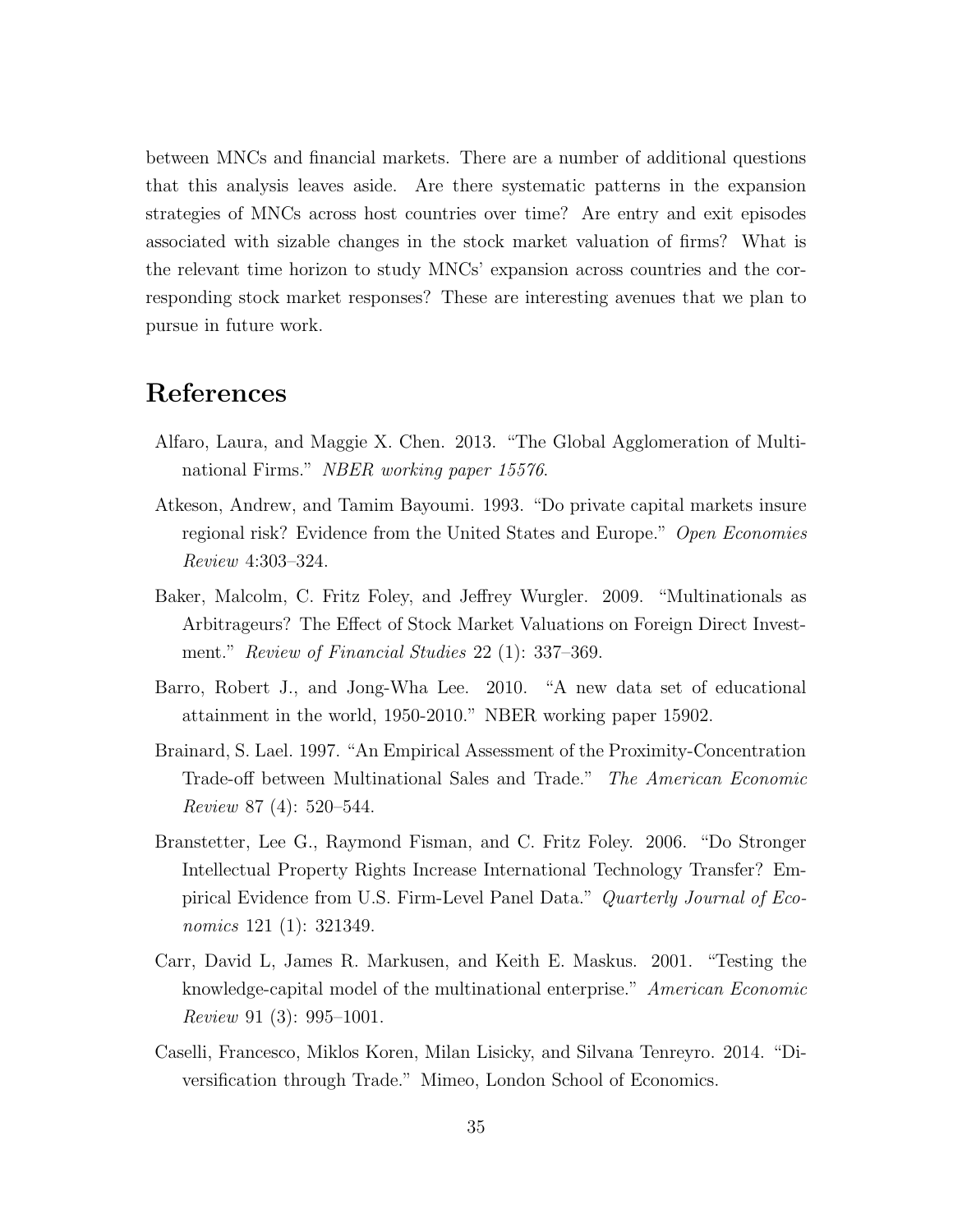between MNCs and financial markets. There are a number of additional questions that this analysis leaves aside. Are there systematic patterns in the expansion strategies of MNCs across host countries over time? Are entry and exit episodes associated with sizable changes in the stock market valuation of firms? What is the relevant time horizon to study MNCs' expansion across countries and the corresponding stock market responses? These are interesting avenues that we plan to pursue in future work.

# References

Alfaro, Laura, and Maggie X. Chen. 2013. "The Global Agglomeration of Multinational Firms." *NBER working paper 15576*.

Atkeson, Andrew, and Tamim Bayoumi. 1993. "Do private capital markets insure regional risk? Evidence from the United States and Europe." *Open Economies Review* 4:303–324.

Baker, Malcolm, C. Fritz Foley, and Jeffrey Wurgler. 2009. "Multinationals as Arbitrageurs? The Effect of Stock Market Valuations on Foreign Direct Investment." *Review of Financial Studies* 22 (1): 337–369.

Barro, Robert J., and Jong-Wha Lee. 2010. "A new data set of educational attainment in the world, 1950-2010." NBER working paper 15902.

Brainard, S. Lael. 1997. "An Empirical Assessment of the Proximity-Concentration Trade-off between Multinational Sales and Trade." *The American Economic Review* 87 (4): 520–544.

Branstetter, Lee G., Raymond Fisman, and C. Fritz Foley. 2006. "Do Stronger Intellectual Property Rights Increase International Technology Transfer? Empirical Evidence from U.S. Firm-Level Panel Data." *Quarterly Journal of Economics* 121 (1): 321349.

Carr, David L, James R. Markusen, and Keith E. Maskus. 2001. "Testing the knowledge-capital model of the multinational enterprise." *American Economic Review* 91 (3): 995–1001.

Caselli, Francesco, Miklos Koren, Milan Lisicky, and Silvana Tenreyro. 2014. "Diversification through Trade." Mimeo, London School of Economics.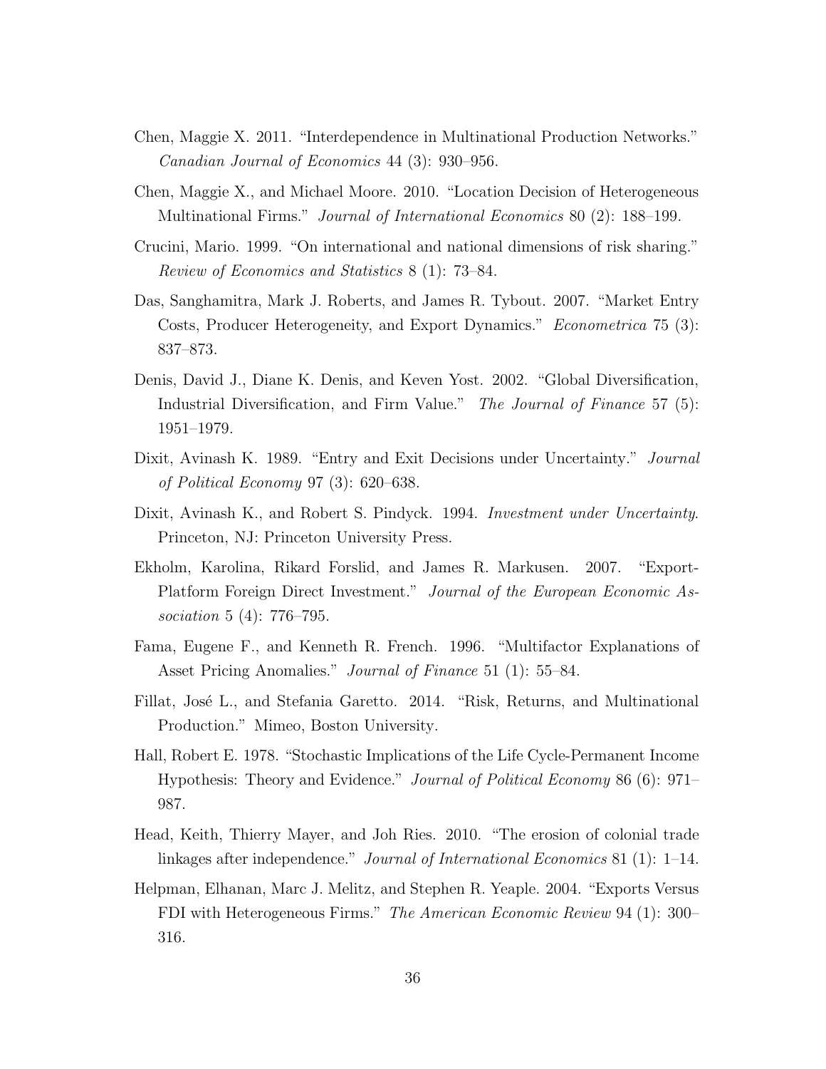Chen, Maggie X. 2011. "Interdependence in Multinational Production Networks." *Canadian Journal of Economics* 44 (3): 930–956.

Chen, Maggie X., and Michael Moore. 2010. "Location Decision of Heterogeneous Multinational Firms." *Journal of International Economics* 80 (2): 188–199.

Crucini, Mario. 1999. "On international and national dimensions of risk sharing." *Review of Economics and Statistics* 8 (1): 73–84.

Das, Sanghamitra, Mark J. Roberts, and James R. Tybout. 2007. "Market Entry Costs, Producer Heterogeneity, and Export Dynamics." *Econometrica* 75 (3): 837–873.

Denis, David J., Diane K. Denis, and Keven Yost. 2002. "Global Diversification, Industrial Diversification, and Firm Value." *The Journal of Finance* 57 (5): 1951–1979.

Dixit, Avinash K. 1989. "Entry and Exit Decisions under Uncertainty." *Journal of Political Economy* 97 (3): 620–638.

Dixit, Avinash K., and Robert S. Pindyck. 1994. *Investment under Uncertainty*. Princeton, NJ: Princeton University Press.

Ekholm, Karolina, Rikard Forslid, and James R. Markusen. 2007. "Export-Platform Foreign Direct Investment." *Journal of the European Economic Association* 5 (4): 776–795.

Fama, Eugene F., and Kenneth R. French. 1996. "Multifactor Explanations of Asset Pricing Anomalies." *Journal of Finance* 51 (1): 55–84.

Fillat, José L., and Stefania Garetto. 2014. "Risk, Returns, and Multinational Production." Mimeo, Boston University.

Hall, Robert E. 1978. "Stochastic Implications of the Life Cycle-Permanent Income Hypothesis: Theory and Evidence." *Journal of Political Economy* 86 (6): 971–987.

Head, Keith, Thierry Mayer, and Joh Ries. 2010. "The erosion of colonial trade linkages after independence." *Journal of International Economics* 81 (1): 1–14.

Helpman, Elhanan, Marc J. Melitz, and Stephen R. Yeaple. 2004. "Exports Versus FDI with Heterogeneous Firms." *The American Economic Review* 94 (1): 300–316.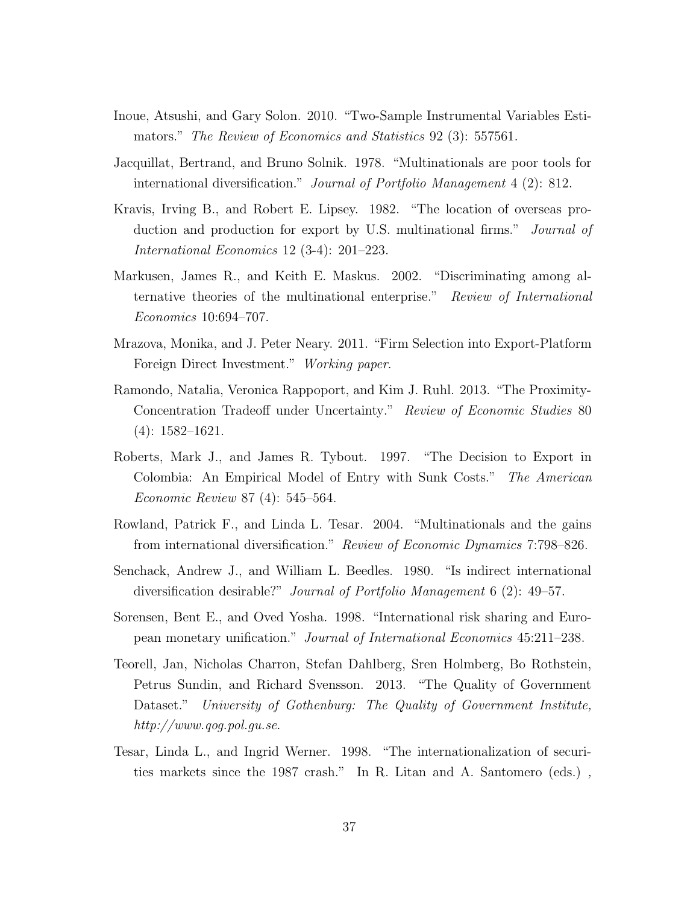Inoue, Atsushi, and Gary Solon. 2010. "Two-Sample Instrumental Variables Estimators." *The Review of Economics and Statistics* 92 (3): 557561.

Jacquillat, Bertrand, and Bruno Solnik. 1978. "Multinationals are poor tools for international diversification." *Journal of Portfolio Management* 4 (2): 812.

Kravis, Irving B., and Robert E. Lipsey. 1982. "The location of overseas production and production for export by U.S. multinational firms." *Journal of International Economics* 12 (3-4): 201–223.

Markusen, James R., and Keith E. Maskus. 2002. "Discriminating among alternative theories of the multinational enterprise." *Review of International Economics* 10:694–707.

Mrazova, Monika, and J. Peter Neary. 2011. "Firm Selection into Export-Platform Foreign Direct Investment." *Working paper*.

Ramondo, Natalia, Veronica Rappoport, and Kim J. Ruhl. 2013. "The Proximity-Concentration Tradeoff under Uncertainty." *Review of Economic Studies* 80 (4): 1582–1621.

Roberts, Mark J., and James R. Tybout. 1997. "The Decision to Export in Colombia: An Empirical Model of Entry with Sunk Costs." *The American Economic Review* 87 (4): 545–564.

Rowland, Patrick F., and Linda L. Tesar. 2004. "Multinationals and the gains from international diversification." *Review of Economic Dynamics* 7:798–826.

Senchack, Andrew J., and William L. Beedles. 1980. "Is indirect international diversification desirable?" *Journal of Portfolio Management* 6 (2): 49–57.

Sorensen, Bent E., and Oved Yosha. 1998. "International risk sharing and European monetary unification." *Journal of International Economics* 45:211–238.

Teorell, Jan, Nicholas Charron, Stefan Dahlberg, Sren Holmberg, Bo Rothstein, Petrus Sundin, and Richard Svensson. 2013. "The Quality of Government Dataset." *University of Gothenburg: The Quality of Government Institute, http://www.qog.pol.gu.se*.

Tesar, Linda L., and Ingrid Werner. 1998. "The internationalization of securities markets since the 1987 crash." In R. Litan and A. Santomero (eds.) ,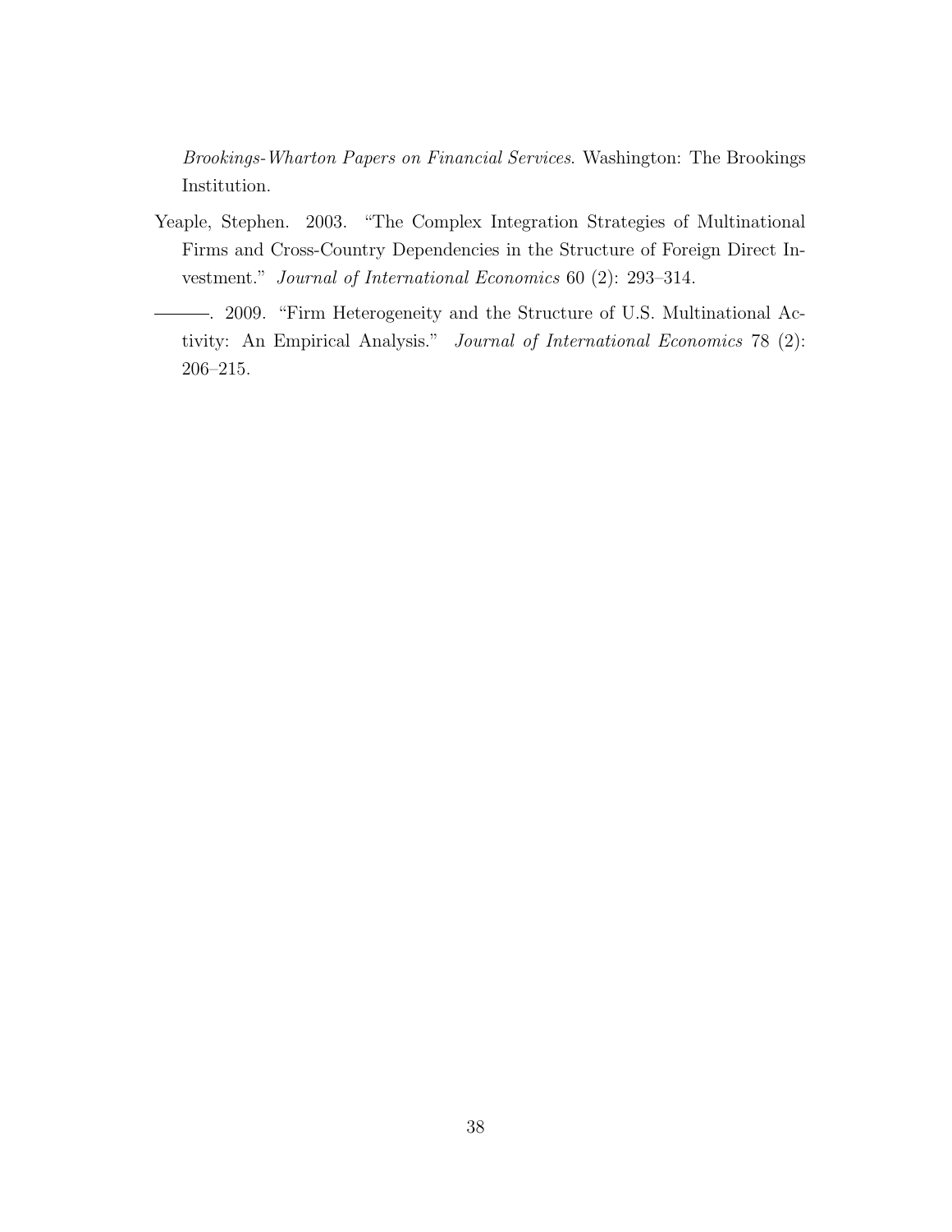*Brookings-Wharton Papers on Financial Services*. Washington: The Brookings Institution.

Yeaple, Stephen. 2003. "The Complex Integration Strategies of Multinational Firms and Cross-Country Dependencies in the Structure of Foreign Direct Investment." *Journal of International Economics* 60 (2): 293–314.

———. 2009. "Firm Heterogeneity and the Structure of U.S. Multinational Activity: An Empirical Analysis." *Journal of International Economics* 78 (2): 206–215.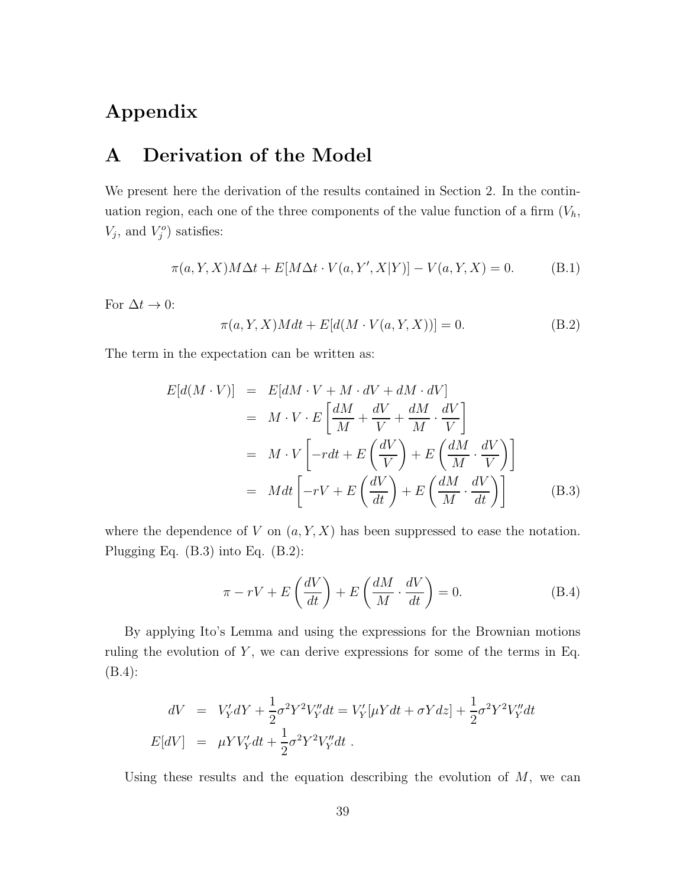# Appendix

## A Derivation of the Model

We present here the derivation of the results contained in Section 2. In the continuation region, each one of the three components of the value function of a firm ($V_h$, $V_j$, and $V_j^o$) satisfies:

$$\pi(a, Y, X)M\Delta t + E[M\Delta t \cdot V(a, Y', X|Y)] - V(a, Y, X) = 0. \tag{B.1}$$

For $\Delta t \to 0$:

$$\pi(a, Y, X)Mdt + E[d(M \cdot V(a, Y, X))] = 0. \tag{B.2}$$

The term in the expectation can be written as:

$$\begin{aligned}
E[d(M \cdot V)] &= E[dM \cdot V + M \cdot dV + dM \cdot dV] \\
&= M \cdot V \cdot E\left[\frac{dM}{M} + \frac{dV}{V} + \frac{dM}{M} \cdot \frac{dV}{V}\right] \\
&= M \cdot V \left[-rdt + E\left(\frac{dV}{V}\right) + E\left(\frac{dM}{M} \cdot \frac{dV}{V}\right)\right] \\
&= Mdt\left[-rV + E\left(\frac{dV}{dt}\right) + E\left(\frac{dM}{M} \cdot \frac{dV}{dt}\right)\right]
\end{aligned} \tag{B.3}$$

where the dependence of $V$ on $(a, Y, X)$ has been suppressed to ease the notation. Plugging Eq. (B.3) into Eq. (B.2):

$$\pi - rV + E\left(\frac{dV}{dt}\right) + E\left(\frac{dM}{M} \cdot \frac{dV}{dt}\right) = 0. \tag{B.4}$$

By applying Ito's Lemma and using the expressions for the Brownian motions ruling the evolution of $Y$, we can derive expressions for some of the terms in Eq. (B.4):

$$\begin{aligned}
dV &= V_Y' dY + \frac{1}{2}\sigma^2 Y^2 V_Y'' dt = V_Y'[\mu Y dt + \sigma Y dz] + \frac{1}{2}\sigma^2 Y^2 V_Y'' dt \\
E[dV] &= \mu Y V_Y' dt + \frac{1}{2}\sigma^2 Y^2 V_Y'' dt \ .
\end{aligned}$$

Using these results and the equation describing the evolution of $M$, we can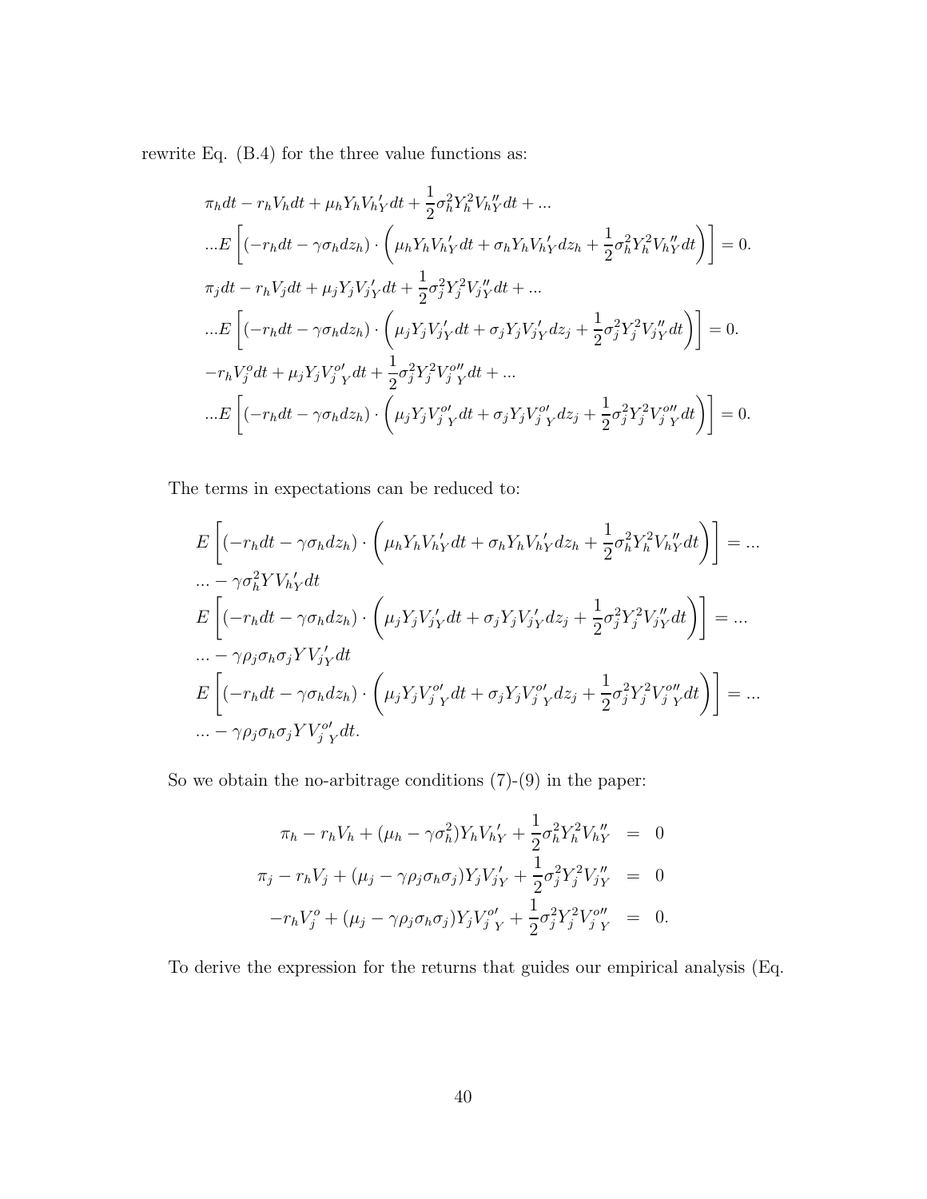rewrite Eq. (B.4) for the three value functions as:

$$
\begin{aligned}
&\pi_h dt - r_h V_h dt + \mu_h Y_h V_{hY}' dt + \frac{1}{2}\sigma_h^2 Y_h^2 V_{hY}'' dt + ... \\
&... E\left[(-r_h dt - \gamma\sigma_h dz_h)\cdot\left(\mu_h Y_h V_{hY}' dt + \sigma_h Y_h V_{hY}' dz_h + \frac{1}{2}\sigma_h^2 Y_h^2 V_{hY}'' dt\right)\right] = 0. \\
&\pi_j dt - r_h V_j dt + \mu_j Y_j V_{jY}' dt + \frac{1}{2}\sigma_j^2 Y_j^2 V_{jY}'' dt + ... \\
&... E\left[(-r_h dt - \gamma\sigma_h dz_h)\cdot\left(\mu_j Y_j V_{jY}' dt + \sigma_j Y_j V_{jY}' dz_j + \frac{1}{2}\sigma_j^2 Y_j^2 V_{jY}'' dt\right)\right] = 0. \\
&-r_h V_j^o dt + \mu_j Y_j V_{j\ Y}^{o\prime} dt + \frac{1}{2}\sigma_j^2 Y_j^2 V_{j\ Y}^{o\prime\prime} dt + ... \\
&... E\left[(-r_h dt - \gamma\sigma_h dz_h)\cdot\left(\mu_j Y_j V_{j\ Y}^{o\prime} dt + \sigma_j Y_j V_{j\ Y}^{o\prime} dz_j + \frac{1}{2}\sigma_j^2 Y_j^2 V_{j\ Y}^{o\prime\prime} dt\right)\right] = 0.
\end{aligned}
$$

The terms in expectations can be reduced to:

$$
\begin{aligned}
&E\left[(-r_h dt - \gamma\sigma_h dz_h)\cdot\left(\mu_h Y_h V_{hY}' dt + \sigma_h Y_h V_{hY}' dz_h + \frac{1}{2}\sigma_h^2 Y_h^2 V_{hY}'' dt\right)\right] = ... \\
&... - \gamma\sigma_h^2 Y V_{hY}' dt \\
&E\left[(-r_h dt - \gamma\sigma_h dz_h)\cdot\left(\mu_j Y_j V_{jY}' dt + \sigma_j Y_j V_{jY}' dz_j + \frac{1}{2}\sigma_j^2 Y_j^2 V_{jY}'' dt\right)\right] = ... \\
&... - \gamma\rho_j\sigma_h\sigma_j Y V_{jY}' dt \\
&E\left[(-r_h dt - \gamma\sigma_h dz_h)\cdot\left(\mu_j Y_j V_{j\ Y}^{o\prime} dt + \sigma_j Y_j V_{j\ Y}^{o\prime} dz_j + \frac{1}{2}\sigma_j^2 Y_j^2 V_{j\ Y}^{o\prime\prime} dt\right)\right] = ... \\
&... - \gamma\rho_j\sigma_h\sigma_j Y V_{j\ Y}^{o\prime} dt.
\end{aligned}
$$

So we obtain the no-arbitrage conditions (7)-(9) in the paper:

$$
\begin{aligned}
\pi_h - r_h V_h + (\mu_h - \gamma\sigma_h^2) Y_h V_{hY}' + \frac{1}{2}\sigma_h^2 Y_h^2 V_{hY}'' &= 0 \\
\pi_j - r_h V_j + (\mu_j - \gamma\rho_j\sigma_h\sigma_j) Y_j V_{jY}' + \frac{1}{2}\sigma_j^2 Y_j^2 V_{jY}'' &= 0 \\
-r_h V_j^o + (\mu_j - \gamma\rho_j\sigma_h\sigma_j) Y_j V_{j\ Y}^{o\prime} + \frac{1}{2}\sigma_j^2 Y_j^2 V_{j\ Y}^{o\prime\prime} &= 0.
\end{aligned}
$$

To derive the expression for the returns that guides our empirical analysis (Eq.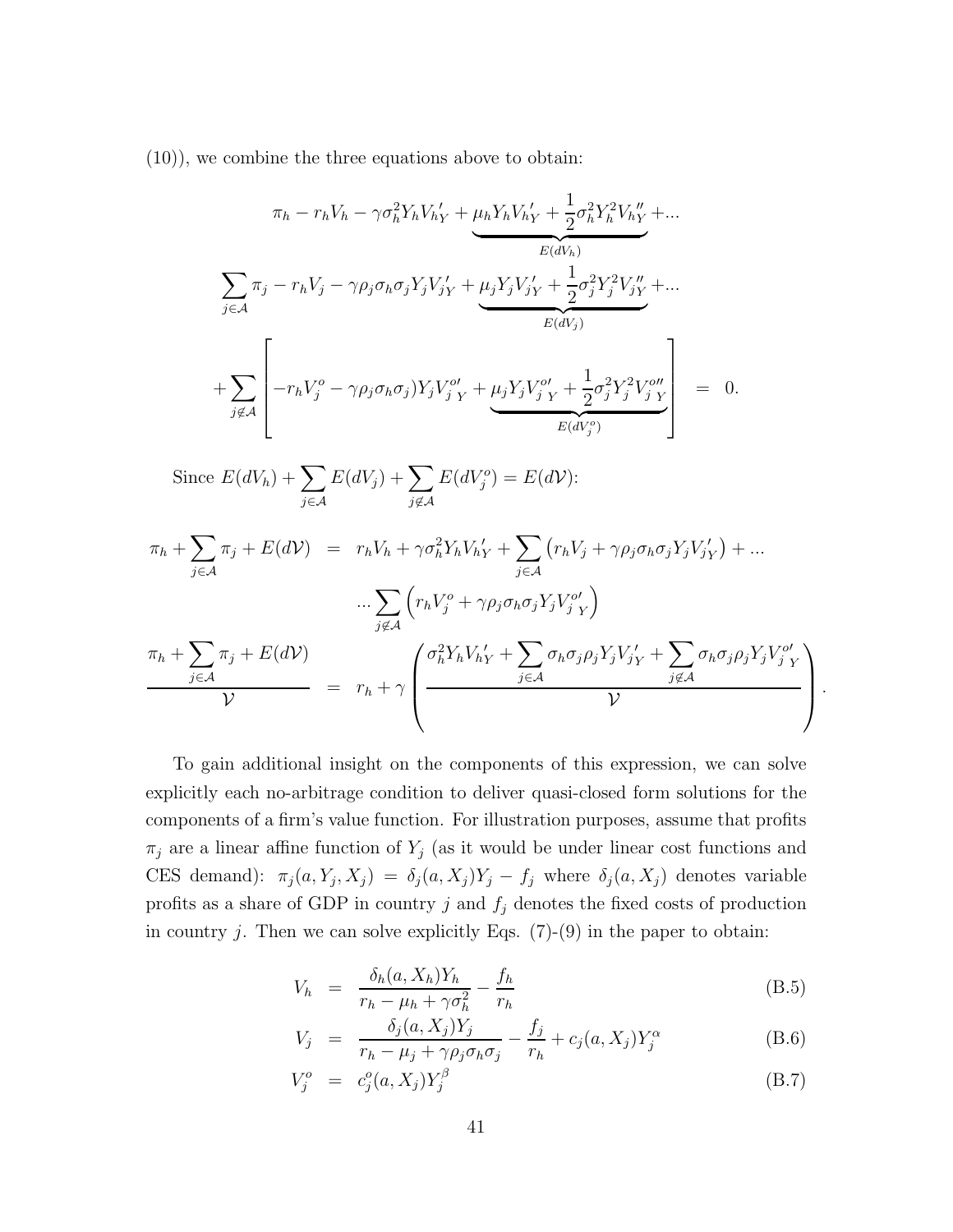(10)), we combine the three equations above to obtain:

$$
\begin{aligned}
&\pi_h - r_h V_h - \gamma\sigma_h^2 Y_h V_{hY}' + \underbrace{\mu_h Y_h V_{hY}' + \frac{1}{2}\sigma_h^2 Y_h^2 V_{hY}''}_{E(dV_h)} + ... \\
&\sum_{j\in\mathcal{A}} \pi_j - r_h V_j - \gamma\rho_j\sigma_h\sigma_j Y_j V_{jY}' + \underbrace{\mu_j Y_j V_{jY}' + \frac{1}{2}\sigma_j^2 Y_j^2 V_{jY}''}_{E(dV_j)} + ... \\
&+ \sum_{j\notin\mathcal{A}} \left[ -r_h V_j^o - \gamma\rho_j\sigma_h\sigma_j) Y_j V_{j\,Y}^{o\prime} + \underbrace{\mu_j Y_j V_{j\,Y}^{o\prime} + \frac{1}{2}\sigma_j^2 Y_j^2 V_{j\,Y}^{o\prime\prime}}_{E(dV_j^o)} \right] = 0.
\end{aligned}
$$

Since $E(dV_h) + \sum_{j\in\mathcal{A}} E(dV_j) + \sum_{j\notin\mathcal{A}} E(dV_j^o) = E(d\mathcal{V})$:

$$
\begin{aligned}
\pi_h + \sum_{j\in\mathcal{A}} \pi_j + E(d\mathcal{V}) &= r_h V_h + \gamma\sigma_h^2 Y_h V_{hY}' + \sum_{j\in\mathcal{A}} \left( r_h V_j + \gamma\rho_j\sigma_h\sigma_j Y_j V_{jY}' \right) + ... \\
&\quad ... \sum_{j\notin\mathcal{A}} \left( r_h V_j^o + \gamma\rho_j\sigma_h\sigma_j Y_j V_{j\,Y}^{o\prime} \right) \\
\frac{\pi_h + \sum_{j\in\mathcal{A}} \pi_j + E(d\mathcal{V})}{\mathcal{V}} &= r_h + \gamma \left( \frac{\sigma_h^2 Y_h V_{hY}' + \sum_{j\in\mathcal{A}} \sigma_h\sigma_j\rho_j Y_j V_{jY}' + \sum_{j\notin\mathcal{A}} \sigma_h\sigma_j\rho_j Y_j V_{j\,Y}^{o\prime}}{\mathcal{V}} \right).
\end{aligned}
$$

To gain additional insight on the components of this expression, we can solve explicitly each no-arbitrage condition to deliver quasi-closed form solutions for the components of a firm's value function. For illustration purposes, assume that profits $\pi_j$ are a linear affine function of $Y_j$ (as it would be under linear cost functions and CES demand): $\pi_j(a, Y_j, X_j) = \delta_j(a, X_j)Y_j - f_j$ where $\delta_j(a, X_j)$ denotes variable profits as a share of GDP in country $j$ and $f_j$ denotes the fixed costs of production in country $j$. Then we can solve explicitly Eqs. (7)-(9) in the paper to obtain:

$$
V_h = \frac{\delta_h(a, X_h)Y_h}{r_h - \mu_h + \gamma\sigma_h^2} - \frac{f_h}{r_h} \tag{B.5}
$$

$$
V_j = \frac{\delta_j(a, X_j)Y_j}{r_h - \mu_j + \gamma\rho_j\sigma_h\sigma_j} - \frac{f_j}{r_h} + c_j(a, X_j)Y_j^{\alpha} \tag{B.6}
$$

$$
V_j^o = c_j^o(a, X_j)Y_j^{\beta} \tag{B.7}
$$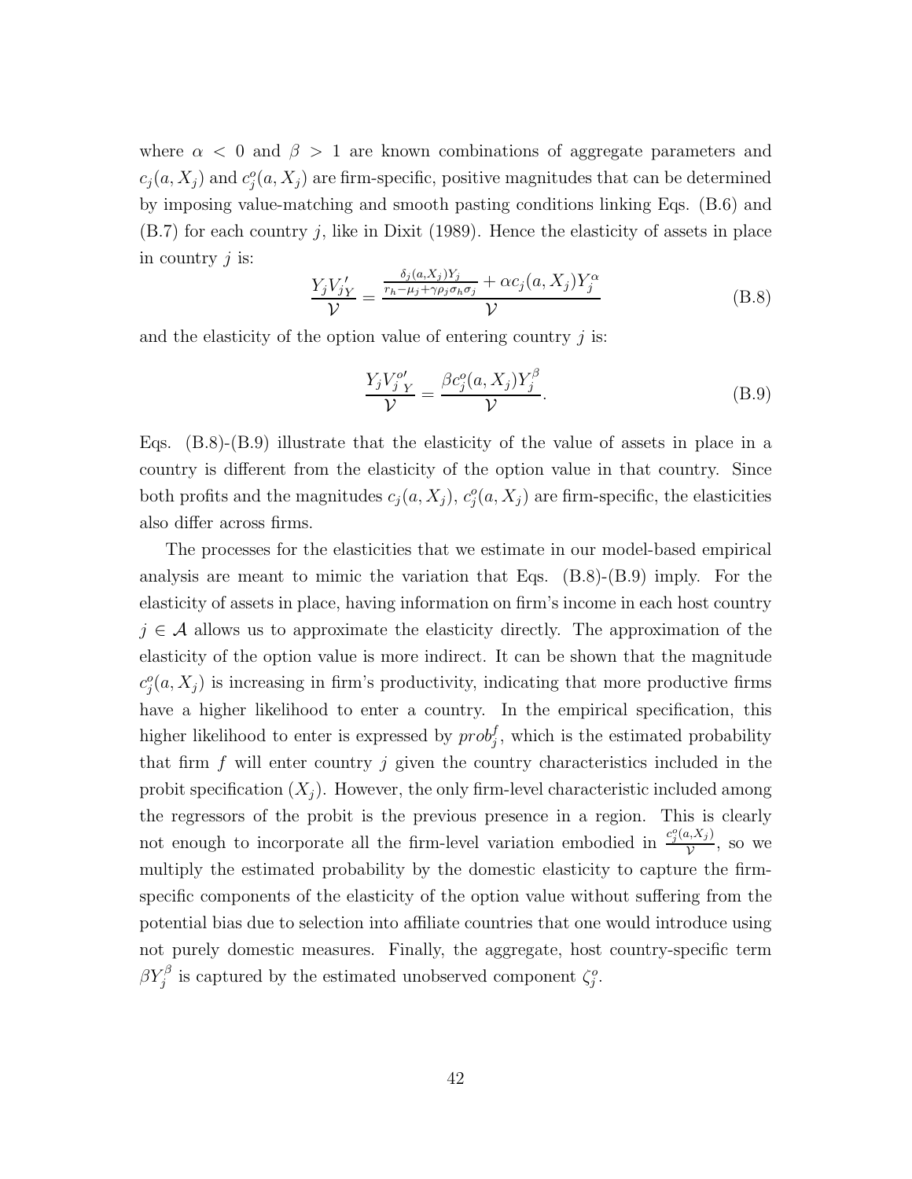where $\alpha < 0$ and $\beta > 1$ are known combinations of aggregate parameters and $c_j(a, X_j)$ and $c_j^o(a, X_j)$ are firm-specific, positive magnitudes that can be determined by imposing value-matching and smooth pasting conditions linking Eqs. (B.6) and (B.7) for each country $j$, like in Dixit (1989). Hence the elasticity of assets in place in country $j$ is:

$$\frac{Y_j V'_{jY}}{\mathcal{V}} = \frac{\frac{\delta_j(a, X_j) Y_j}{r_h - \mu_j + \gamma \rho_j \sigma_h \sigma_j} + \alpha c_j(a, X_j) Y_j^{\alpha}}{\mathcal{V}} \tag{B.8}$$

and the elasticity of the option value of entering country $j$ is:

$$\frac{Y_j V^{o\prime}_{j\,Y}}{\mathcal{V}} = \frac{\beta c_j^o(a, X_j) Y_j^{\beta}}{\mathcal{V}}. \tag{B.9}$$

Eqs. (B.8)-(B.9) illustrate that the elasticity of the value of assets in place in a country is different from the elasticity of the option value in that country. Since both profits and the magnitudes $c_j(a, X_j)$, $c_j^o(a, X_j)$ are firm-specific, the elasticities also differ across firms.

The processes for the elasticities that we estimate in our model-based empirical analysis are meant to mimic the variation that Eqs. (B.8)-(B.9) imply. For the elasticity of assets in place, having information on firm's income in each host country $j \in \mathcal{A}$ allows us to approximate the elasticity directly. The approximation of the elasticity of the option value is more indirect. It can be shown that the magnitude $c_j^o(a, X_j)$ is increasing in firm's productivity, indicating that more productive firms have a higher likelihood to enter a country. In the empirical specification, this higher likelihood to enter is expressed by $prob_j^f$, which is the estimated probability that firm $f$ will enter country $j$ given the country characteristics included in the probit specification ($X_j$). However, the only firm-level characteristic included among the regressors of the probit is the previous presence in a region. This is clearly not enough to incorporate all the firm-level variation embodied in $\frac{c_j^o(a, X_j)}{\mathcal{V}}$, so we multiply the estimated probability by the domestic elasticity to capture the firm-specific components of the elasticity of the option value without suffering from the potential bias due to selection into affiliate countries that one would introduce using not purely domestic measures. Finally, the aggregate, host country-specific term $\beta Y_j^{\beta}$ is captured by the estimated unobserved component $\zeta_j^o$.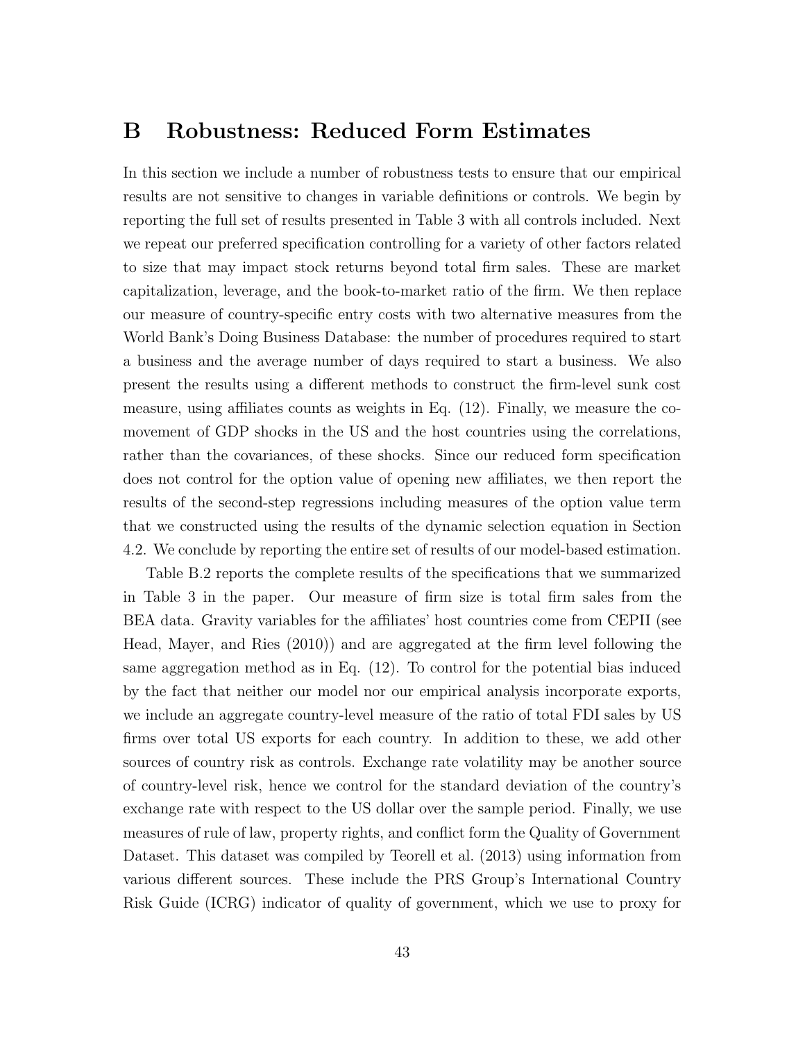# B Robustness: Reduced Form Estimates

In this section we include a number of robustness tests to ensure that our empirical results are not sensitive to changes in variable definitions or controls. We begin by reporting the full set of results presented in Table 3 with all controls included. Next we repeat our preferred specification controlling for a variety of other factors related to size that may impact stock returns beyond total firm sales. These are market capitalization, leverage, and the book-to-market ratio of the firm. We then replace our measure of country-specific entry costs with two alternative measures from the World Bank's Doing Business Database: the number of procedures required to start a business and the average number of days required to start a business. We also present the results using a different methods to construct the firm-level sunk cost measure, using affiliates counts as weights in Eq. (12). Finally, we measure the co-movement of GDP shocks in the US and the host countries using the correlations, rather than the covariances, of these shocks. Since our reduced form specification does not control for the option value of opening new affiliates, we then report the results of the second-step regressions including measures of the option value term that we constructed using the results of the dynamic selection equation in Section 4.2. We conclude by reporting the entire set of results of our model-based estimation.

Table B.2 reports the complete results of the specifications that we summarized in Table 3 in the paper. Our measure of firm size is total firm sales from the BEA data. Gravity variables for the affiliates' host countries come from CEPII (see Head, Mayer, and Ries (2010)) and are aggregated at the firm level following the same aggregation method as in Eq. (12). To control for the potential bias induced by the fact that neither our model nor our empirical analysis incorporate exports, we include an aggregate country-level measure of the ratio of total FDI sales by US firms over total US exports for each country. In addition to these, we add other sources of country risk as controls. Exchange rate volatility may be another source of country-level risk, hence we control for the standard deviation of the country's exchange rate with respect to the US dollar over the sample period. Finally, we use measures of rule of law, property rights, and conflict form the Quality of Government Dataset. This dataset was compiled by Teorell et al. (2013) using information from various different sources. These include the PRS Group's International Country Risk Guide (ICRG) indicator of quality of government, which we use to proxy for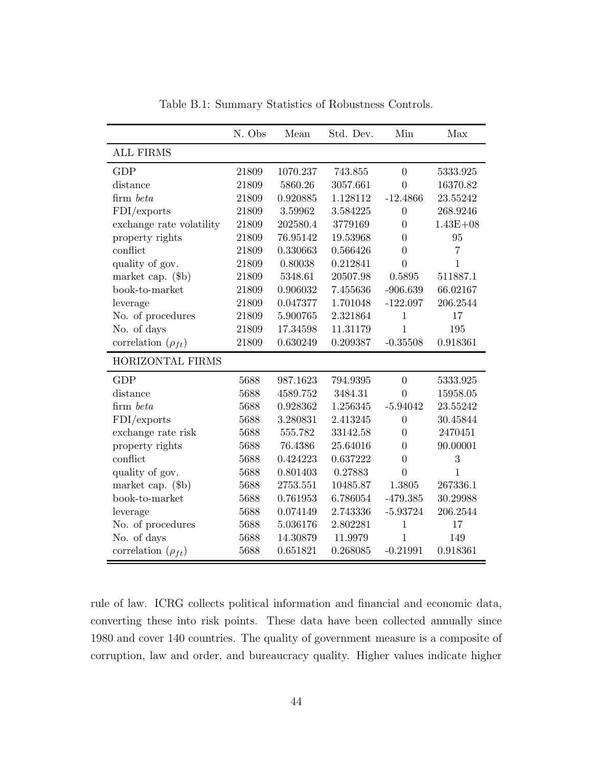Table B.1: Summary Statistics of Robustness Controls.

| | N. Obs | Mean | Std. Dev. | Min | Max |
|---|---|---|---|---|---|
| ALL FIRMS | | | | | |
| GDP | 21809 | 1070.237 | 743.855 | 0 | 5333.925 |
| distance | 21809 | 5860.26 | 3057.661 | 0 | 16370.82 |
| firm *beta* | 21809 | 0.920885 | 1.128112 | -12.4866 | 23.55242 |
| FDI/exports | 21809 | 3.59962 | 3.584225 | 0 | 268.9246 |
| exchange rate volatility | 21809 | 202580.4 | 3779169 | 0 | 1.43E+08 |
| property rights | 21809 | 76.95142 | 19.53968 | 0 | 95 |
| conflict | 21809 | 0.330663 | 0.566426 | 0 | 7 |
| quality of gov. | 21809 | 0.80038 | 0.212841 | 0 | 1 |
| market cap. ($b) | 21809 | 5348.61 | 20507.98 | 0.5895 | 511887.1 |
| book-to-market | 21809 | 0.906032 | 7.455636 | -906.639 | 66.02167 |
| leverage | 21809 | 0.047377 | 1.701048 | -122.097 | 206.2544 |
| No. of procedures | 21809 | 5.900765 | 2.321864 | 1 | 17 |
| No. of days | 21809 | 17.34598 | 11.31179 | 1 | 195 |
| correlation ($\rho_{ft}$) | 21809 | 0.630249 | 0.209387 | -0.35508 | 0.918361 |
| HORIZONTAL FIRMS | | | | | |
| GDP | 5688 | 987.1623 | 794.9395 | 0 | 5333.925 |
| distance | 5688 | 4589.752 | 3484.31 | 0 | 15958.05 |
| firm *beta* | 5688 | 0.928362 | 1.256345 | -5.94042 | 23.55242 |
| FDI/exports | 5688 | 3.280831 | 2.413245 | 0 | 30.45844 |
| exchange rate risk | 5688 | 555.782 | 33142.58 | 0 | 2470451 |
| property rights | 5688 | 76.4386 | 25.64016 | 0 | 90.00001 |
| conflict | 5688 | 0.424223 | 0.637222 | 0 | 3 |
| quality of gov. | 5688 | 0.801403 | 0.27883 | 0 | 1 |
| market cap. ($b) | 5688 | 2753.551 | 10485.87 | 1.3805 | 267336.1 |
| book-to-market | 5688 | 0.761953 | 6.786054 | -479.385 | 30.29988 |
| leverage | 5688 | 0.074149 | 2.743336 | -5.93724 | 206.2544 |
| No. of procedures | 5688 | 5.036176 | 2.802281 | 1 | 17 |
| No. of days | 5688 | 14.30879 | 11.9979 | 1 | 149 |
| correlation ($\rho_{ft}$) | 5688 | 0.651821 | 0.268085 | -0.21991 | 0.918361 |

rule of law. ICRG collects political information and financial and economic data, converting these into risk points. These data have been collected annually since 1980 and cover 140 countries. The quality of government measure is a composite of corruption, law and order, and bureaucracy quality. Higher values indicate higher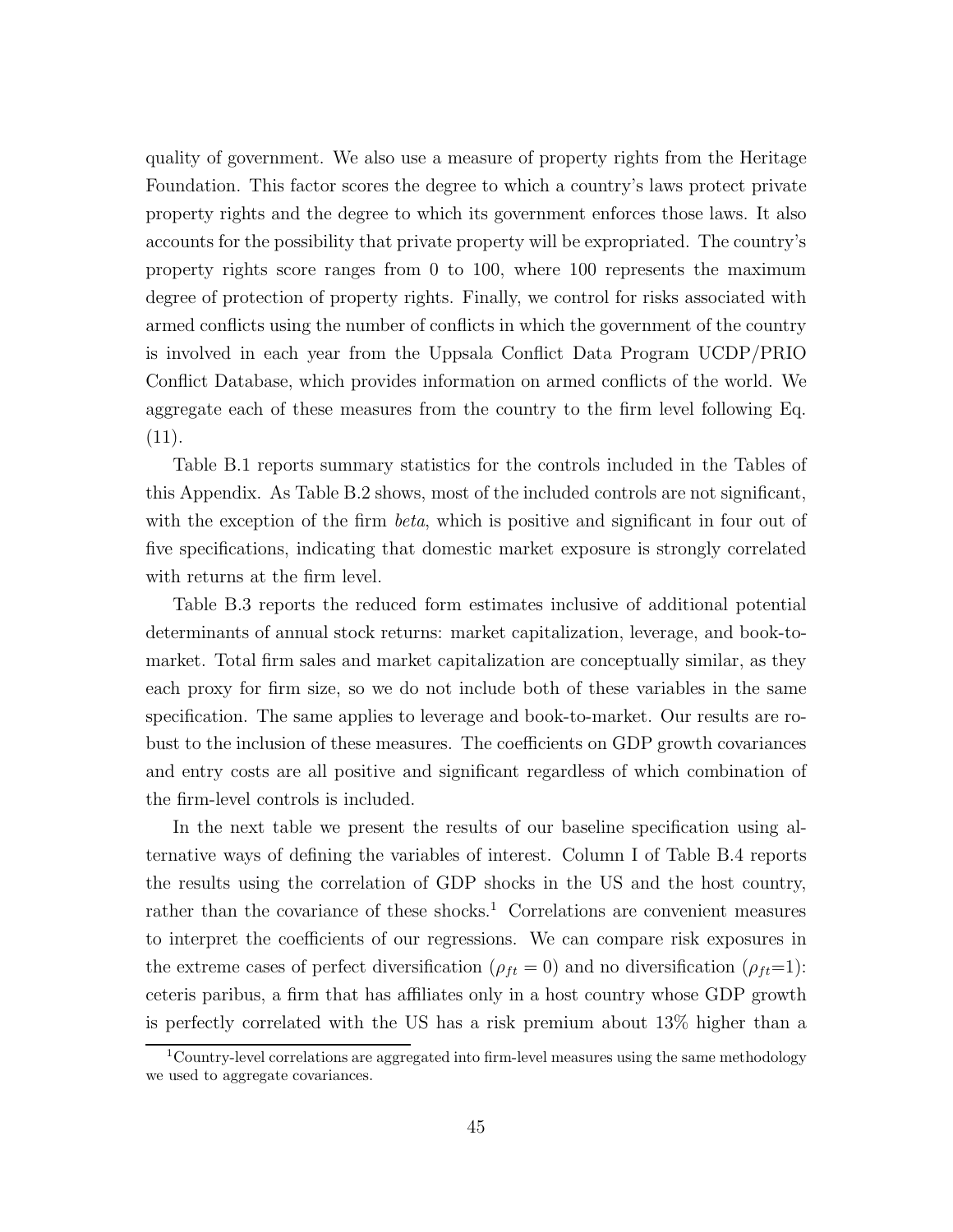quality of government. We also use a measure of property rights from the Heritage Foundation. This factor scores the degree to which a country's laws protect private property rights and the degree to which its government enforces those laws. It also accounts for the possibility that private property will be expropriated. The country's property rights score ranges from 0 to 100, where 100 represents the maximum degree of protection of property rights. Finally, we control for risks associated with armed conflicts using the number of conflicts in which the government of the country is involved in each year from the Uppsala Conflict Data Program UCDP/PRIO Conflict Database, which provides information on armed conflicts of the world. We aggregate each of these measures from the country to the firm level following Eq. (11).

Table B.1 reports summary statistics for the controls included in the Tables of this Appendix. As Table B.2 shows, most of the included controls are not significant, with the exception of the firm *beta*, which is positive and significant in four out of five specifications, indicating that domestic market exposure is strongly correlated with returns at the firm level.

Table B.3 reports the reduced form estimates inclusive of additional potential determinants of annual stock returns: market capitalization, leverage, and book-to-market. Total firm sales and market capitalization are conceptually similar, as they each proxy for firm size, so we do not include both of these variables in the same specification. The same applies to leverage and book-to-market. Our results are robust to the inclusion of these measures. The coefficients on GDP growth covariances and entry costs are all positive and significant regardless of which combination of the firm-level controls is included.

In the next table we present the results of our baseline specification using alternative ways of defining the variables of interest. Column I of Table B.4 reports the results using the correlation of GDP shocks in the US and the host country, rather than the covariance of these shocks.[1] Correlations are convenient measures to interpret the coefficients of our regressions. We can compare risk exposures in the extreme cases of perfect diversification ($\rho_{ft} = 0$) and no diversification ($\rho_{ft}$=1): ceteris paribus, a firm that has affiliates only in a host country whose GDP growth is perfectly correlated with the US has a risk premium about 13% higher than a

[1] Country-level correlations are aggregated into firm-level measures using the same methodology we used to aggregate covariances.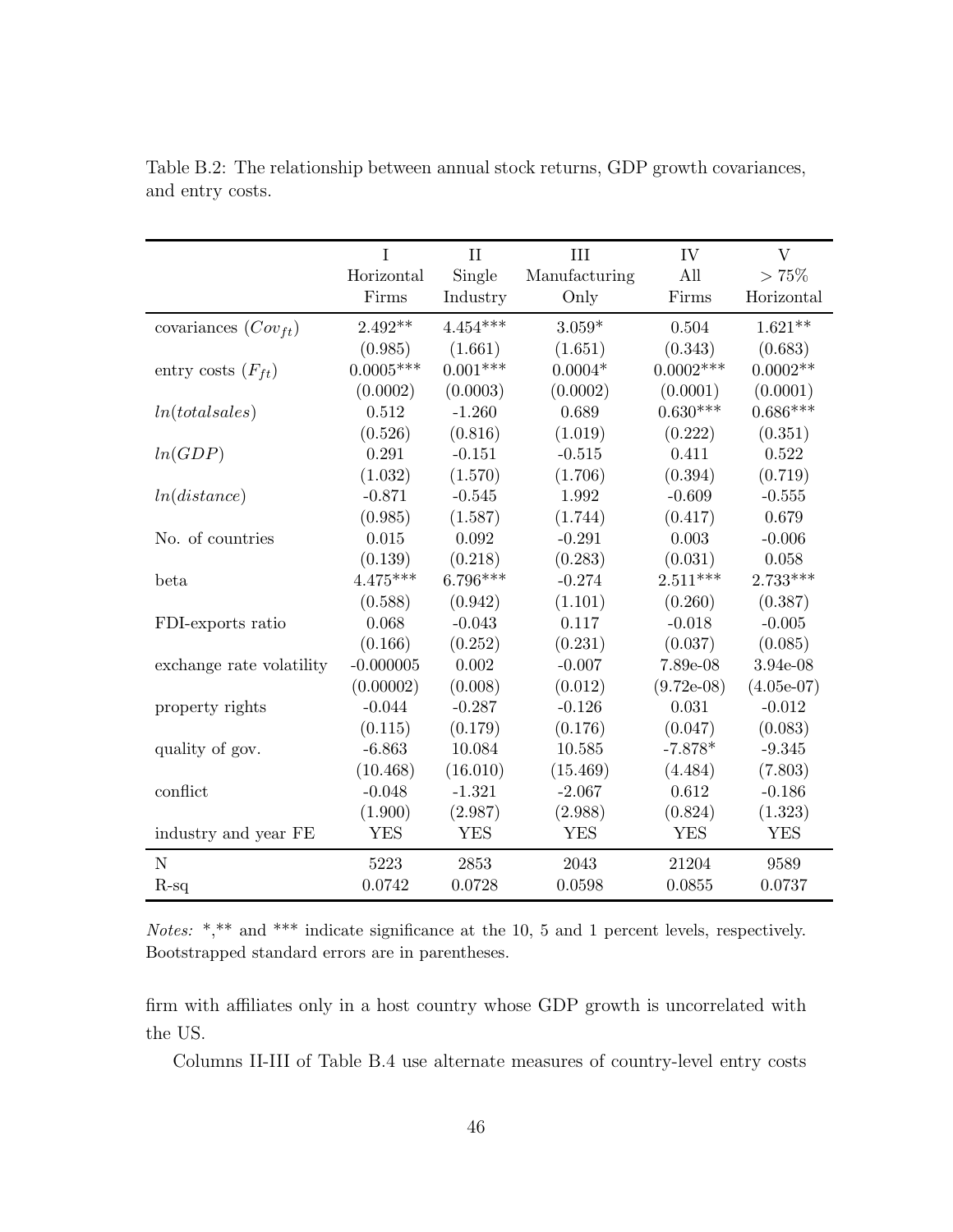Table B.2: The relationship between annual stock returns, GDP growth covariances, and entry costs.

| | I<br>Horizontal<br>Firms | II<br>Single<br>Industry | III<br>Manufacturing<br>Only | IV<br>All<br>Firms | V<br>$> 75\%$<br>Horizontal |
|---|---|---|---|---|---|
| covariances ($Cov_{ft}$) | 2.492** | 4.454*** | 3.059* | 0.504 | 1.621** |
| | (0.985) | (1.661) | (1.651) | (0.343) | (0.683) |
| entry costs ($F_{ft}$) | 0.0005*** | 0.001*** | 0.0004* | 0.0002*** | 0.0002** |
| | (0.0002) | (0.0003) | (0.0002) | (0.0001) | (0.0001) |
| $ln(totalsales)$ | 0.512 | -1.260 | 0.689 | 0.630*** | 0.686*** |
| | (0.526) | (0.816) | (1.019) | (0.222) | (0.351) |
| $ln(GDP)$ | 0.291 | -0.151 | -0.515 | 0.411 | 0.522 |
| | (1.032) | (1.570) | (1.706) | (0.394) | (0.719) |
| $ln(distance)$ | -0.871 | -0.545 | 1.992 | -0.609 | -0.555 |
| | (0.985) | (1.587) | (1.744) | (0.417) | 0.679 |
| No. of countries | 0.015 | 0.092 | -0.291 | 0.003 | -0.006 |
| | (0.139) | (0.218) | (0.283) | (0.031) | 0.058 |
| beta | 4.475*** | 6.796*** | -0.274 | 2.511*** | 2.733*** |
| | (0.588) | (0.942) | (1.101) | (0.260) | (0.387) |
| FDI-exports ratio | 0.068 | -0.043 | 0.117 | -0.018 | -0.005 |
| | (0.166) | (0.252) | (0.231) | (0.037) | (0.085) |
| exchange rate volatility | -0.000005 | 0.002 | -0.007 | 7.89e-08 | 3.94e-08 |
| | (0.00002) | (0.008) | (0.012) | (9.72e-08) | (4.05e-07) |
| property rights | -0.044 | -0.287 | -0.126 | 0.031 | -0.012 |
| | (0.115) | (0.179) | (0.176) | (0.047) | (0.083) |
| quality of gov. | -6.863 | 10.084 | 10.585 | -7.878* | -9.345 |
| | (10.468) | (16.010) | (15.469) | (4.484) | (7.803) |
| conflict | -0.048 | -1.321 | -2.067 | 0.612 | -0.186 |
| | (1.900) | (2.987) | (2.988) | (0.824) | (1.323) |
| industry and year FE | YES | YES | YES | YES | YES |
| N | 5223 | 2853 | 2043 | 21204 | 9589 |
| R-sq | 0.0742 | 0.0728 | 0.0598 | 0.0855 | 0.0737 |

*Notes:* *,** and *** indicate significance at the 10, 5 and 1 percent levels, respectively. Bootstrapped standard errors are in parentheses.

firm with affiliates only in a host country whose GDP growth is uncorrelated with the US.

Columns II-III of Table B.4 use alternate measures of country-level entry costs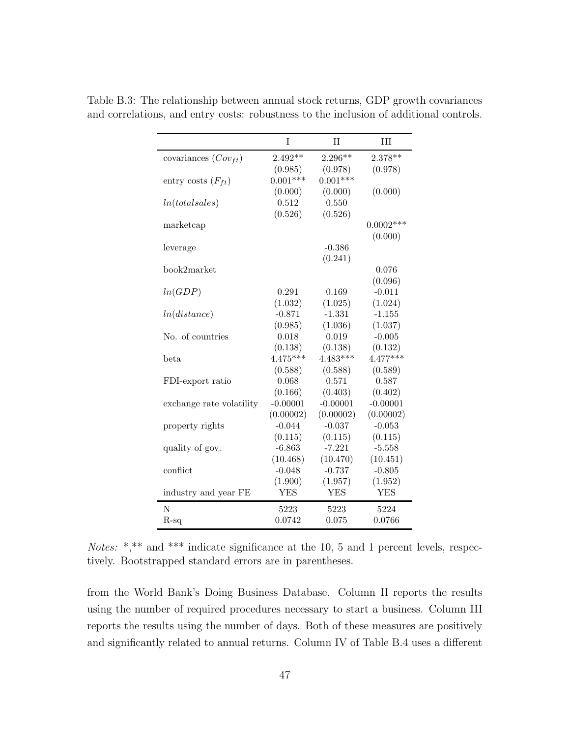Table B.3: The relationship between annual stock returns, GDP growth covariances and correlations, and entry costs: robustness to the inclusion of additional controls.

| | I | II | III |
|---|---|---|---|
| covariances ($Cov_{ft}$) | 2.492** | 2.296** | 2.378** |
| | (0.985) | (0.978) | (0.978) |
| entry costs ($F_{ft}$) | 0.001*** | 0.001*** | |
| | (0.000) | (0.000) | (0.000) |
| $ln(totalsales)$ | 0.512 | 0.550 | |
| | (0.526) | (0.526) | |
| marketcap | | | 0.0002*** |
| | | | (0.000) |
| leverage | | -0.386 | |
| | | (0.241) | |
| book2market | | | 0.076 |
| | | | (0.096) |
| $ln(GDP)$ | 0.291 | 0.169 | -0.011 |
| | (1.032) | (1.025) | (1.024) |
| $ln(distance)$ | -0.871 | -1.331 | -1.155 |
| | (0.985) | (1.036) | (1.037) |
| No. of countries | 0.018 | 0.019 | -0.005 |
| | (0.138) | (0.138) | (0.132) |
| beta | 4.475*** | 4.483*** | 4.477*** |
| | (0.588) | (0.588) | (0.589) |
| FDI-export ratio | 0.068 | 0.571 | 0.587 |
| | (0.166) | (0.403) | (0.402) |
| exchange rate volatility | -0.00001 | -0.00001 | -0.00001 |
| | (0.00002) | (0.00002) | (0.00002) |
| property rights | -0.044 | -0.037 | -0.053 |
| | (0.115) | (0.115) | (0.115) |
| quality of gov. | -6.863 | -7.221 | -5.558 |
| | (10.468) | (10.470) | (10.451) |
| conflict | -0.048 | -0.737 | -0.805 |
| | (1.900) | (1.957) | (1.952) |
| industry and year FE | YES | YES | YES |
| N | 5223 | 5223 | 5224 |
| R-sq | 0.0742 | 0.075 | 0.0766 |

*Notes:* *,** and *** indicate significance at the 10, 5 and 1 percent levels, respectively. Bootstrapped standard errors are in parentheses.

from the World Bank's Doing Business Database. Column II reports the results using the number of required procedures necessary to start a business. Column III reports the results using the number of days. Both of these measures are positively and significantly related to annual returns. Column IV of Table B.4 uses a different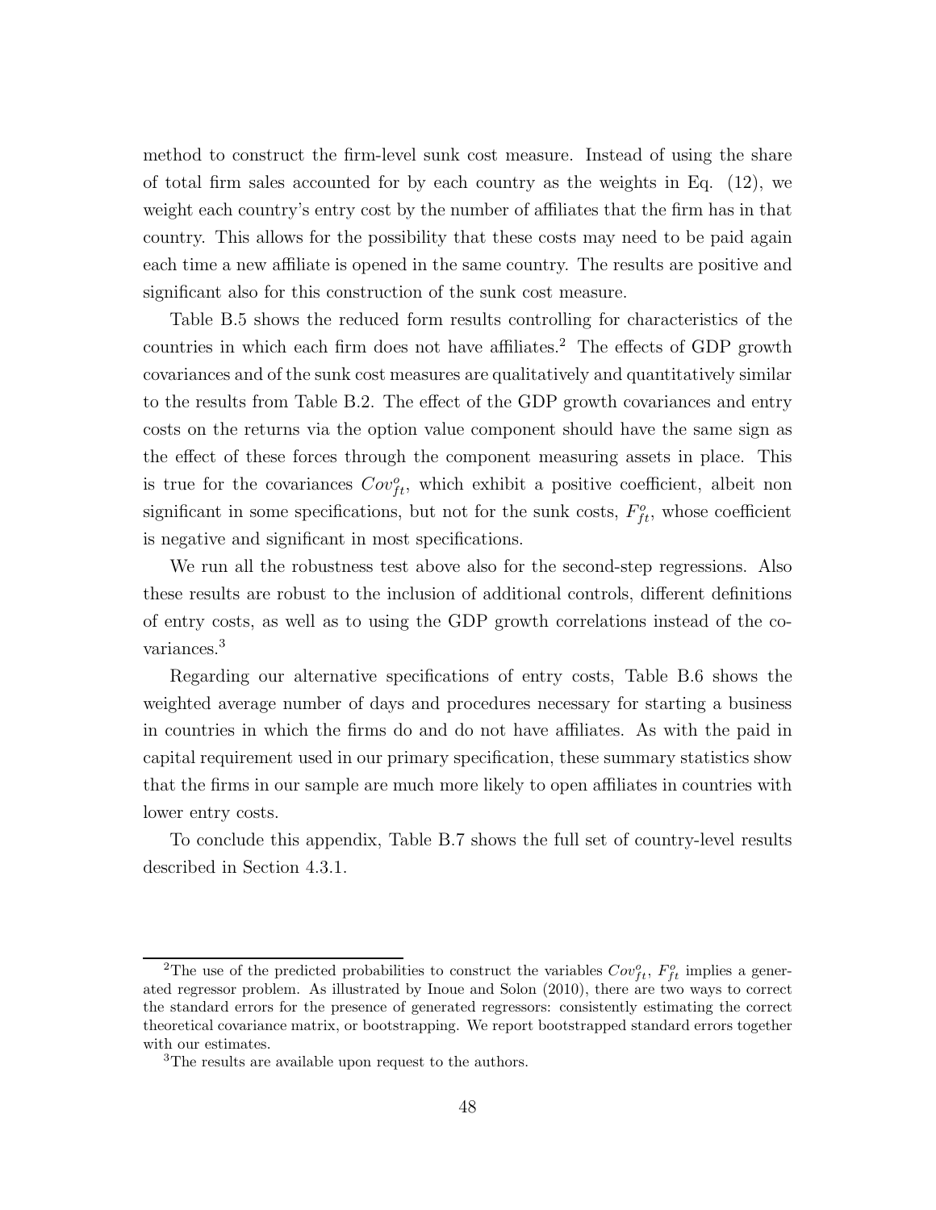method to construct the firm-level sunk cost measure. Instead of using the share of total firm sales accounted for by each country as the weights in Eq. (12), we weight each country's entry cost by the number of affiliates that the firm has in that country. This allows for the possibility that these costs may need to be paid again each time a new affiliate is opened in the same country. The results are positive and significant also for this construction of the sunk cost measure.

Table B.5 shows the reduced form results controlling for characteristics of the countries in which each firm does not have affiliates.[2] The effects of GDP growth covariances and of the sunk cost measures are qualitatively and quantitatively similar to the results from Table B.2. The effect of the GDP growth covariances and entry costs on the returns via the option value component should have the same sign as the effect of these forces through the component measuring assets in place. This is true for the covariances $Cov^{o}_{ft}$, which exhibit a positive coefficient, albeit non significant in some specifications, but not for the sunk costs, $F^{o}_{ft}$, whose coefficient is negative and significant in most specifications.

We run all the robustness test above also for the second-step regressions. Also these results are robust to the inclusion of additional controls, different definitions of entry costs, as well as to using the GDP growth correlations instead of the covariances.[3]

Regarding our alternative specifications of entry costs, Table B.6 shows the weighted average number of days and procedures necessary for starting a business in countries in which the firms do and do not have affiliates. As with the paid in capital requirement used in our primary specification, these summary statistics show that the firms in our sample are much more likely to open affiliates in countries with lower entry costs.

To conclude this appendix, Table B.7 shows the full set of country-level results described in Section 4.3.1.

---

[2] The use of the predicted probabilities to construct the variables $Cov^{o}_{ft}$, $F^{o}_{ft}$ implies a generated regressor problem. As illustrated by Inoue and Solon (2010), there are two ways to correct the standard errors for the presence of generated regressors: consistently estimating the correct theoretical covariance matrix, or bootstrapping. We report bootstrapped standard errors together with our estimates.

[3] The results are available upon request to the authors.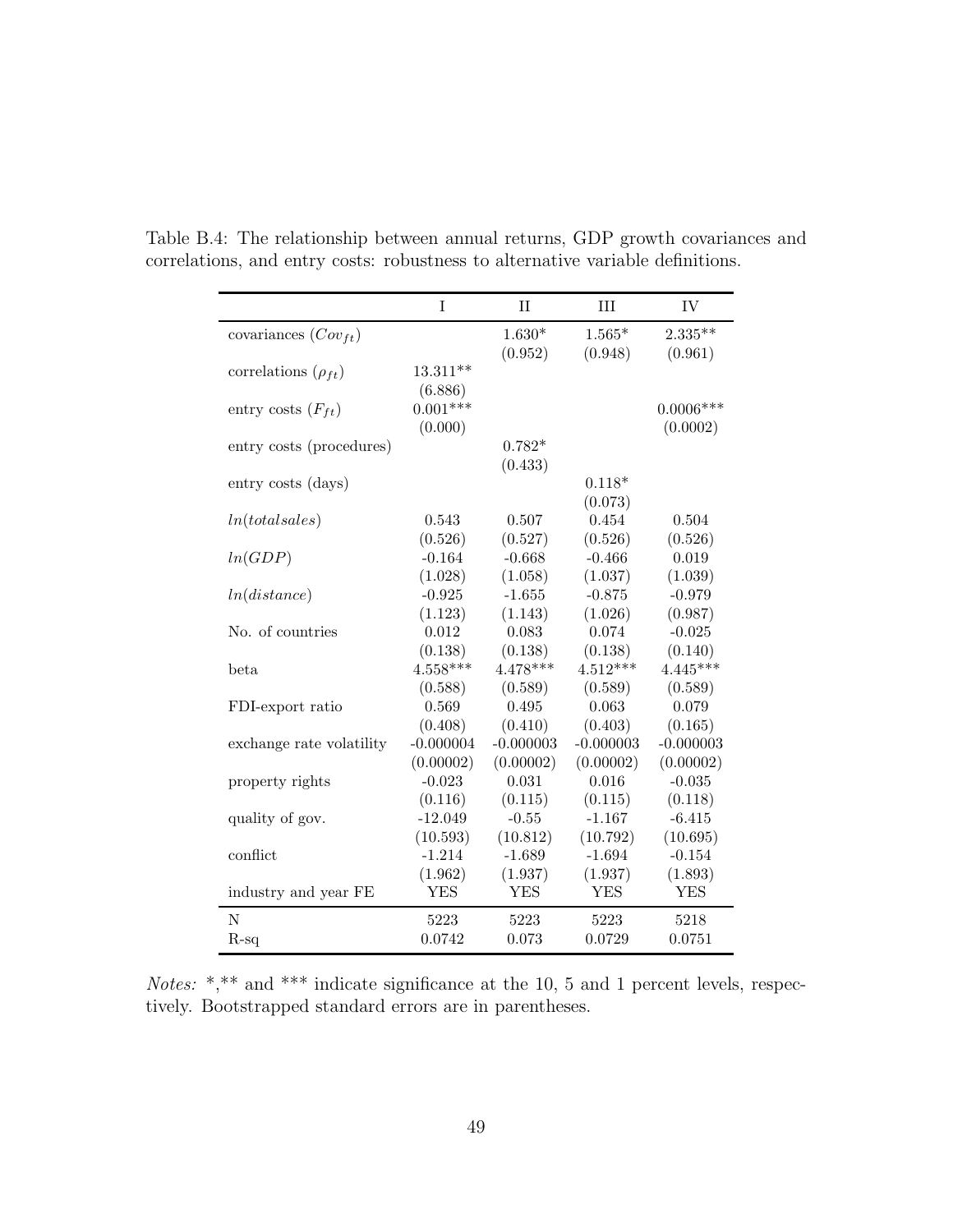Table B.4: The relationship between annual returns, GDP growth covariances and correlations, and entry costs: robustness to alternative variable definitions.

| | I | II | III | IV |
|---|---|---|---|---|
| covariances ($Cov_{ft}$) | | 1.630* | 1.565* | 2.335** |
| | | (0.952) | (0.948) | (0.961) |
| correlations ($\rho_{ft}$) | 13.311** | | | |
| | (6.886) | | | |
| entry costs ($F_{ft}$) | 0.001*** | | | 0.0006*** |
| | (0.000) | | | (0.0002) |
| entry costs (procedures) | | 0.782* | | |
| | | (0.433) | | |
| entry costs (days) | | | 0.118* | |
| | | | (0.073) | |
| $ln(totalsales)$ | 0.543 | 0.507 | 0.454 | 0.504 |
| | (0.526) | (0.527) | (0.526) | (0.526) |
| $ln(GDP)$ | -0.164 | -0.668 | -0.466 | 0.019 |
| | (1.028) | (1.058) | (1.037) | (1.039) |
| $ln(distance)$ | -0.925 | -1.655 | -0.875 | -0.979 |
| | (1.123) | (1.143) | (1.026) | (0.987) |
| No. of countries | 0.012 | 0.083 | 0.074 | -0.025 |
| | (0.138) | (0.138) | (0.138) | (0.140) |
| beta | 4.558*** | 4.478*** | 4.512*** | 4.445*** |
| | (0.588) | (0.589) | (0.589) | (0.589) |
| FDI-export ratio | 0.569 | 0.495 | 0.063 | 0.079 |
| | (0.408) | (0.410) | (0.403) | (0.165) |
| exchange rate volatility | -0.000004 | -0.000003 | -0.000003 | -0.000003 |
| | (0.00002) | (0.00002) | (0.00002) | (0.00002) |
| property rights | -0.023 | 0.031 | 0.016 | -0.035 |
| | (0.116) | (0.115) | (0.115) | (0.118) |
| quality of gov. | -12.049 | -0.55 | -1.167 | -6.415 |
| | (10.593) | (10.812) | (10.792) | (10.695) |
| conflict | -1.214 | -1.689 | -1.694 | -0.154 |
| | (1.962) | (1.937) | (1.937) | (1.893) |
| industry and year FE | YES | YES | YES | YES |
| N | 5223 | 5223 | 5223 | 5218 |
| R-sq | 0.0742 | 0.073 | 0.0729 | 0.0751 |

*Notes:* *,** and *** indicate significance at the 10, 5 and 1 percent levels, respectively. Bootstrapped standard errors are in parentheses.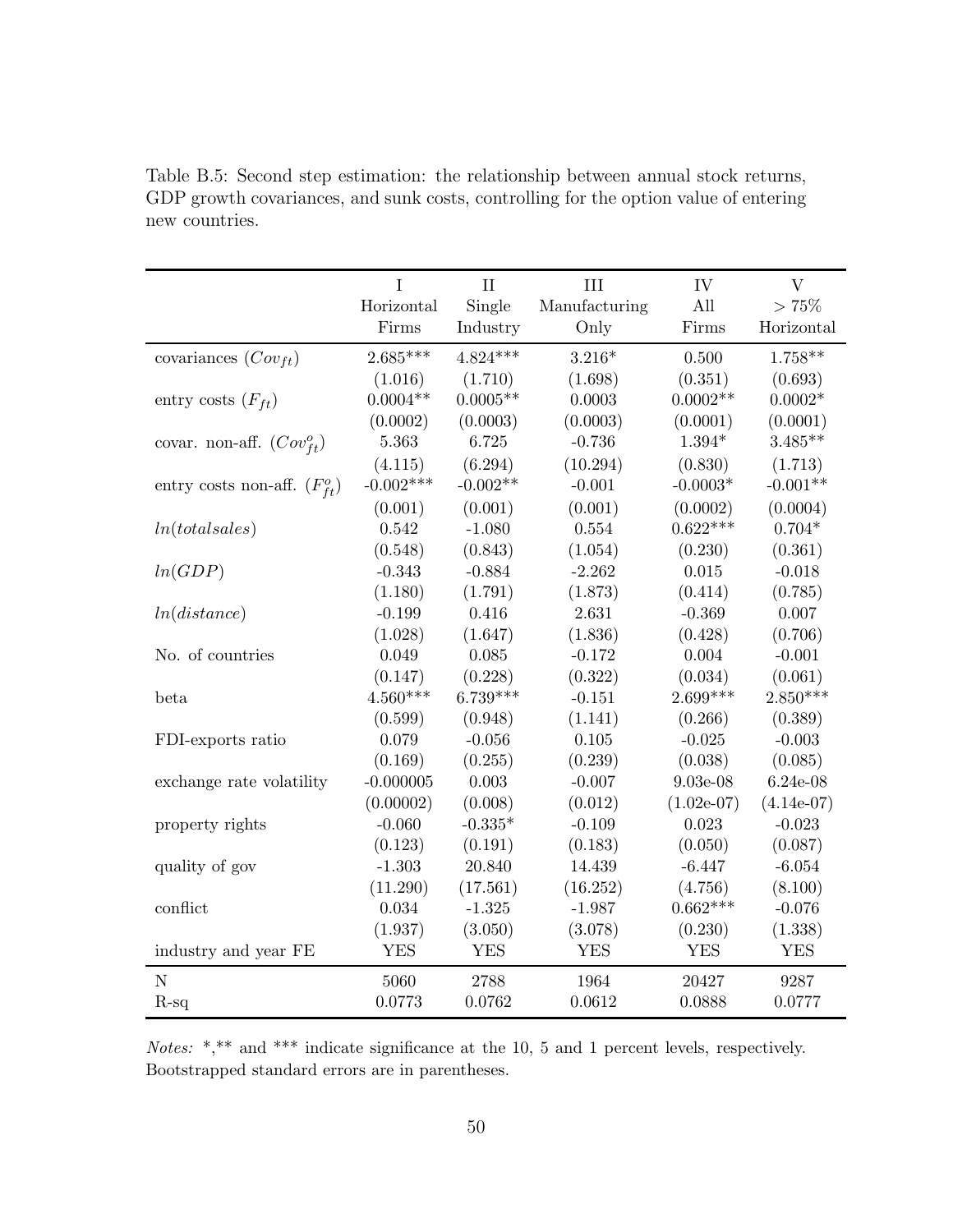Table B.5: Second step estimation: the relationship between annual stock returns, GDP growth covariances, and sunk costs, controlling for the option value of entering new countries.

| | I<br>Horizontal<br>Firms | II<br>Single<br>Industry | III<br>Manufacturing<br>Only | IV<br>All<br>Firms | V<br>$>75\%$<br>Horizontal |
|---|---|---|---|---|---|
| covariances ($Cov_{ft}$) | 2.685*** | 4.824*** | 3.216* | 0.500 | 1.758** |
| | (1.016) | (1.710) | (1.698) | (0.351) | (0.693) |
| entry costs ($F_{ft}$) | 0.0004** | 0.0005** | 0.0003 | 0.0002** | 0.0002* |
| | (0.0002) | (0.0003) | (0.0003) | (0.0001) | (0.0001) |
| covar. non-aff. ($Cov^{o}_{ft}$) | 5.363 | 6.725 | -0.736 | 1.394* | 3.485** |
| | (4.115) | (6.294) | (10.294) | (0.830) | (1.713) |
| entry costs non-aff. ($F^{o}_{ft}$) | -0.002*** | -0.002** | -0.001 | -0.0003* | -0.001** |
| | (0.001) | (0.001) | (0.001) | (0.0002) | (0.0004) |
| $ln(totalsales)$ | 0.542 | -1.080 | 0.554 | 0.622*** | 0.704* |
| | (0.548) | (0.843) | (1.054) | (0.230) | (0.361) |
| $ln(GDP)$ | -0.343 | -0.884 | -2.262 | 0.015 | -0.018 |
| | (1.180) | (1.791) | (1.873) | (0.414) | (0.785) |
| $ln(distance)$ | -0.199 | 0.416 | 2.631 | -0.369 | 0.007 |
| | (1.028) | (1.647) | (1.836) | (0.428) | (0.706) |
| No. of countries | 0.049 | 0.085 | -0.172 | 0.004 | -0.001 |
| | (0.147) | (0.228) | (0.322) | (0.034) | (0.061) |
| beta | 4.560*** | 6.739*** | -0.151 | 2.699*** | 2.850*** |
| | (0.599) | (0.948) | (1.141) | (0.266) | (0.389) |
| FDI-exports ratio | 0.079 | -0.056 | 0.105 | -0.025 | -0.003 |
| | (0.169) | (0.255) | (0.239) | (0.038) | (0.085) |
| exchange rate volatility | -0.000005 | 0.003 | -0.007 | 9.03e-08 | 6.24e-08 |
| | (0.00002) | (0.008) | (0.012) | (1.02e-07) | (4.14e-07) |
| property rights | -0.060 | -0.335* | -0.109 | 0.023 | -0.023 |
| | (0.123) | (0.191) | (0.183) | (0.050) | (0.087) |
| quality of gov | -1.303 | 20.840 | 14.439 | -6.447 | -6.054 |
| | (11.290) | (17.561) | (16.252) | (4.756) | (8.100) |
| conflict | 0.034 | -1.325 | -1.987 | 0.662*** | -0.076 |
| | (1.937) | (3.050) | (3.078) | (0.230) | (1.338) |
| industry and year FE | YES | YES | YES | YES | YES |
| N | 5060 | 2788 | 1964 | 20427 | 9287 |
| R-sq | 0.0773 | 0.0762 | 0.0612 | 0.0888 | 0.0777 |

*Notes:* *,** and *** indicate significance at the 10, 5 and 1 percent levels, respectively. Bootstrapped standard errors are in parentheses.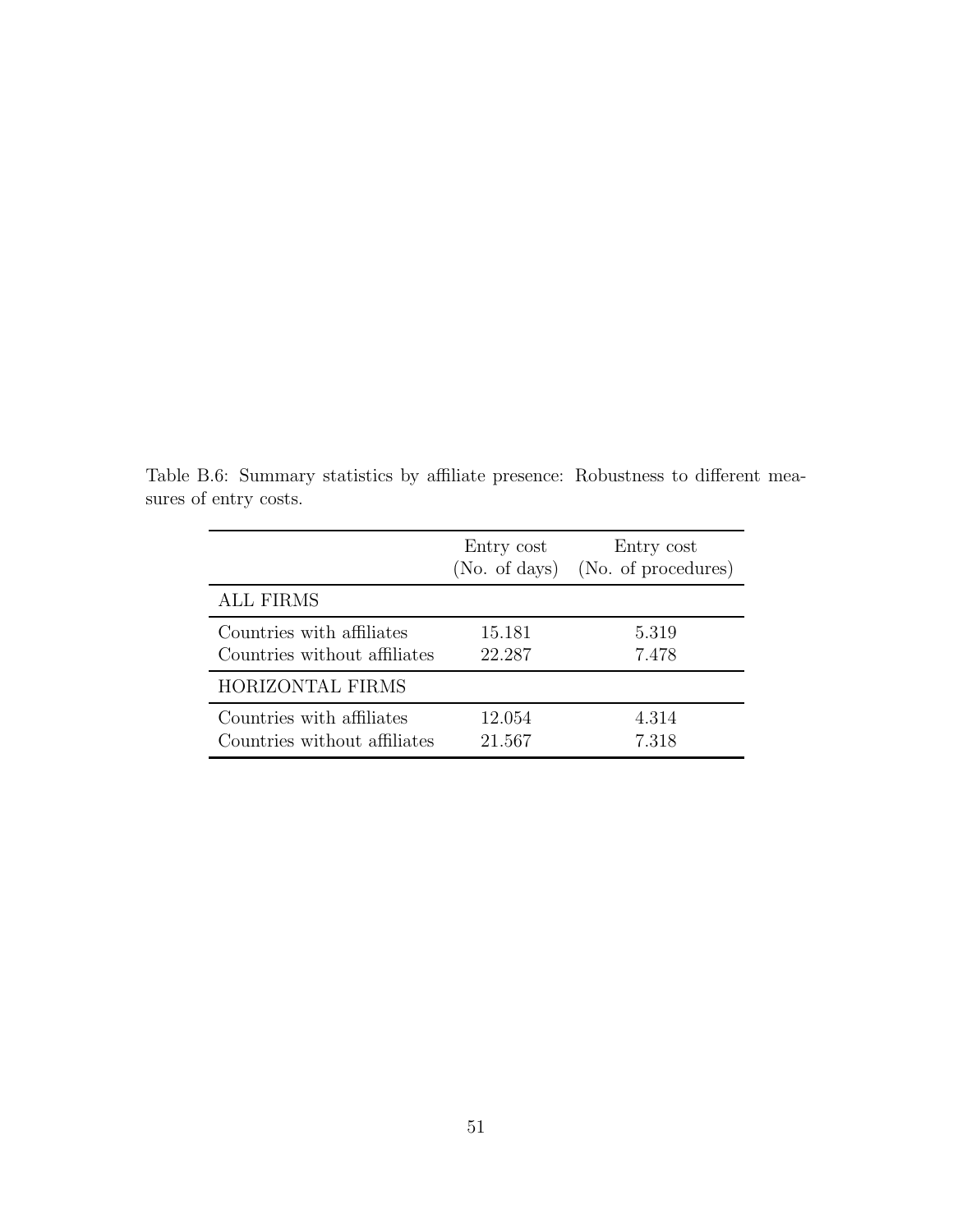Table B.6: Summary statistics by affiliate presence: Robustness to different measures of entry costs.

| | Entry cost (No. of days) | Entry cost (No. of procedures) |
|---|---|---|
| ALL FIRMS | | |
| Countries with affiliates | 15.181 | 5.319 |
| Countries without affiliates | 22.287 | 7.478 |
| HORIZONTAL FIRMS | | |
| Countries with affiliates | 12.054 | 4.314 |
| Countries without affiliates | 21.567 | 7.318 |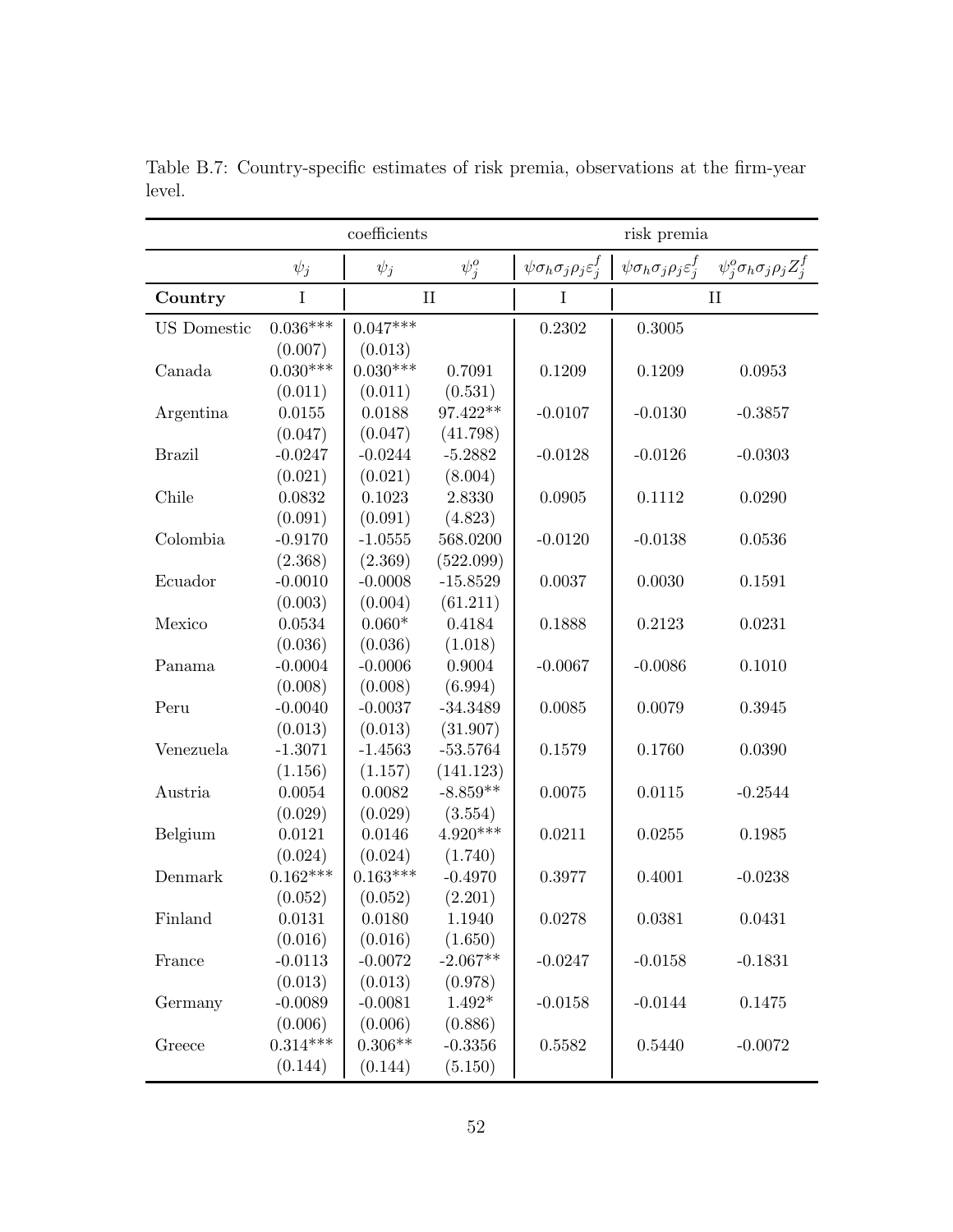Table B.7: Country-specific estimates of risk premia, observations at the firm-year level.

| | coefficients | | | risk premia | | |
|---|---|---|---|---|---|---|
| | $\psi_j$ | $\psi_j$ | $\psi_j^o$ | $\psi\sigma_h\sigma_j\rho_j\varepsilon_j^f$ | $\psi\sigma_h\sigma_j\rho_j\varepsilon_j^f$ | $\psi_j^o\sigma_h\sigma_j\rho_j Z_j^f$ |
| **Country** | I | II | | I | II | |
| US Domestic | 0.036*** | 0.047*** | | 0.2302 | 0.3005 | |
| | (0.007) | (0.013) | | | | |
| Canada | 0.030*** | 0.030*** | 0.7091 | 0.1209 | 0.1209 | 0.0953 |
| | (0.011) | (0.011) | (0.531) | | | |
| Argentina | 0.0155 | 0.0188 | 97.422** | -0.0107 | -0.0130 | -0.3857 |
| | (0.047) | (0.047) | (41.798) | | | |
| Brazil | -0.0247 | -0.0244 | -5.2882 | -0.0128 | -0.0126 | -0.0303 |
| | (0.021) | (0.021) | (8.004) | | | |
| Chile | 0.0832 | 0.1023 | 2.8330 | 0.0905 | 0.1112 | 0.0290 |
| | (0.091) | (0.091) | (4.823) | | | |
| Colombia | -0.9170 | -1.0555 | 568.0200 | -0.0120 | -0.0138 | 0.0536 |
| | (2.368) | (2.369) | (522.099) | | | |
| Ecuador | -0.0010 | -0.0008 | -15.8529 | 0.0037 | 0.0030 | 0.1591 |
| | (0.003) | (0.004) | (61.211) | | | |
| Mexico | 0.0534 | 0.060* | 0.4184 | 0.1888 | 0.2123 | 0.0231 |
| | (0.036) | (0.036) | (1.018) | | | |
| Panama | -0.0004 | -0.0006 | 0.9004 | -0.0067 | -0.0086 | 0.1010 |
| | (0.008) | (0.008) | (6.994) | | | |
| Peru | -0.0040 | -0.0037 | -34.3489 | 0.0085 | 0.0079 | 0.3945 |
| | (0.013) | (0.013) | (31.907) | | | |
| Venezuela | -1.3071 | -1.4563 | -53.5764 | 0.1579 | 0.1760 | 0.0390 |
| | (1.156) | (1.157) | (141.123) | | | |
| Austria | 0.0054 | 0.0082 | -8.859** | 0.0075 | 0.0115 | -0.2544 |
| | (0.029) | (0.029) | (3.554) | | | |
| Belgium | 0.0121 | 0.0146 | 4.920*** | 0.0211 | 0.0255 | 0.1985 |
| | (0.024) | (0.024) | (1.740) | | | |
| Denmark | 0.162*** | 0.163*** | -0.4970 | 0.3977 | 0.4001 | -0.0238 |
| | (0.052) | (0.052) | (2.201) | | | |
| Finland | 0.0131 | 0.0180 | 1.1940 | 0.0278 | 0.0381 | 0.0431 |
| | (0.016) | (0.016) | (1.650) | | | |
| France | -0.0113 | -0.0072 | -2.067** | -0.0247 | -0.0158 | -0.1831 |
| | (0.013) | (0.013) | (0.978) | | | |
| Germany | -0.0089 | -0.0081 | 1.492* | -0.0158 | -0.0144 | 0.1475 |
| | (0.006) | (0.006) | (0.886) | | | |
| Greece | 0.314*** | 0.306** | -0.3356 | 0.5582 | 0.5440 | -0.0072 |
| | (0.144) | (0.144) | (5.150) | | | |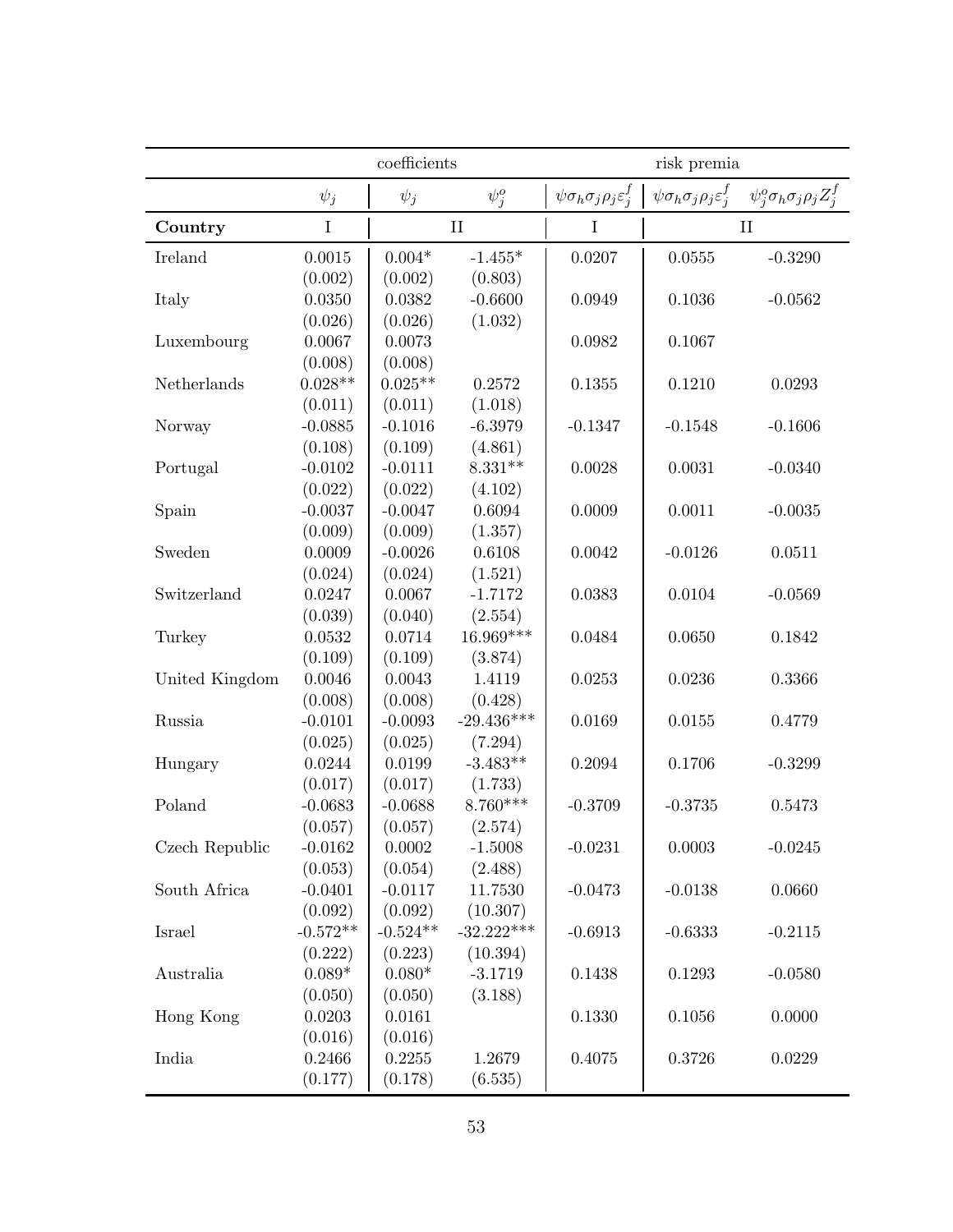| | coefficients | | | risk premia | | |
|---|---|---|---|---|---|---|
| | $\psi_j$ | $\psi_j$ | $\psi_j^o$ | $\psi \sigma_h \sigma_j \rho_j \varepsilon_j^f$ | $\psi \sigma_h \sigma_j \rho_j \varepsilon_j^f$ | $\psi_j^o \sigma_h \sigma_j \rho_j Z_j^f$ |
| **Country** | I | II | | I | II | |
| Ireland | 0.0015 | 0.004* | -1.455* | 0.0207 | 0.0555 | -0.3290 |
| | (0.002) | (0.002) | (0.803) | | | |
| Italy | 0.0350 | 0.0382 | -0.6600 | 0.0949 | 0.1036 | -0.0562 |
| | (0.026) | (0.026) | (1.032) | | | |
| Luxembourg | 0.0067 | 0.0073 | | 0.0982 | 0.1067 | |
| | (0.008) | (0.008) | | | | |
| Netherlands | 0.028** | 0.025** | 0.2572 | 0.1355 | 0.1210 | 0.0293 |
| | (0.011) | (0.011) | (1.018) | | | |
| Norway | -0.0885 | -0.1016 | -6.3979 | -0.1347 | -0.1548 | -0.1606 |
| | (0.108) | (0.109) | (4.861) | | | |
| Portugal | -0.0102 | -0.0111 | 8.331** | 0.0028 | 0.0031 | -0.0340 |
| | (0.022) | (0.022) | (4.102) | | | |
| Spain | -0.0037 | -0.0047 | 0.6094 | 0.0009 | 0.0011 | -0.0035 |
| | (0.009) | (0.009) | (1.357) | | | |
| Sweden | 0.0009 | -0.0026 | 0.6108 | 0.0042 | -0.0126 | 0.0511 |
| | (0.024) | (0.024) | (1.521) | | | |
| Switzerland | 0.0247 | 0.0067 | -1.7172 | 0.0383 | 0.0104 | -0.0569 |
| | (0.039) | (0.040) | (2.554) | | | |
| Turkey | 0.0532 | 0.0714 | 16.969*** | 0.0484 | 0.0650 | 0.1842 |
| | (0.109) | (0.109) | (3.874) | | | |
| United Kingdom | 0.0046 | 0.0043 | 1.4119 | 0.0253 | 0.0236 | 0.3366 |
| | (0.008) | (0.008) | (0.428) | | | |
| Russia | -0.0101 | -0.0093 | -29.436*** | 0.0169 | 0.0155 | 0.4779 |
| | (0.025) | (0.025) | (7.294) | | | |
| Hungary | 0.0244 | 0.0199 | -3.483** | 0.2094 | 0.1706 | -0.3299 |
| | (0.017) | (0.017) | (1.733) | | | |
| Poland | -0.0683 | -0.0688 | 8.760*** | -0.3709 | -0.3735 | 0.5473 |
| | (0.057) | (0.057) | (2.574) | | | |
| Czech Republic | -0.0162 | 0.0002 | -1.5008 | -0.0231 | 0.0003 | -0.0245 |
| | (0.053) | (0.054) | (2.488) | | | |
| South Africa | -0.0401 | -0.0117 | 11.7530 | -0.0473 | -0.0138 | 0.0660 |
| | (0.092) | (0.092) | (10.307) | | | |
| Israel | -0.572** | -0.524** | -32.222*** | -0.6913 | -0.6333 | -0.2115 |
| | (0.222) | (0.223) | (10.394) | | | |
| Australia | 0.089* | 0.080* | -3.1719 | 0.1438 | 0.1293 | -0.0580 |
| | (0.050) | (0.050) | (3.188) | | | |
| Hong Kong | 0.0203 | 0.0161 | | 0.1330 | 0.1056 | 0.0000 |
| | (0.016) | (0.016) | | | | |
| India | 0.2466 | 0.2255 | 1.2679 | 0.4075 | 0.3726 | 0.0229 |
| | (0.177) | (0.178) | (6.535) | | | |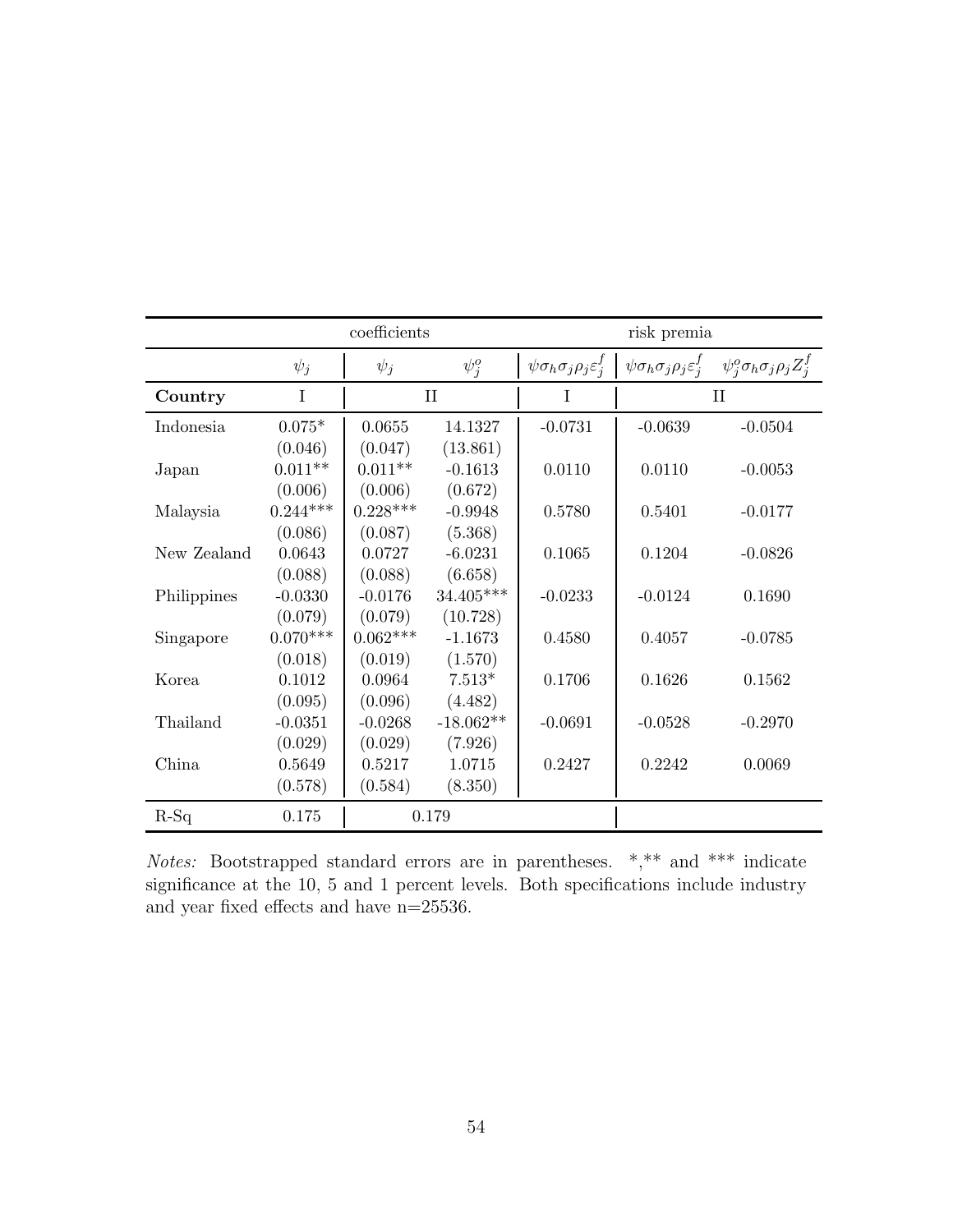| | coefficients | | | risk premia | | |
|---|---|---|---|---|---|---|
| | $\psi_j$ | $\psi_j$ | $\psi_j^o$ | $\psi \sigma_h \sigma_j \rho_j \varepsilon_j^f$ | $\psi \sigma_h \sigma_j \rho_j \varepsilon_j^f$ | $\psi_j^o \sigma_h \sigma_j \rho_j Z_j^f$ |
| **Country** | I | II | | I | II | |
| Indonesia | 0.075* | 0.0655 | 14.1327 | -0.0731 | -0.0639 | -0.0504 |
| | (0.046) | (0.047) | (13.861) | | | |
| Japan | 0.011** | 0.011** | -0.1613 | 0.0110 | 0.0110 | -0.0053 |
| | (0.006) | (0.006) | (0.672) | | | |
| Malaysia | 0.244*** | 0.228*** | -0.9948 | 0.5780 | 0.5401 | -0.0177 |
| | (0.086) | (0.087) | (5.368) | | | |
| New Zealand | 0.0643 | 0.0727 | -6.0231 | 0.1065 | 0.1204 | -0.0826 |
| | (0.088) | (0.088) | (6.658) | | | |
| Philippines | -0.0330 | -0.0176 | 34.405*** | -0.0233 | -0.0124 | 0.1690 |
| | (0.079) | (0.079) | (10.728) | | | |
| Singapore | 0.070*** | 0.062*** | -1.1673 | 0.4580 | 0.4057 | -0.0785 |
| | (0.018) | (0.019) | (1.570) | | | |
| Korea | 0.1012 | 0.0964 | 7.513* | 0.1706 | 0.1626 | 0.1562 |
| | (0.095) | (0.096) | (4.482) | | | |
| Thailand | -0.0351 | -0.0268 | -18.062** | -0.0691 | -0.0528 | -0.2970 |
| | (0.029) | (0.029) | (7.926) | | | |
| China | 0.5649 | 0.5217 | 1.0715 | 0.2427 | 0.2242 | 0.0069 |
| | (0.578) | (0.584) | (8.350) | | | |
| R-Sq | 0.175 | 0.179 | | | | |

*Notes:* Bootstrapped standard errors are in parentheses. *,** and *** indicate significance at the 10, 5 and 1 percent levels. Both specifications include industry and year fixed effects and have n=25536.